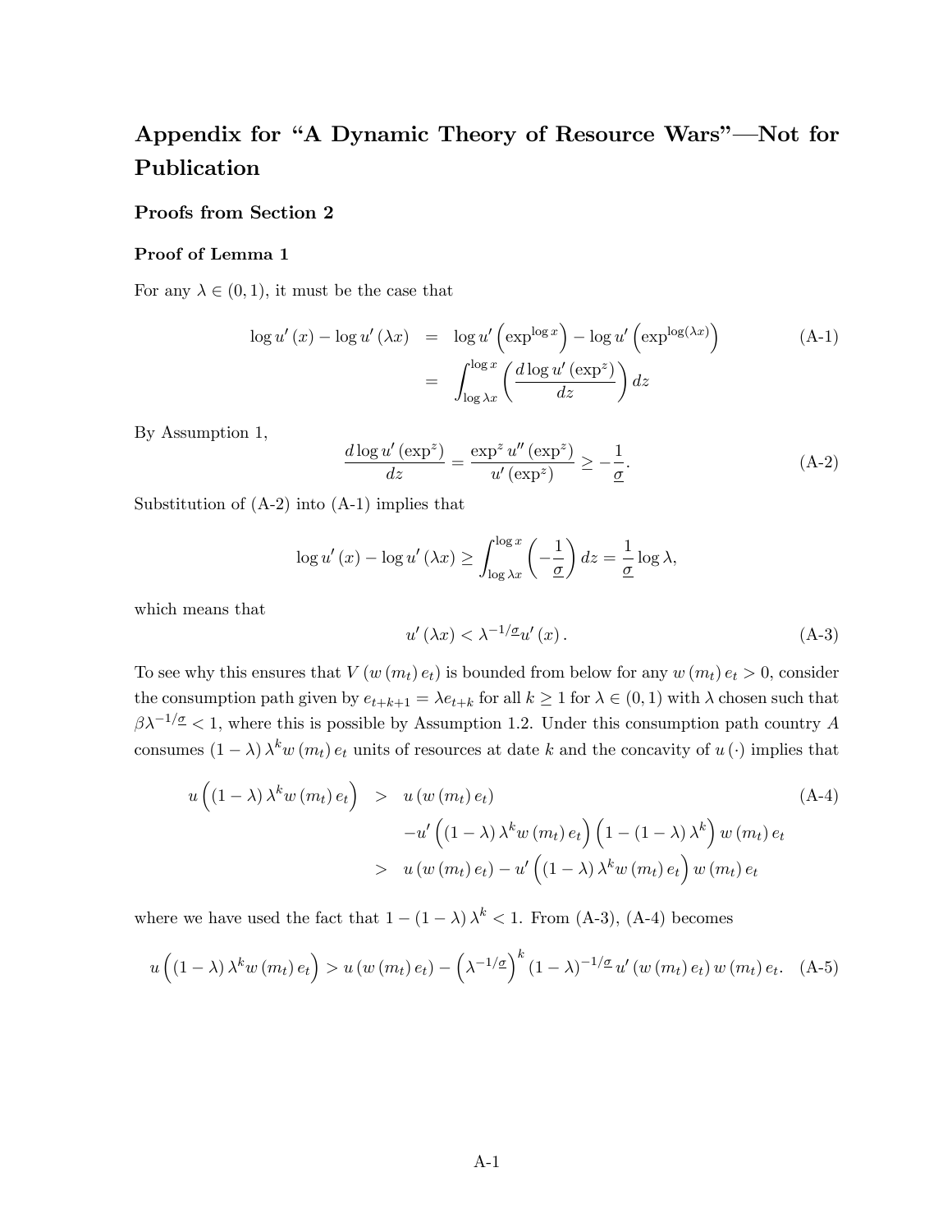# Appendix for "A Dynamic Theory of Resource Wars"—Not for Publication

## Proofs from Section 2

### Proof of Lemma 1

For any $\lambda \in (0,1)$, it must be the case that

$$
\begin{aligned}
\log u'(x) - \log u'(\lambda x) &= \log u'\left(\exp^{\log x}\right) - \log u'\left(\exp^{\log(\lambda x)}\right) \\
&= \int_{\log \lambda x}^{\log x} \left(\frac{d \log u'(\exp^z)}{dz}\right) dz
\end{aligned}
\tag{A-1}
$$

By Assumption 1,

$$
\frac{d \log u'(\exp^z)}{dz} = \frac{\exp^z u''(\exp^z)}{u'(\exp^z)} \geq -\frac{1}{\underline{\sigma}}. \tag{A-2}
$$

Substitution of (A-2) into (A-1) implies that

$$
\log u'(x) - \log u'(\lambda x) \geq \int_{\log \lambda x}^{\log x} \left(-\frac{1}{\underline{\sigma}}\right) dz = \frac{1}{\underline{\sigma}} \log \lambda,
$$

which means that

$$
u'(\lambda x) < \lambda^{-1/\underline{\sigma}} u'(x). \tag{A-3}
$$

To see why this ensures that $V(w(m_t)e_t)$ is bounded from below for any $w(m_t)e_t > 0$, consider the consumption path given by $e_{t+k+1} = \lambda e_{t+k}$ for all $k \geq 1$ for $\lambda \in (0,1)$ with $\lambda$ chosen such that $\beta \lambda^{-1/\underline{\sigma}} < 1$, where this is possible by Assumption 1.2. Under this consumption path country $A$ consumes $(1-\lambda)\lambda^k w(m_t)e_t$ units of resources at date $k$ and the concavity of $u(\cdot)$ implies that

$$
\begin{aligned}
u\left((1-\lambda)\lambda^k w(m_t)e_t\right) &> u(w(m_t)e_t) \\
&\quad - u'\left((1-\lambda)\lambda^k w(m_t)e_t\right)\left(1-(1-\lambda)\lambda^k\right) w(m_t)e_t \\
&> u(w(m_t)e_t) - u'\left((1-\lambda)\lambda^k w(m_t)e_t\right) w(m_t)e_t
\end{aligned}
\tag{A-4}
$$

where we have used the fact that $1-(1-\lambda)\lambda^k < 1$. From (A-3), (A-4) becomes

$$
u\left((1-\lambda)\lambda^k w(m_t)e_t\right) > u(w(m_t)e_t) - \left(\lambda^{-1/\underline{\sigma}}\right)^k (1-\lambda)^{-1/\underline{\sigma}} u'(w(m_t)e_t) w(m_t)e_t. \tag{A-5}
$$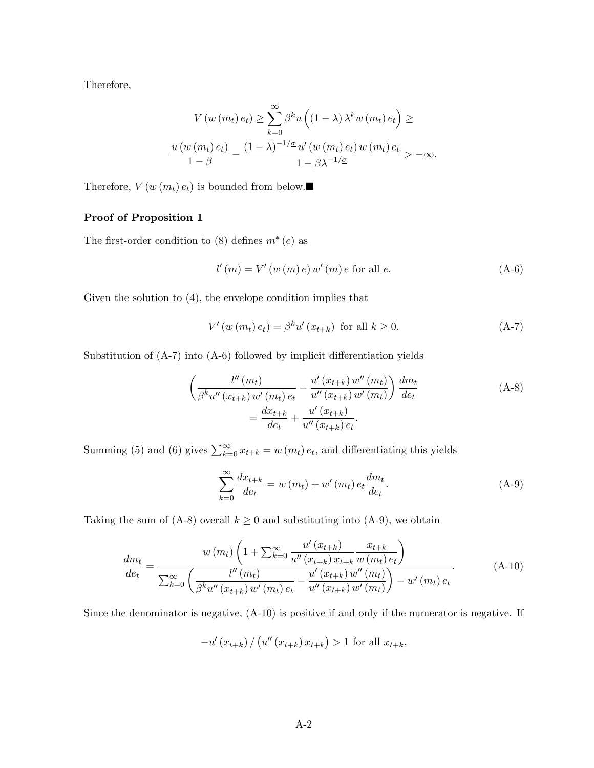Therefore,

$$
V\left(w\left(m_t\right)e_t\right) \geq \sum_{k=0}^{\infty} \beta^k u\left(\left(1-\lambda\right)\lambda^k w\left(m_t\right)e_t\right) \geq
$$

$$
\frac{u\left(w\left(m_t\right)e_t\right)}{1-\beta} - \frac{\left(1-\lambda\right)^{-1/\underline{\sigma}} u'\left(w\left(m_t\right)e_t\right) w\left(m_t\right)e_t}{1-\beta\lambda^{-1/\underline{\sigma}}} > -\infty.
$$

Therefore, $V\left(w\left(m_t\right)e_t\right)$ is bounded from below.■

**Proof of Proposition 1**

The first-order condition to (8) defines $m^*(e)$ as

$$
l'(m) = V'\left(w(m)e\right)w'(m)e \text{ for all } e. \tag{A-6}
$$

Given the solution to (4), the envelope condition implies that

$$
V'\left(w\left(m_t\right)e_t\right) = \beta^k u'\left(x_{t+k}\right) \text{ for all } k \geq 0. \tag{A-7}
$$

Substitution of (A-7) into (A-6) followed by implicit differentiation yields

$$
\begin{aligned}
\left(\frac{l''\left(m_t\right)}{\beta^k u''\left(x_{t+k}\right)w'\left(m_t\right)e_t} - \frac{u'\left(x_{t+k}\right)w''\left(m_t\right)}{u''\left(x_{t+k}\right)w'\left(m_t\right)}\right)\frac{dm_t}{de_t} \\
= \frac{dx_{t+k}}{de_t} + \frac{u'\left(x_{t+k}\right)}{u''\left(x_{t+k}\right)e_t}.
\end{aligned} \tag{A-8}
$$

Summing (5) and (6) gives $\sum_{k=0}^{\infty} x_{t+k} = w\left(m_t\right)e_t$, and differentiating this yields

$$
\sum_{k=0}^{\infty} \frac{dx_{t+k}}{de_t} = w\left(m_t\right) + w'\left(m_t\right)e_t\frac{dm_t}{de_t}. \tag{A-9}
$$

Taking the sum of (A-8) overall $k \geq 0$ and substituting into (A-9), we obtain

$$
\frac{dm_t}{de_t} = \frac{w\left(m_t\right)\left(1+\sum_{k=0}^{\infty}\frac{u'\left(x_{t+k}\right)}{u''\left(x_{t+k}\right)x_{t+k}}\frac{x_{t+k}}{w\left(m_t\right)e_t}\right)}{\sum_{k=0}^{\infty}\left(\frac{l''\left(m_t\right)}{\beta^k u''\left(x_{t+k}\right)w'\left(m_t\right)e_t} - \frac{u'\left(x_{t+k}\right)w''\left(m_t\right)}{u''\left(x_{t+k}\right)w'\left(m_t\right)}\right) - w'\left(m_t\right)e_t}. \tag{A-10}
$$

Since the denominator is negative, (A-10) is positive if and only if the numerator is negative. If

$$
-u'\left(x_{t+k}\right)/\left(u''\left(x_{t+k}\right)x_{t+k}\right) > 1 \text{ for all } x_{t+k},
$$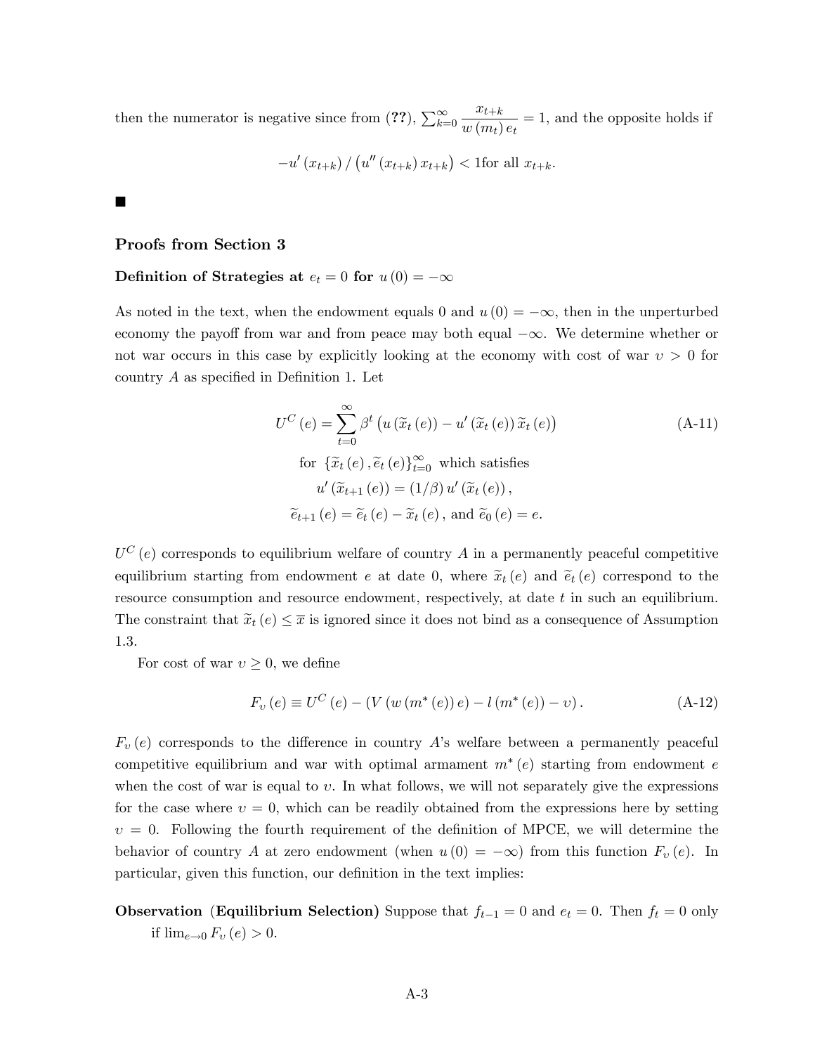then the numerator is negative since from (**??**), $\sum_{k=0}^{\infty} \frac{x_{t+k}}{w(m_t) e_t} = 1$, and the opposite holds if

$$-u'(x_{t+k}) / \left(u''(x_{t+k}) x_{t+k}\right) < 1 \text{for all } x_{t+k}.$$

■

### Proofs from Section 3

**Definition of Strategies at $e_t = 0$ for $u(0) = -\infty$**

As noted in the text, when the endowment equals 0 and $u(0) = -\infty$, then in the unperturbed economy the payoff from war and from peace may both equal $-\infty$. We determine whether or not war occurs in this case by explicitly looking at the economy with cost of war $\upsilon > 0$ for country $A$ as specified in Definition 1. Let

$$U^C(e) = \sum_{t=0}^{\infty} \beta^t \left(u(\widetilde{x}_t(e)) - u'(\widetilde{x}_t(e)) \widetilde{x}_t(e)\right) \tag{A-11}$$

$$\text{for } \{\widetilde{x}_t(e), \widetilde{e}_t(e)\}_{t=0}^{\infty} \text{ which satisfies}$$

$$u'(\widetilde{x}_{t+1}(e)) = (1/\beta) u'(\widetilde{x}_t(e)),$$

$$\widetilde{e}_{t+1}(e) = \widetilde{e}_t(e) - \widetilde{x}_t(e), \text{ and } \widetilde{e}_0(e) = e.$$

$U^C(e)$ corresponds to equilibrium welfare of country $A$ in a permanently peaceful competitive equilibrium starting from endowment $e$ at date 0, where $\widetilde{x}_t(e)$ and $\widetilde{e}_t(e)$ correspond to the resource consumption and resource endowment, respectively, at date $t$ in such an equilibrium. The constraint that $\widetilde{x}_t(e) \leq \overline{x}$ is ignored since it does not bind as a consequence of Assumption 1.3.

For cost of war $\upsilon \geq 0$, we define

$$F_{\upsilon}(e) \equiv U^C(e) - (V(w(m^*(e)) e) - l(m^*(e)) - \upsilon). \tag{A-12}$$

$F_{\upsilon}(e)$ corresponds to the difference in country $A$'s welfare between a permanently peaceful competitive equilibrium and war with optimal armament $m^*(e)$ starting from endowment $e$ when the cost of war is equal to $\upsilon$. In what follows, we will not separately give the expressions for the case where $\upsilon = 0$, which can be readily obtained from the expressions here by setting $\upsilon = 0$. Following the fourth requirement of the definition of MPCE, we will determine the behavior of country $A$ at zero endowment (when $u(0) = -\infty$) from this function $F_{\upsilon}(e)$. In particular, given this function, our definition in the text implies:

**Observation** (**Equilibrium Selection**) Suppose that $f_{t-1} = 0$ and $e_t = 0$. Then $f_t = 0$ only if $\lim_{e \to 0} F_{\upsilon}(e) > 0$.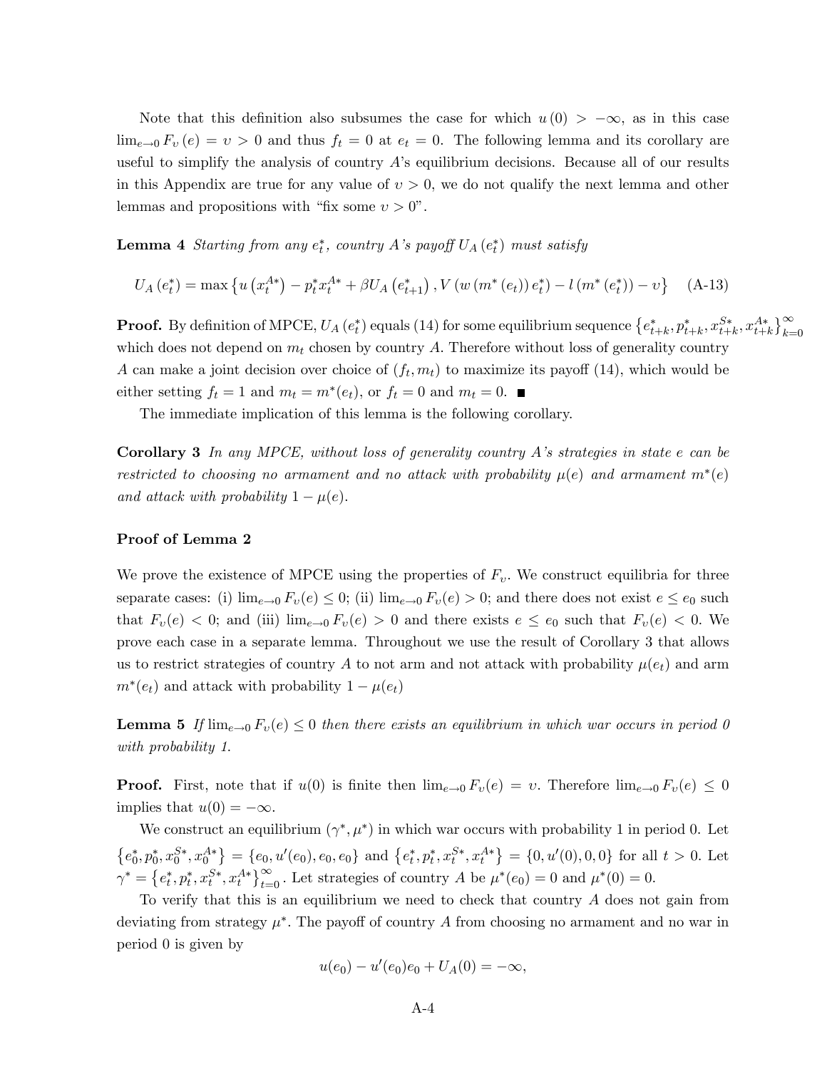Note that this definition also subsumes the case for which $u(0) > -\infty$, as in this case $\lim_{e \to 0} F_\upsilon(e) = \upsilon > 0$ and thus $f_t = 0$ at $e_t = 0$. The following lemma and its corollary are useful to simplify the analysis of country $A$'s equilibrium decisions. Because all of our results in this Appendix are true for any value of $\upsilon > 0$, we do not qualify the next lemma and other lemmas and propositions with "fix some $\upsilon > 0$".

**Lemma 4** *Starting from any $e_t^*$, country $A$'s payoff $U_A(e_t^*)$ must satisfy*

$$U_A(e_t^*) = \max\left\{u\left(x_t^{A*}\right) - p_t^* x_t^{A*} + \beta U_A\left(e_{t+1}^*\right), V\left(w\left(m^*(e_t)\right)e_t^*\right) - l\left(m^*(e_t^*)\right) - \upsilon\right\} \quad \text{(A-13)}$$

**Proof.** By definition of MPCE, $U_A(e_t^*)$ equals (14) for some equilibrium sequence $\left\{e_{t+k}^*, p_{t+k}^*, x_{t+k}^{S*}, x_{t+k}^{A*}\right\}_{k=0}^{\infty}$ which does not depend on $m_t$ chosen by country $A$. Therefore without loss of generality country $A$ can make a joint decision over choice of $(f_t, m_t)$ to maximize its payoff (14), which would be either setting $f_t = 1$ and $m_t = m^*(e_t)$, or $f_t = 0$ and $m_t = 0$. ∎

The immediate implication of this lemma is the following corollary.

**Corollary 3** *In any MPCE, without loss of generality country $A$'s strategies in state $e$ can be restricted to choosing no armament and no attack with probability $\mu(e)$ and armament $m^*(e)$ and attack with probability $1 - \mu(e)$.*

**Proof of Lemma 2**

We prove the existence of MPCE using the properties of $F_\upsilon$. We construct equilibria for three separate cases: (i) $\lim_{e\to 0} F_\upsilon(e) \le 0$; (ii) $\lim_{e\to 0} F_\upsilon(e) > 0$; and there does not exist $e \le e_0$ such that $F_\upsilon(e) < 0$; and (iii) $\lim_{e\to 0} F_\upsilon(e) > 0$ and there exists $e \le e_0$ such that $F_\upsilon(e) < 0$. We prove each case in a separate lemma. Throughout we use the result of Corollary 3 that allows us to restrict strategies of country $A$ to not arm and not attack with probability $\mu(e_t)$ and arm $m^*(e_t)$ and attack with probability $1 - \mu(e_t)$

**Lemma 5** *If $\lim_{e\to 0} F_\upsilon(e) \le 0$ then there exists an equilibrium in which war occurs in period 0 with probability 1.*

**Proof.** First, note that if $u(0)$ is finite then $\lim_{e\to 0} F_\upsilon(e) = \upsilon$. Therefore $\lim_{e\to 0} F_\upsilon(e) \le 0$ implies that $u(0) = -\infty$.

We construct an equilibrium $(\gamma^*, \mu^*)$ in which war occurs with probability 1 in period 0. Let $\left\{e_0^*, p_0^*, x_0^{S*}, x_0^{A*}\right\} = \left\{e_0, u'(e_0), e_0, e_0\right\}$ and $\left\{e_t^*, p_t^*, x_t^{S*}, x_t^{A*}\right\} = \left\{0, u'(0), 0, 0\right\}$ for all $t > 0$. Let $\gamma^* = \left\{e_t^*, p_t^*, x_t^{S*}, x_t^{A*}\right\}_{t=0}^{\infty}$. Let strategies of country $A$ be $\mu^*(e_0) = 0$ and $\mu^*(0) = 0$.

To verify that this is an equilibrium we need to check that country $A$ does not gain from deviating from strategy $\mu^*$. The payoff of country $A$ from choosing no armament and no war in period 0 is given by

$$u(e_0) - u'(e_0)e_0 + U_A(0) = -\infty,$$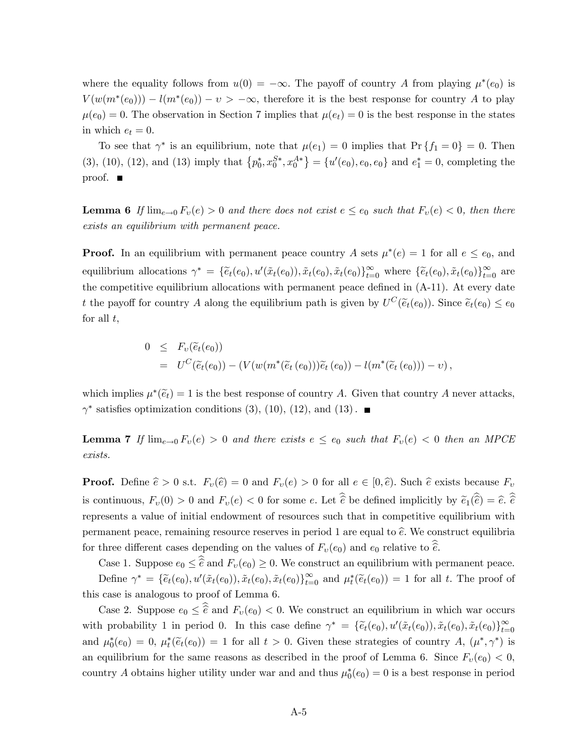where the equality follows from $u(0) = -\infty$. The payoff of country $A$ from playing $\mu^*(e_0)$ is $V(w(m^*(e_0))) - l(m^*(e_0)) - \upsilon > -\infty$, therefore it is the best response for country $A$ to play $\mu(e_0) = 0$. The observation in Section 7 implies that $\mu(e_t) = 0$ is the best response in the states in which $e_t = 0$.

To see that $\gamma^*$ is an equilibrium, note that $\mu(e_1) = 0$ implies that $\Pr\{f_1 = 0\} = 0$. Then (3), (10), (12), and (13) imply that $\{p_0^*, x_0^{S*}, x_0^{A*}\} = \{u'(e_0), e_0, e_0\}$ and $e_1^* = 0$, completing the proof. ■

**Lemma 6** *If $\lim_{e \to 0} F_\upsilon(e) > 0$ and there does not exist $e \le e_0$ such that $F_\upsilon(e) < 0$, then there exists an equilibrium with permanent peace.*

**Proof.** In an equilibrium with permanent peace country $A$ sets $\mu^*(e) = 1$ for all $e \le e_0$, and equilibrium allocations $\gamma^* = \{\widetilde{e}_t(e_0), u'(\tilde{x}_t(e_0)), \tilde{x}_t(e_0), \tilde{x}_t(e_0)\}_{t=0}^{\infty}$ where $\{\widetilde{e}_t(e_0), \tilde{x}_t(e_0)\}_{t=0}^{\infty}$ are the competitive equilibrium allocations with permanent peace defined in (A-11). At every date $t$ the payoff for country $A$ along the equilibrium path is given by $U^C(\widetilde{e}_t(e_0))$. Since $\widetilde{e}_t(e_0) \le e_0$ for all $t$,

$$
\begin{aligned}
0 &\le F_\upsilon(\widetilde{e}_t(e_0)) \\
&= U^C(\widetilde{e}_t(e_0)) - \left(V(w(m^*(\widetilde{e}_t(e_0)))\widetilde{e}_t(e_0)) - l(m^*(\widetilde{e}_t(e_0))) - \upsilon\right),
\end{aligned}
$$

which implies $\mu^*(\widetilde{e}_t) = 1$ is the best response of country $A$. Given that country $A$ never attacks, $\gamma^*$ satisfies optimization conditions (3), (10), (12), and (13). ■

**Lemma 7** *If $\lim_{e \to 0} F_\upsilon(e) > 0$ and there exists $e \le e_0$ such that $F_\upsilon(e) < 0$ then an MPCE exists.*

**Proof.** Define $\widehat{e} > 0$ s.t. $F_\upsilon(\widehat{e}) = 0$ and $F_\upsilon(e) > 0$ for all $e \in [0, \widehat{e})$. Such $\widehat{e}$ exists because $F_\upsilon$ is continuous, $F_\upsilon(0) > 0$ and $F_\upsilon(e) < 0$ for some $e$. Let $\widehat{\widehat{e}}$ be defined implicitly by $\widetilde{e}_1(\widehat{\widehat{e}}) = \widehat{e}$. $\widehat{\widehat{e}}$ represents a value of initial endowment of resources such that in competitive equilibrium with permanent peace, remaining resource reserves in period 1 are equal to $\widehat{e}$. We construct equilibria for three different cases depending on the values of $F_\upsilon(e_0)$ and $e_0$ relative to $\widehat{\widehat{e}}$.

Case 1. Suppose $e_0 \le \widehat{\widehat{e}}$ and $F_\upsilon(e_0) \ge 0$. We construct an equilibrium with permanent peace. Define $\gamma^* = \{\widetilde{e}_t(e_0), u'(\tilde{x}_t(e_0)), \tilde{x}_t(e_0), \tilde{x}_t(e_0)\}_{t=0}^{\infty}$ and $\mu_t^*(\widetilde{e}_t(e_0)) = 1$ for all $t$. The proof of this case is analogous to proof of Lemma 6.

Case 2. Suppose $e_0 \le \widehat{\widehat{e}}$ and $F_\upsilon(e_0) < 0$. We construct an equilibrium in which war occurs with probability 1 in period 0. In this case define $\gamma^* = \{\widetilde{e}_t(e_0), u'(\tilde{x}_t(e_0)), \tilde{x}_t(e_0), \tilde{x}_t(e_0)\}_{t=0}^{\infty}$ and $\mu_0^*(e_0) = 0$, $\mu_t^*(\widetilde{e}_t(e_0)) = 1$ for all $t > 0$. Given these strategies of country $A$, $(\mu^*, \gamma^*)$ is an equilibrium for the same reasons as described in the proof of Lemma 6. Since $F_\upsilon(e_0) < 0$, country $A$ obtains higher utility under war and and thus $\mu_0^*(e_0) = 0$ is a best response in period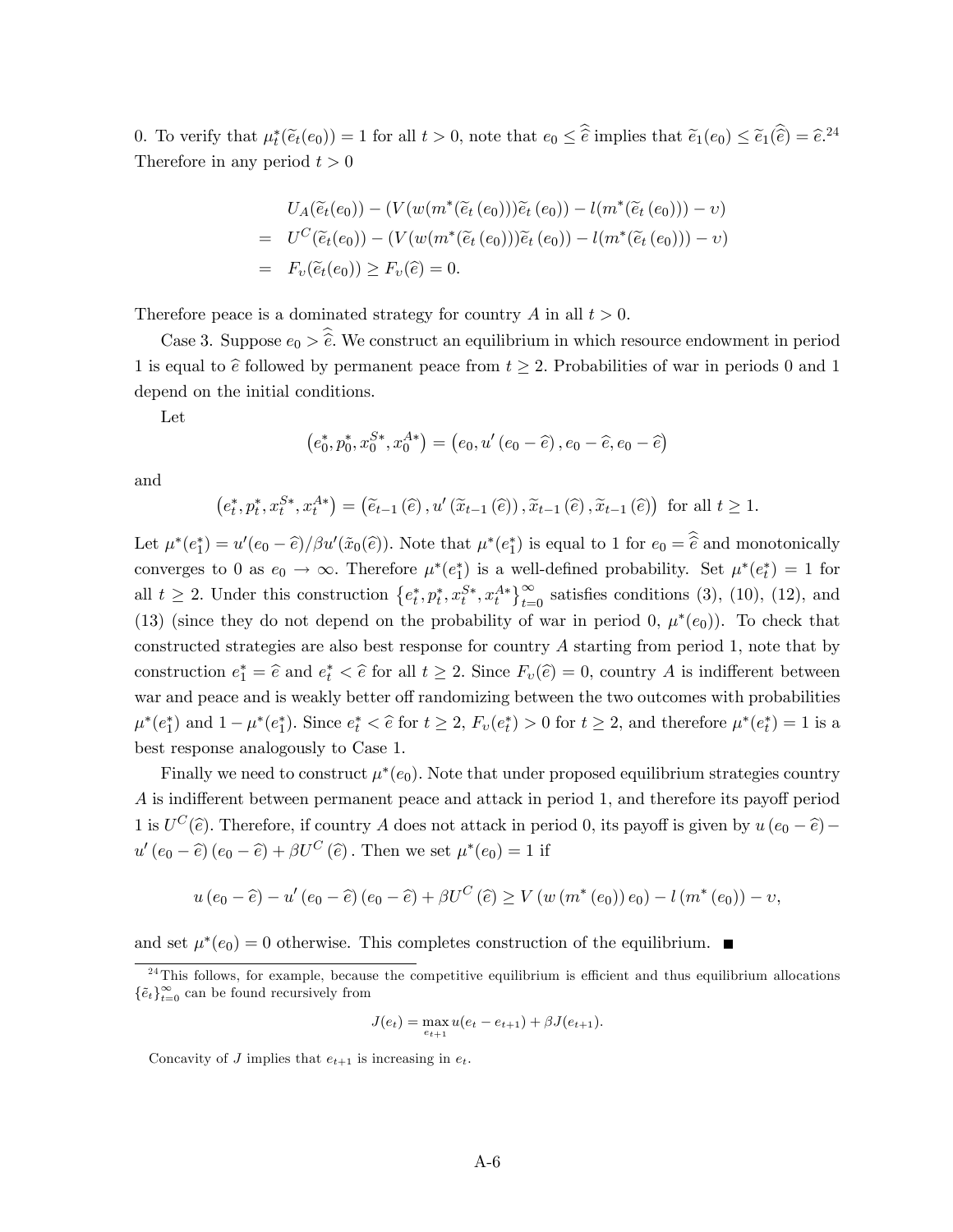0. To verify that $\mu_t^*(\widetilde{e}_t(e_0)) = 1$ for all $t > 0$, note that $e_0 \leq \widehat{\widehat{e}}$ implies that $\widetilde{e}_1(e_0) \leq \widetilde{e}_1(\widehat{\widehat{e}}) = \widehat{e}$.[24] Therefore in any period $t > 0$

$$
\begin{aligned}
& U_A(\widetilde{e}_t(e_0)) - (V(w(m^*(\widetilde{e}_t(e_0)))\widetilde{e}_t(e_0)) - l(m^*(\widetilde{e}_t(e_0))) - \upsilon) \\
= \; & U^C(\widetilde{e}_t(e_0)) - (V(w(m^*(\widetilde{e}_t(e_0)))\widetilde{e}_t(e_0)) - l(m^*(\widetilde{e}_t(e_0))) - \upsilon) \\
= \; & F_\upsilon(\widetilde{e}_t(e_0)) \geq F_\upsilon(\widehat{e}) = 0.
\end{aligned}
$$

Therefore peace is a dominated strategy for country $A$ in all $t > 0$.

Case 3. Suppose $e_0 > \widehat{\widehat{e}}$. We construct an equilibrium in which resource endowment in period 1 is equal to $\widehat{e}$ followed by permanent peace from $t \geq 2$. Probabilities of war in periods 0 and 1 depend on the initial conditions.

Let

$$
\left(e_0^*, p_0^*, x_0^{S*}, x_0^{A*}\right) = \left(e_0, u'\left(e_0 - \widehat{e}\right), e_0 - \widehat{e}, e_0 - \widehat{e}\right)
$$

and

$$
\left(e_t^*, p_t^*, x_t^{S*}, x_t^{A*}\right) = \left(\widetilde{e}_{t-1}\left(\widehat{e}\right), u'\left(\widetilde{x}_{t-1}\left(\widehat{e}\right)\right), \widetilde{x}_{t-1}\left(\widehat{e}\right), \widetilde{x}_{t-1}\left(\widehat{e}\right)\right) \text{ for all } t \geq 1.
$$

Let $\mu^*(e_1^*) = u'(e_0 - \widehat{e})/\beta u'(\widetilde{x}_0(\widehat{e}))$. Note that $\mu^*(e_1^*)$ is equal to 1 for $e_0 = \widehat{\widehat{e}}$ and monotonically converges to 0 as $e_0 \to \infty$. Therefore $\mu^*(e_1^*)$ is a well-defined probability. Set $\mu^*(e_t^*) = 1$ for all $t \geq 2$. Under this construction $\left\{e_t^*, p_t^*, x_t^{S*}, x_t^{A*}\right\}_{t=0}^{\infty}$ satisfies conditions (3), (10), (12), and (13) (since they do not depend on the probability of war in period 0, $\mu^*(e_0)$). To check that constructed strategies are also best response for country $A$ starting from period 1, note that by construction $e_1^* = \widehat{e}$ and $e_t^* < \widehat{e}$ for all $t \geq 2$. Since $F_\upsilon(\widehat{e}) = 0$, country $A$ is indifferent between war and peace and is weakly better off randomizing between the two outcomes with probabilities $\mu^*(e_1^*)$ and $1 - \mu^*(e_1^*)$. Since $e_t^* < \widehat{e}$ for $t \geq 2$, $F_\upsilon(e_t^*) > 0$ for $t \geq 2$, and therefore $\mu^*(e_t^*) = 1$ is a best response analogously to Case 1.

Finally we need to construct $\mu^*(e_0)$. Note that under proposed equilibrium strategies country $A$ is indifferent between permanent peace and attack in period 1, and therefore its payoff period 1 is $U^C(\widehat{e})$. Therefore, if country $A$ does not attack in period 0, its payoff is given by $u\left(e_0 - \widehat{e}\right) - u'\left(e_0 - \widehat{e}\right)\left(e_0 - \widehat{e}\right) + \beta U^C\left(\widehat{e}\right)$. Then we set $\mu^*(e_0) = 1$ if

$$
u\left(e_0 - \widehat{e}\right) - u'\left(e_0 - \widehat{e}\right)\left(e_0 - \widehat{e}\right) + \beta U^C\left(\widehat{e}\right) \geq V\left(w\left(m^*\left(e_0\right)\right)e_0\right) - l\left(m^*\left(e_0\right)\right) - \upsilon,
$$

and set $\mu^*(e_0) = 0$ otherwise. This completes construction of the equilibrium. ■

[24] This follows, for example, because the competitive equilibrium is efficient and thus equilibrium allocations $\{\widetilde{e}_t\}_{t=0}^{\infty}$ can be found recursively from

$$
J(e_t) = \max_{e_{t+1}} u(e_t - e_{t+1}) + \beta J(e_{t+1}).
$$

Concavity of $J$ implies that $e_{t+1}$ is increasing in $e_t$.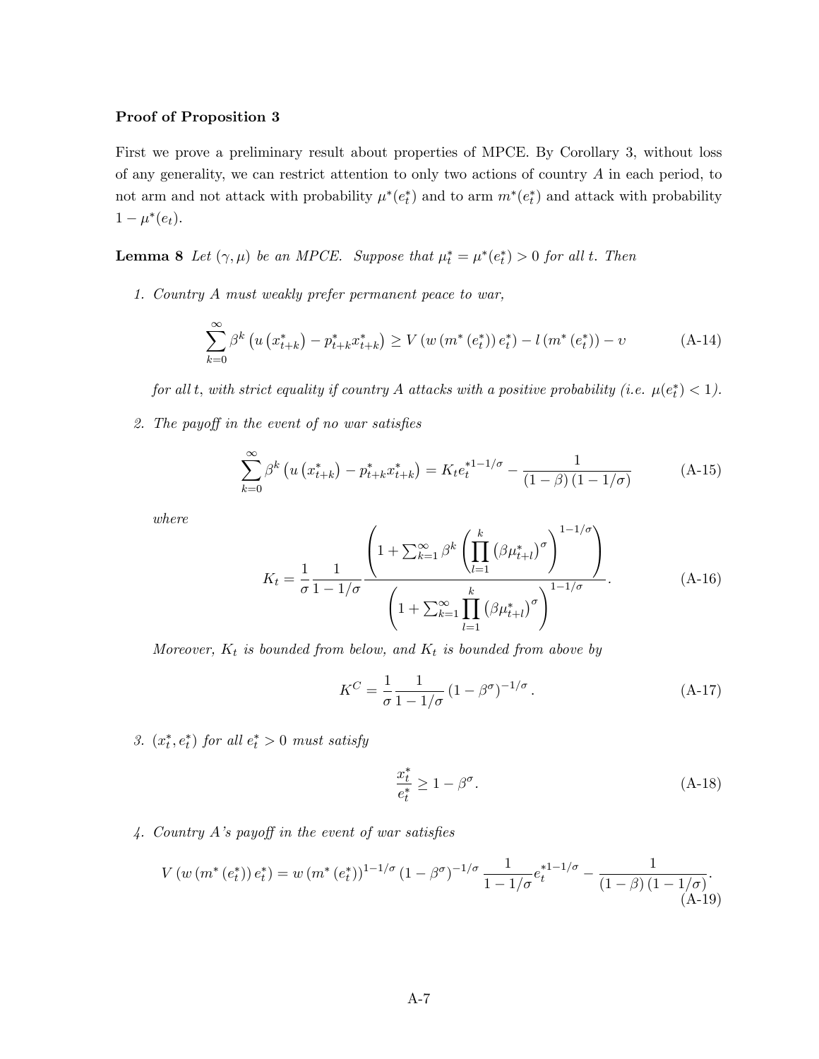**Proof of Proposition 3**

First we prove a preliminary result about properties of MPCE. By Corollary 3, without loss of any generality, we can restrict attention to only two actions of country $A$ in each period, to not arm and not attack with probability $\mu^*(e_t^*)$ and to arm $m^*(e_t^*)$ and attack with probability $1-\mu^*(e_t)$.

**Lemma 8** *Let $(\gamma, \mu)$ be an MPCE. Suppose that $\mu_t^* = \mu^*(e_t^*) > 0$ for all $t$. Then*

1. *Country $A$ must weakly prefer permanent peace to war,*

$$\sum_{k=0}^{\infty} \beta^k \left(u\left(x_{t+k}^*\right) - p_{t+k}^* x_{t+k}^*\right) \geq V\left(w\left(m^*\left(e_t^*\right)\right) e_t^*\right) - l\left(m^*\left(e_t^*\right)\right) - \upsilon \tag{A-14}$$

*for all $t$, with strict equality if country $A$ attacks with a positive probability (i.e. $\mu(e_t^*) < 1$).*

2. *The payoff in the event of no war satisfies*

$$\sum_{k=0}^{\infty} \beta^k \left(u\left(x_{t+k}^*\right) - p_{t+k}^* x_{t+k}^*\right) = K_t e_t^{*1-1/\sigma} - \frac{1}{(1-\beta)(1-1/\sigma)} \tag{A-15}$$

*where*

$$K_t = \frac{1}{\sigma}\frac{1}{1-1/\sigma}\frac{\left(1+\sum_{k=1}^{\infty}\beta^k\left(\prod_{l=1}^{k}\left(\beta\mu_{t+l}^*\right)^{\sigma}\right)^{1-1/\sigma}\right)}{\left(1+\sum_{k=1}^{\infty}\prod_{l=1}^{k}\left(\beta\mu_{t+l}^*\right)^{\sigma}\right)^{1-1/\sigma}}. \tag{A-16}$$

*Moreover, $K_t$ is bounded from below, and $K_t$ is bounded from above by*

$$K^C = \frac{1}{\sigma}\frac{1}{1-1/\sigma}\left(1-\beta^{\sigma}\right)^{-1/\sigma}. \tag{A-17}$$

3. *$(x_t^*, e_t^*)$ for all $e_t^* > 0$ must satisfy*

$$\frac{x_t^*}{e_t^*} \geq 1 - \beta^{\sigma}. \tag{A-18}$$

4. *Country $A$'s payoff in the event of war satisfies*

$$V\left(w\left(m^*\left(e_t^*\right)\right) e_t^*\right) = w\left(m^*\left(e_t^*\right)\right)^{1-1/\sigma}\left(1-\beta^{\sigma}\right)^{-1/\sigma}\frac{1}{1-1/\sigma}e_t^{*1-1/\sigma} - \frac{1}{(1-\beta)(1-1/\sigma)}. \tag{A-19}$$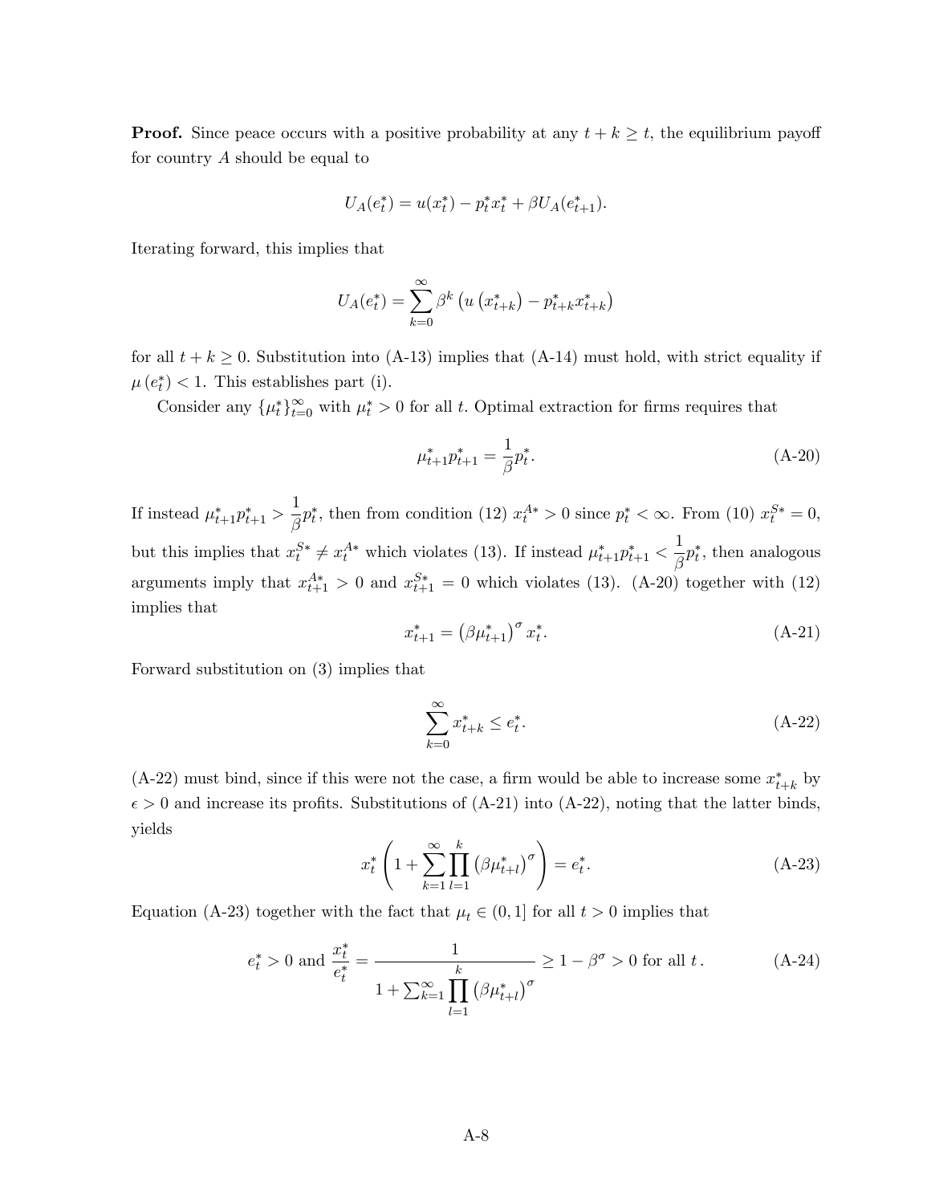**Proof.** Since peace occurs with a positive probability at any $t+k \geq t$, the equilibrium payoff for country $A$ should be equal to

$$U_A(e_t^*) = u(x_t^*) - p_t^* x_t^* + \beta U_A(e_{t+1}^*).$$

Iterating forward, this implies that

$$U_A(e_t^*) = \sum_{k=0}^{\infty} \beta^k \left( u\left(x_{t+k}^*\right) - p_{t+k}^* x_{t+k}^* \right)$$

for all $t+k \geq 0$. Substitution into (A-13) implies that (A-14) must hold, with strict equality if $\mu\left(e_t^*\right) < 1$. This establishes part (i).

Consider any $\{\mu_t^*\}_{t=0}^{\infty}$ with $\mu_t^* > 0$ for all $t$. Optimal extraction for firms requires that

$$\mu_{t+1}^* p_{t+1}^* = \frac{1}{\beta} p_t^*. \tag{A-20}$$

If instead $\mu_{t+1}^* p_{t+1}^* > \dfrac{1}{\beta} p_t^*$, then from condition (12) $x_t^{A*} > 0$ since $p_t^* < \infty$. From (10) $x_t^{S*} = 0$, but this implies that $x_t^{S*} \neq x_t^{A*}$ which violates (13). If instead $\mu_{t+1}^* p_{t+1}^* < \dfrac{1}{\beta} p_t^*$, then analogous arguments imply that $x_{t+1}^{A*} > 0$ and $x_{t+1}^{S*} = 0$ which violates (13). (A-20) together with (12) implies that

$$x_{t+1}^* = \left(\beta \mu_{t+1}^*\right)^{\sigma} x_t^*. \tag{A-21}$$

Forward substitution on (3) implies that

$$\sum_{k=0}^{\infty} x_{t+k}^* \leq e_t^*. \tag{A-22}$$

(A-22) must bind, since if this were not the case, a firm would be able to increase some $x_{t+k}^*$ by $\epsilon > 0$ and increase its profits. Substitutions of (A-21) into (A-22), noting that the latter binds, yields

$$x_t^* \left( 1 + \sum_{k=1}^{\infty} \prod_{l=1}^{k} \left(\beta \mu_{t+l}^*\right)^{\sigma} \right) = e_t^*. \tag{A-23}$$

Equation (A-23) together with the fact that $\mu_t \in (0,1]$ for all $t > 0$ implies that

$$e_t^* > 0 \text{ and } \frac{x_t^*}{e_t^*} = \frac{1}{1 + \sum_{k=1}^{\infty} \prod_{l=1}^{k} \left(\beta \mu_{t+l}^*\right)^{\sigma}} \geq 1 - \beta^{\sigma} > 0 \text{ for all } t\,. \tag{A-24}$$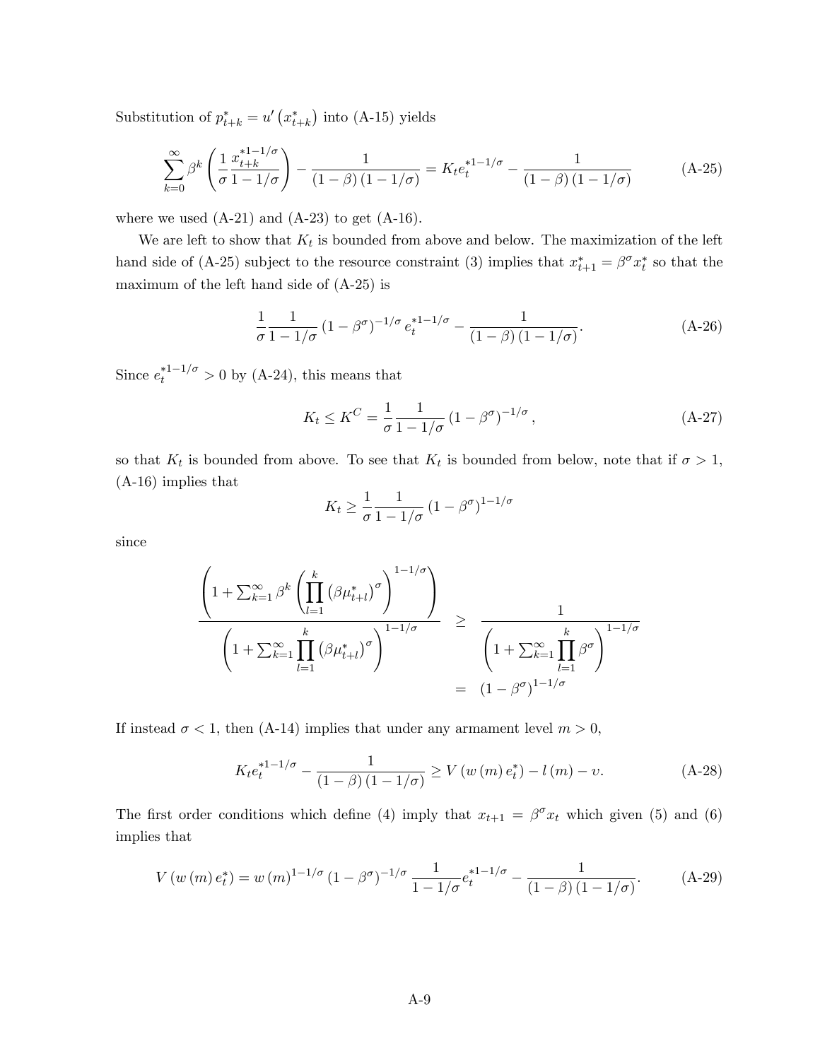Substitution of $p^*_{t+k} = u'\left(x^*_{t+k}\right)$ into (A-15) yields

$$\sum_{k=0}^{\infty} \beta^k \left( \frac{1}{\sigma} \frac{x^{*1-1/\sigma}_{t+k}}{1-1/\sigma} \right) - \frac{1}{(1-\beta)(1-1/\sigma)} = K_t e^{*1-1/\sigma}_t - \frac{1}{(1-\beta)(1-1/\sigma)} \tag{A-25}$$

where we used (A-21) and (A-23) to get (A-16).

We are left to show that $K_t$ is bounded from above and below. The maximization of the left hand side of (A-25) subject to the resource constraint (3) implies that $x^*_{t+1} = \beta^\sigma x^*_t$ so that the maximum of the left hand side of (A-25) is

$$\frac{1}{\sigma} \frac{1}{1-1/\sigma} \left(1-\beta^\sigma\right)^{-1/\sigma} e^{*1-1/\sigma}_t - \frac{1}{(1-\beta)(1-1/\sigma)}. \tag{A-26}$$

Since $e^{*1-1/\sigma}_t > 0$ by (A-24), this means that

$$K_t \leq K^C = \frac{1}{\sigma} \frac{1}{1-1/\sigma} \left(1-\beta^\sigma\right)^{-1/\sigma}, \tag{A-27}$$

so that $K_t$ is bounded from above. To see that $K_t$ is bounded from below, note that if $\sigma > 1$, (A-16) implies that

$$K_t \geq \frac{1}{\sigma} \frac{1}{1-1/\sigma} \left(1-\beta^\sigma\right)^{1-1/\sigma}$$

since

$$\begin{aligned} \frac{\left(1 + \sum_{k=1}^{\infty} \beta^k \left( \prod_{l=1}^{k} \left(\beta \mu^*_{t+l}\right)^\sigma \right)^{1-1/\sigma} \right)}{\left(1 + \sum_{k=1}^{\infty} \prod_{l=1}^{k} \left(\beta \mu^*_{t+l}\right)^\sigma \right)^{1-1/\sigma}} \quad &\geq \quad \frac{1}{\left(1 + \sum_{k=1}^{\infty} \prod_{l=1}^{k} \beta^\sigma \right)^{1-1/\sigma}} \\ &= \quad \left(1-\beta^\sigma\right)^{1-1/\sigma} \end{aligned}$$

If instead $\sigma < 1$, then (A-14) implies that under any armament level $m > 0$,

$$K_t e^{*1-1/\sigma}_t - \frac{1}{(1-\beta)(1-1/\sigma)} \geq V\left(w(m) e^*_t\right) - l(m) - \upsilon. \tag{A-28}$$

The first order conditions which define (4) imply that $x_{t+1} = \beta^\sigma x_t$ which given (5) and (6) implies that

$$V\left(w(m) e^*_t\right) = w(m)^{1-1/\sigma} \left(1-\beta^\sigma\right)^{-1/\sigma} \frac{1}{1-1/\sigma} e^{*1-1/\sigma}_t - \frac{1}{(1-\beta)(1-1/\sigma)}. \tag{A-29}$$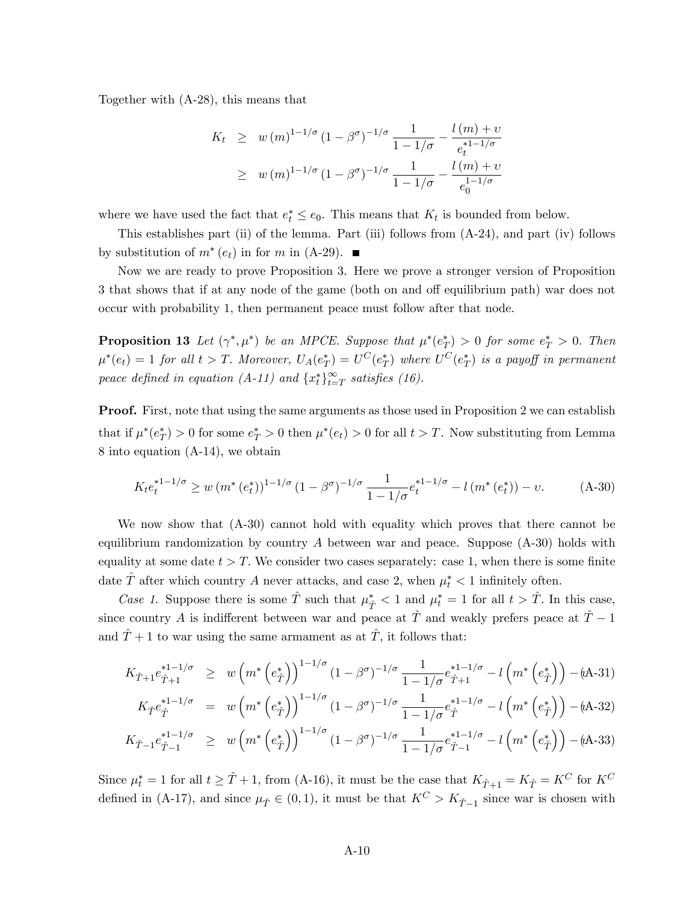Together with (A-28), this means that

$$
\begin{aligned}
K_t &\geq w(m)^{1-1/\sigma}(1-\beta^\sigma)^{-1/\sigma}\frac{1}{1-1/\sigma} - \frac{l(m)+\upsilon}{e_t^{*1-1/\sigma}} \\
&\geq w(m)^{1-1/\sigma}(1-\beta^\sigma)^{-1/\sigma}\frac{1}{1-1/\sigma} - \frac{l(m)+\upsilon}{e_0^{1-1/\sigma}}
\end{aligned}
$$

where we have used the fact that $e_t^* \leq e_0$. This means that $K_t$ is bounded from below.

This establishes part (ii) of the lemma. Part (iii) follows from (A-24), and part (iv) follows by substitution of $m^*(e_t)$ in for $m$ in (A-29). ■

Now we are ready to prove Proposition 3. Here we prove a stronger version of Proposition 3 that shows that if at any node of the game (both on and off equilibrium path) war does not occur with probability 1, then permanent peace must follow after that node.

**Proposition 13** *Let $(\gamma^*, \mu^*)$ be an MPCE. Suppose that $\mu^*(e_T^*) > 0$ for some $e_T^* > 0$. Then $\mu^*(e_t) = 1$ for all $t > T$. Moreover, $U_A(e_T^*) = U^C(e_T^*)$ where $U^C(e_T^*)$ is a payoff in permanent peace defined in equation (A-11) and $\{x_t^*\}_{t=T}^\infty$ satisfies (16).*

**Proof.** First, note that using the same arguments as those used in Proposition 2 we can establish that if $\mu^*(e_T^*) > 0$ for some $e_T^* > 0$ then $\mu^*(e_t) > 0$ for all $t > T$. Now substituting from Lemma 8 into equation (A-14), we obtain

$$
K_t e_t^{*1-1/\sigma} \geq w(m^*(e_t^*))^{1-1/\sigma}(1-\beta^\sigma)^{-1/\sigma}\frac{1}{1-1/\sigma}e_t^{*1-1/\sigma} - l(m^*(e_t^*)) - \upsilon. \tag{A-30}
$$

We now show that (A-30) cannot hold with equality which proves that there cannot be equilibrium randomization by country $A$ between war and peace. Suppose (A-30) holds with equality at some date $t > T$. We consider two cases separately: case 1, when there is some finite date $\hat{T}$ after which country $A$ never attacks, and case 2, when $\mu_t^* < 1$ infinitely often.

*Case 1.* Suppose there is some $\hat{T}$ such that $\mu_{\hat{T}}^* < 1$ and $\mu_t^* = 1$ for all $t > \hat{T}$. In this case, since country $A$ is indifferent between war and peace at $\hat{T}$ and weakly prefers peace at $\hat{T}-1$ and $\hat{T}+1$ to war using the same armament as at $\hat{T}$, it follows that:

$$
K_{\hat{T}+1}e_{\hat{T}+1}^{*1-1/\sigma} \geq w\left(m^*\left(e_{\hat{T}}^*\right)\right)^{1-1/\sigma}(1-\beta^\sigma)^{-1/\sigma}\frac{1}{1-1/\sigma}e_{\hat{T}+1}^{*1-1/\sigma} - l\left(m^*\left(e_{\hat{T}}^*\right)\right) - \upsilon \tag{A-31}
$$

$$
K_{\hat{T}}e_{\hat{T}}^{*1-1/\sigma} = w\left(m^*\left(e_{\hat{T}}^*\right)\right)^{1-1/\sigma}(1-\beta^\sigma)^{-1/\sigma}\frac{1}{1-1/\sigma}e_{\hat{T}}^{*1-1/\sigma} - l\left(m^*\left(e_{\hat{T}}^*\right)\right) - \upsilon \tag{A-32}
$$

$$
K_{\hat{T}-1}e_{\hat{T}-1}^{*1-1/\sigma} \geq w\left(m^*\left(e_{\hat{T}}^*\right)\right)^{1-1/\sigma}(1-\beta^\sigma)^{-1/\sigma}\frac{1}{1-1/\sigma}e_{\hat{T}-1}^{*1-1/\sigma} - l\left(m^*\left(e_{\hat{T}}^*\right)\right) - \upsilon \tag{A-33}
$$

Since $\mu_t^* = 1$ for all $t \geq \hat{T}+1$, from (A-16), it must be the case that $K_{\hat{T}+1} = K_{\hat{T}} = K^C$ for $K^C$ defined in (A-17), and since $\mu_{\hat{T}} \in (0,1)$, it must be that $K^C > K_{\hat{T}-1}$ since war is chosen with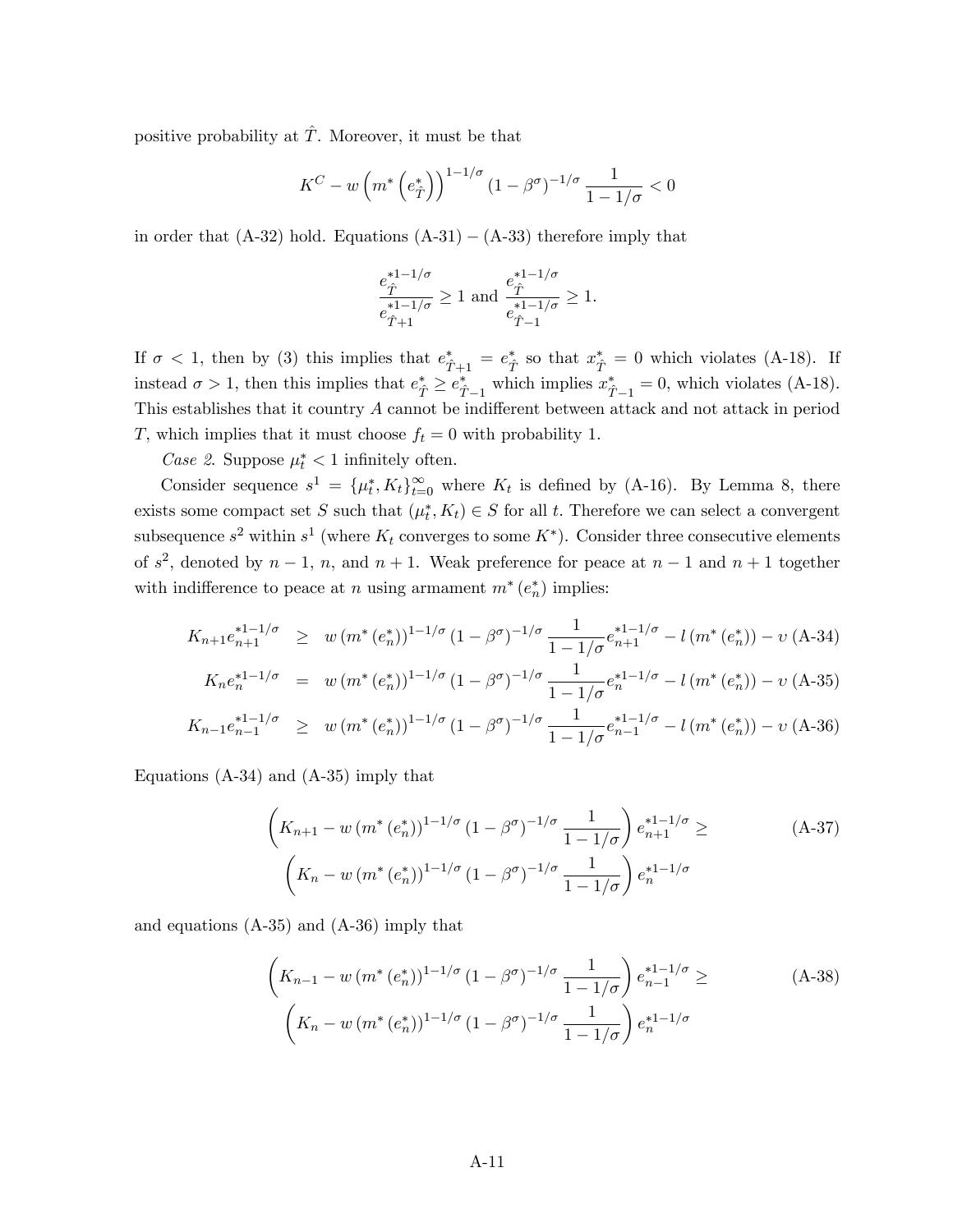positive probability at $\hat{T}$. Moreover, it must be that

$$K^C - w\left(m^*\left(e^*_{\hat{T}}\right)\right)^{1-1/\sigma}(1-\beta^\sigma)^{-1/\sigma}\frac{1}{1-1/\sigma} < 0$$

in order that (A-32) hold. Equations (A-31) – (A-33) therefore imply that

$$\frac{e^{*1-1/\sigma}_{\hat{T}}}{e^{*1-1/\sigma}_{\hat{T}+1}} \geq 1 \text{ and } \frac{e^{*1-1/\sigma}_{\hat{T}}}{e^{*1-1/\sigma}_{\hat{T}-1}} \geq 1.$$

If $\sigma < 1$, then by (3) this implies that $e^*_{\hat{T}+1} = e^*_{\hat{T}}$ so that $x^*_{\hat{T}} = 0$ which violates (A-18). If instead $\sigma > 1$, then this implies that $e^*_{\hat{T}} \geq e^*_{\hat{T}-1}$ which implies $x^*_{\hat{T}-1} = 0$, which violates (A-18). This establishes that it country $A$ cannot be indifferent between attack and not attack in period $T$, which implies that it must choose $f_t = 0$ with probability 1.

*Case 2*. Suppose $\mu^*_t < 1$ infinitely often.

Consider sequence $s^1 = \{\mu^*_t, K_t\}^\infty_{t=0}$ where $K_t$ is defined by (A-16). By Lemma 8, there exists some compact set $S$ such that $(\mu^*_t, K_t) \in S$ for all $t$. Therefore we can select a convergent subsequence $s^2$ within $s^1$ (where $K_t$ converges to some $K^*$). Consider three consecutive elements of $s^2$, denoted by $n-1$, $n$, and $n+1$. Weak preference for peace at $n-1$ and $n+1$ together with indifference to peace at $n$ using armament $m^*(e^*_n)$ implies:

$$K_{n+1}e^{*1-1/\sigma}_{n+1} \geq w\left(m^*\left(e^*_n\right)\right)^{1-1/\sigma}(1-\beta^\sigma)^{-1/\sigma}\frac{1}{1-1/\sigma}e^{*1-1/\sigma}_{n+1} - l\left(m^*\left(e^*_n\right)\right) - \upsilon \quad \text{(A-34)}$$

$$K_n e^{*1-1/\sigma}_n = w\left(m^*\left(e^*_n\right)\right)^{1-1/\sigma}(1-\beta^\sigma)^{-1/\sigma}\frac{1}{1-1/\sigma}e^{*1-1/\sigma}_n - l\left(m^*\left(e^*_n\right)\right) - \upsilon \quad \text{(A-35)}$$

$$K_{n-1}e^{*1-1/\sigma}_{n-1} \geq w\left(m^*\left(e^*_n\right)\right)^{1-1/\sigma}(1-\beta^\sigma)^{-1/\sigma}\frac{1}{1-1/\sigma}e^{*1-1/\sigma}_{n-1} - l\left(m^*\left(e^*_n\right)\right) - \upsilon \quad \text{(A-36)}$$

Equations (A-34) and (A-35) imply that

$$\left(K_{n+1} - w\left(m^*\left(e^*_n\right)\right)^{1-1/\sigma}(1-\beta^\sigma)^{-1/\sigma}\frac{1}{1-1/\sigma}\right)e^{*1-1/\sigma}_{n+1} \geq \left(K_n - w\left(m^*\left(e^*_n\right)\right)^{1-1/\sigma}(1-\beta^\sigma)^{-1/\sigma}\frac{1}{1-1/\sigma}\right)e^{*1-1/\sigma}_n \quad \text{(A-37)}$$

and equations (A-35) and (A-36) imply that

$$\left(K_{n-1} - w\left(m^*\left(e^*_n\right)\right)^{1-1/\sigma}(1-\beta^\sigma)^{-1/\sigma}\frac{1}{1-1/\sigma}\right)e^{*1-1/\sigma}_{n-1} \geq \left(K_n - w\left(m^*\left(e^*_n\right)\right)^{1-1/\sigma}(1-\beta^\sigma)^{-1/\sigma}\frac{1}{1-1/\sigma}\right)e^{*1-1/\sigma}_n \quad \text{(A-38)}$$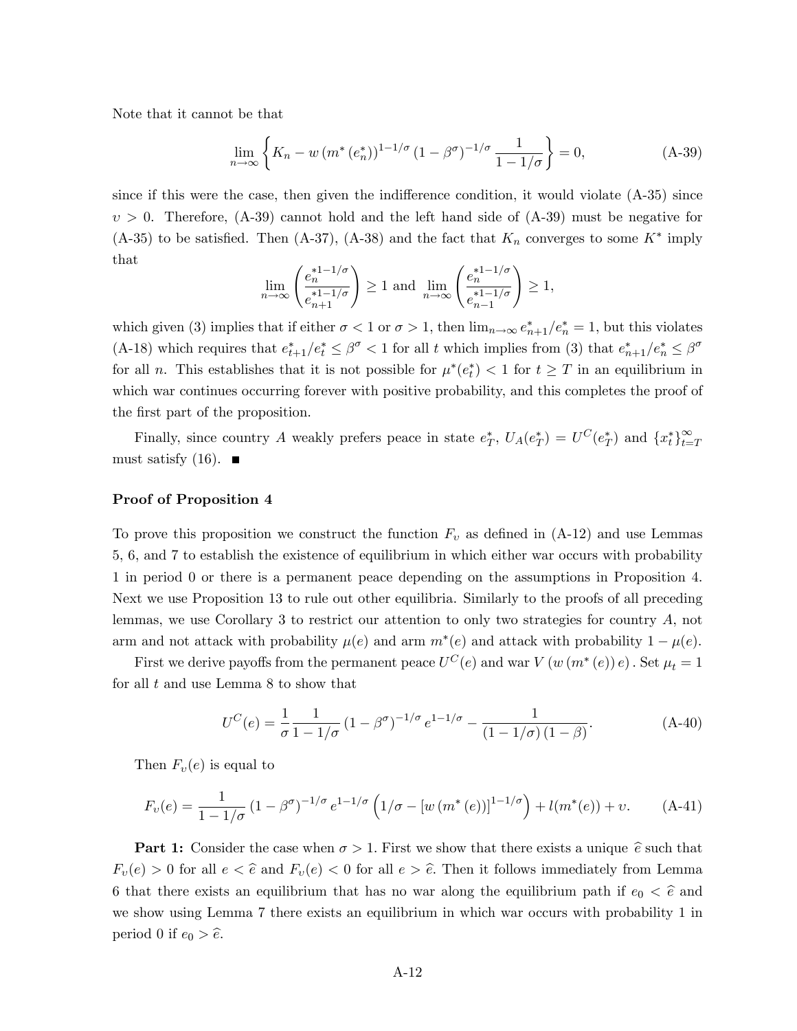Note that it cannot be that

$$\lim_{n\to\infty}\left\{K_n - w\left(m^*\left(e_n^*\right)\right)^{1-1/\sigma}\left(1-\beta^\sigma\right)^{-1/\sigma}\frac{1}{1-1/\sigma}\right\} = 0, \tag{A-39}$$

since if this were the case, then given the indifference condition, it would violate (A-35) since $\upsilon > 0$. Therefore, (A-39) cannot hold and the left hand side of (A-39) must be negative for (A-35) to be satisfied. Then (A-37), (A-38) and the fact that $K_n$ converges to some $K^*$ imply that

$$\lim_{n\to\infty}\left(\frac{e_n^{*1-1/\sigma}}{e_{n+1}^{*1-1/\sigma}}\right) \geq 1 \text{ and } \lim_{n\to\infty}\left(\frac{e_n^{*1-1/\sigma}}{e_{n-1}^{*1-1/\sigma}}\right) \geq 1,$$

which given (3) implies that if either $\sigma < 1$ or $\sigma > 1$, then $\lim_{n\to\infty} e_{n+1}^*/e_n^* = 1$, but this violates (A-18) which requires that $e_{t+1}^*/e_t^* \leq \beta^\sigma < 1$ for all $t$ which implies from (3) that $e_{n+1}^*/e_n^* \leq \beta^\sigma$ for all $n$. This establishes that it is not possible for $\mu^*(e_t^*) < 1$ for $t \geq T$ in an equilibrium in which war continues occurring forever with positive probability, and this completes the proof of the first part of the proposition.

Finally, since country $A$ weakly prefers peace in state $e_T^*$, $U_A(e_T^*) = U^C(e_T^*)$ and $\{x_t^*\}_{t=T}^\infty$ must satisfy (16). ∎

**Proof of Proposition 4**

To prove this proposition we construct the function $F_\upsilon$ as defined in (A-12) and use Lemmas 5, 6, and 7 to establish the existence of equilibrium in which either war occurs with probability 1 in period 0 or there is a permanent peace depending on the assumptions in Proposition 4. Next we use Proposition 13 to rule out other equilibria. Similarly to the proofs of all preceding lemmas, we use Corollary 3 to restrict our attention to only two strategies for country $A$, not arm and not attack with probability $\mu(e)$ and arm $m^*(e)$ and attack with probability $1-\mu(e)$.

First we derive payoffs from the permanent peace $U^C(e)$ and war $V\left(w\left(m^*\left(e\right)\right)e\right)$. Set $\mu_t = 1$ for all $t$ and use Lemma 8 to show that

$$U^C(e) = \frac{1}{\sigma}\frac{1}{1-1/\sigma}\left(1-\beta^\sigma\right)^{-1/\sigma} e^{1-1/\sigma} - \frac{1}{\left(1-1/\sigma\right)\left(1-\beta\right)}. \tag{A-40}$$

Then $F_\upsilon(e)$ is equal to

$$F_\upsilon(e) = \frac{1}{1-1/\sigma}\left(1-\beta^\sigma\right)^{-1/\sigma} e^{1-1/\sigma}\left(1/\sigma - \left[w\left(m^*\left(e\right)\right)\right]^{1-1/\sigma}\right) + l(m^*(e)) + \upsilon. \tag{A-41}$$

**Part 1:** Consider the case when $\sigma > 1$. First we show that there exists a unique $\widehat{e}$ such that $F_\upsilon(e) > 0$ for all $e < \widehat{e}$ and $F_\upsilon(e) < 0$ for all $e > \widehat{e}$. Then it follows immediately from Lemma 6 that there exists an equilibrium that has no war along the equilibrium path if $e_0 < \widehat{e}$ and we show using Lemma 7 there exists an equilibrium in which war occurs with probability 1 in period 0 if $e_0 > \widehat{e}$.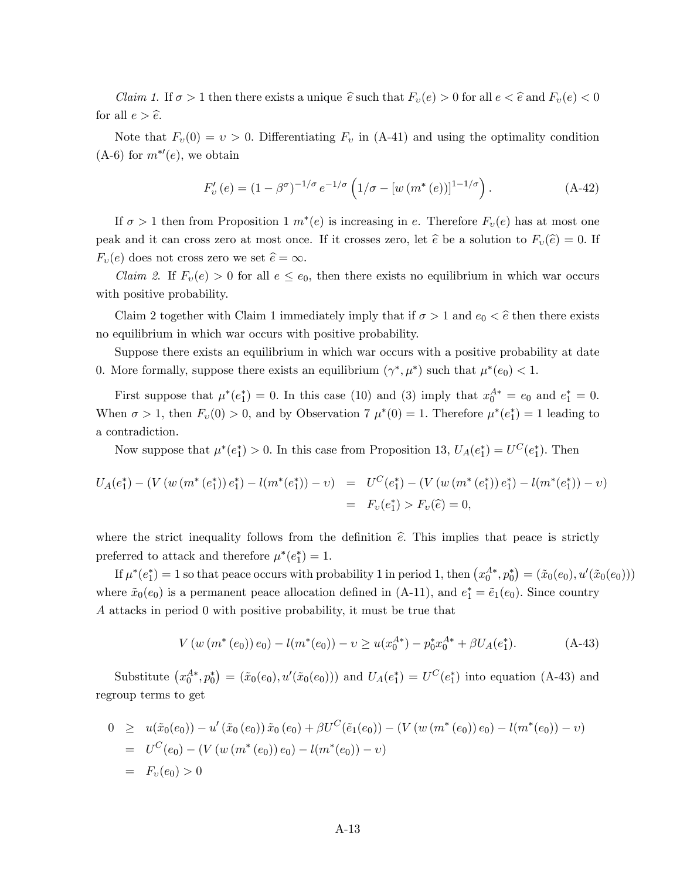*Claim 1.* If $\sigma > 1$ then there exists a unique $\widehat{e}$ such that $F_\upsilon(e) > 0$ for all $e < \widehat{e}$ and $F_\upsilon(e) < 0$ for all $e > \widehat{e}$.

Note that $F_\upsilon(0) = \upsilon > 0$. Differentiating $F_\upsilon$ in (A-41) and using the optimality condition (A-6) for $m^{*\prime}(e)$, we obtain

$$F_\upsilon'(e) = (1-\beta^\sigma)^{-1/\sigma} e^{-1/\sigma} \left(1/\sigma - [w(m^*(e))]^{1-1/\sigma}\right). \tag{A-42}$$

If $\sigma > 1$ then from Proposition 1 $m^*(e)$ is increasing in $e$. Therefore $F_\upsilon(e)$ has at most one peak and it can cross zero at most once. If it crosses zero, let $\widehat{e}$ be a solution to $F_\upsilon(\widehat{e}) = 0$. If $F_\upsilon(e)$ does not cross zero we set $\widehat{e} = \infty$.

*Claim 2.* If $F_\upsilon(e) > 0$ for all $e \leq e_0$, then there exists no equilibrium in which war occurs with positive probability.

Claim 2 together with Claim 1 immediately imply that if $\sigma > 1$ and $e_0 < \widehat{e}$ then there exists no equilibrium in which war occurs with positive probability.

Suppose there exists an equilibrium in which war occurs with a positive probability at date 0. More formally, suppose there exists an equilibrium $(\gamma^*, \mu^*)$ such that $\mu^*(e_0) < 1$.

First suppose that $\mu^*(e_1^*) = 0$. In this case (10) and (3) imply that $x_0^{A*} = e_0$ and $e_1^* = 0$. When $\sigma > 1$, then $F_\upsilon(0) > 0$, and by Observation 7 $\mu^*(0) = 1$. Therefore $\mu^*(e_1^*) = 1$ leading to a contradiction.

Now suppose that $\mu^*(e_1^*) > 0$. In this case from Proposition 13, $U_A(e_1^*) = U^C(e_1^*)$. Then

$$\begin{aligned}
U_A(e_1^*) - (V(w(m^*(e_1^*))e_1^*) - l(m^*(e_1^*)) - \upsilon) &= U^C(e_1^*) - (V(w(m^*(e_1^*))e_1^*) - l(m^*(e_1^*)) - \upsilon) \\
&= F_\upsilon(e_1^*) > F_\upsilon(\widehat{e}) = 0,
\end{aligned}$$

where the strict inequality follows from the definition $\widehat{e}$. This implies that peace is strictly preferred to attack and therefore $\mu^*(e_1^*) = 1$.

If $\mu^*(e_1^*) = 1$ so that peace occurs with probability 1 in period 1, then $\left(x_0^{A*}, p_0^*\right) = (\tilde{x}_0(e_0), u'(\tilde{x}_0(e_0)))$ where $\tilde{x}_0(e_0)$ is a permanent peace allocation defined in (A-11), and $e_1^* = \tilde{e}_1(e_0)$. Since country $A$ attacks in period 0 with positive probability, it must be true that

$$V(w(m^*(e_0))e_0) - l(m^*(e_0)) - \upsilon \geq u(x_0^{A*}) - p_0^* x_0^{A*} + \beta U_A(e_1^*). \tag{A-43}$$

Substitute $\left(x_0^{A*}, p_0^*\right) = (\tilde{x}_0(e_0), u'(\tilde{x}_0(e_0)))$ and $U_A(e_1^*) = U^C(e_1^*)$ into equation (A-43) and regroup terms to get

$$\begin{aligned}
0 &\geq u(\tilde{x}_0(e_0)) - u'(\tilde{x}_0(e_0))\tilde{x}_0(e_0) + \beta U^C(\tilde{e}_1(e_0)) - (V(w(m^*(e_0))e_0) - l(m^*(e_0)) - \upsilon) \\
&= U^C(e_0) - (V(w(m^*(e_0))e_0) - l(m^*(e_0)) - \upsilon) \\
&= F_\upsilon(e_0) > 0
\end{aligned}$$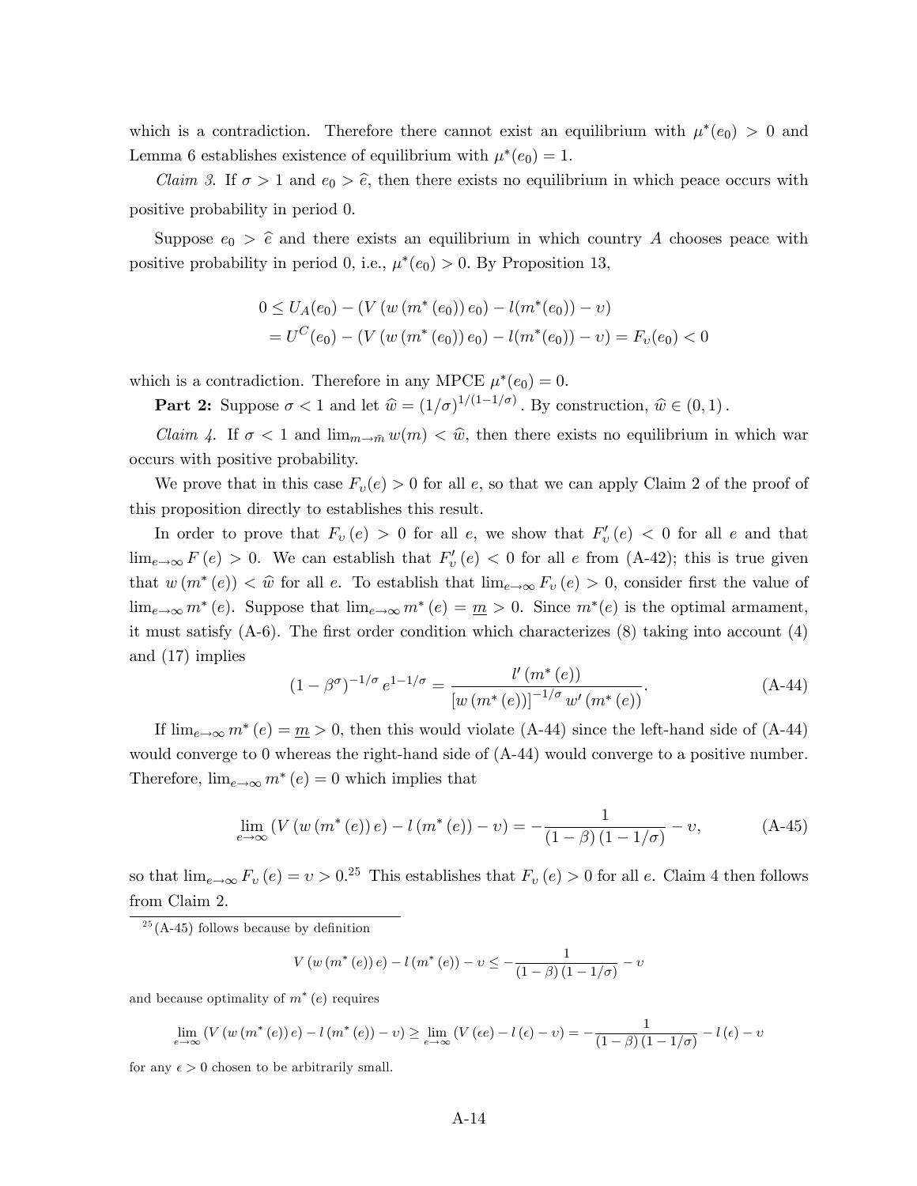which is a contradiction. Therefore there cannot exist an equilibrium with $\mu^*(e_0) > 0$ and Lemma 6 establishes existence of equilibrium with $\mu^*(e_0) = 1$.

*Claim 3*. If $\sigma > 1$ and $e_0 > \widehat{e}$, then there exists no equilibrium in which peace occurs with positive probability in period 0.

Suppose $e_0 > \widehat{e}$ and there exists an equilibrium in which country $A$ chooses peace with positive probability in period 0, i.e., $\mu^*(e_0) > 0$. By Proposition 13,

$$
\begin{aligned}
0 &\leq U_A(e_0) - (V(w(m^*(e_0))e_0) - l(m^*(e_0)) - \upsilon) \\
&= U^C(e_0) - (V(w(m^*(e_0))e_0) - l(m^*(e_0)) - \upsilon) = F_\upsilon(e_0) < 0
\end{aligned}
$$

which is a contradiction. Therefore in any MPCE $\mu^*(e_0) = 0$.

**Part 2:** Suppose $\sigma < 1$ and let $\widehat{w} = (1/\sigma)^{1/(1-1/\sigma)}$. By construction, $\widehat{w} \in (0,1)$.

*Claim 4*. If $\sigma < 1$ and $\lim_{m \to \bar{m}} w(m) < \widehat{w}$, then there exists no equilibrium in which war occurs with positive probability.

We prove that in this case $F_\upsilon(e) > 0$ for all $e$, so that we can apply Claim 2 of the proof of this proposition directly to establishes this result.

In order to prove that $F_\upsilon(e) > 0$ for all $e$, we show that $F'_\upsilon(e) < 0$ for all $e$ and that $\lim_{e\to\infty} F(e) > 0$. We can establish that $F'_\upsilon(e) < 0$ for all $e$ from (A-42); this is true given that $w(m^*(e)) < \widehat{w}$ for all $e$. To establish that $\lim_{e\to\infty} F_\upsilon(e) > 0$, consider first the value of $\lim_{e\to\infty} m^*(e)$. Suppose that $\lim_{e\to\infty} m^*(e) = \underline{m} > 0$. Since $m^*(e)$ is the optimal armament, it must satisfy (A-6). The first order condition which characterizes (8) taking into account (4) and (17) implies

$$
(1-\beta^\sigma)^{-1/\sigma} e^{1-1/\sigma} = \frac{l'(m^*(e))}{[w(m^*(e))]^{-1/\sigma} w'(m^*(e))}. \tag{A-44}
$$

If $\lim_{e\to\infty} m^*(e) = \underline{m} > 0$, then this would violate (A-44) since the left-hand side of (A-44) would converge to 0 whereas the right-hand side of (A-44) would converge to a positive number. Therefore, $\lim_{e\to\infty} m^*(e) = 0$ which implies that

$$
\lim_{e\to\infty} (V(w(m^*(e))e) - l(m^*(e)) - \upsilon) = -\frac{1}{(1-\beta)(1-1/\sigma)} - \upsilon, \tag{A-45}
$$

so that $\lim_{e\to\infty} F_\upsilon(e) = \upsilon > 0$.[25] This establishes that $F_\upsilon(e) > 0$ for all $e$. Claim 4 then follows from Claim 2.

[25] (A-45) follows because by definition

$$
V(w(m^*(e))e) - l(m^*(e)) - \upsilon \leq -\frac{1}{(1-\beta)(1-1/\sigma)} - \upsilon
$$

and because optimality of $m^*(e)$ requires

$$
\lim_{e\to\infty} (V(w(m^*(e))e) - l(m^*(e)) - \upsilon) \geq \lim_{e\to\infty} (V(\epsilon e) - l(\epsilon) - \upsilon) = -\frac{1}{(1-\beta)(1-1/\sigma)} - l(\epsilon) - \upsilon
$$

for any $\epsilon > 0$ chosen to be arbitrarily small.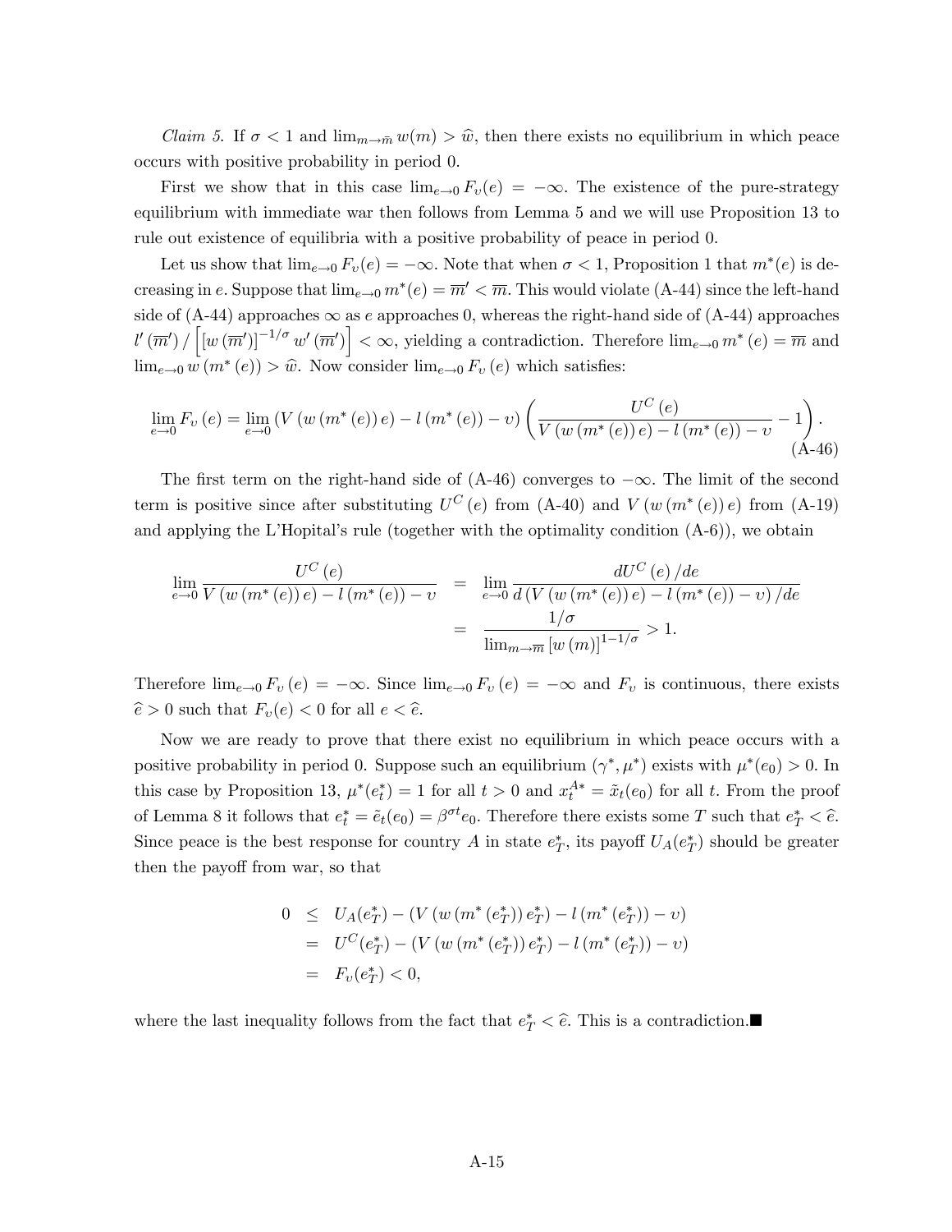*Claim 5.* If $\sigma < 1$ and $\lim_{m \to \bar{m}} w(m) > \widehat{w}$, then there exists no equilibrium in which peace occurs with positive probability in period 0.

First we show that in this case $\lim_{e \to 0} F_\upsilon(e) = -\infty$. The existence of the pure-strategy equilibrium with immediate war then follows from Lemma 5 and we will use Proposition 13 to rule out existence of equilibria with a positive probability of peace in period 0.

Let us show that $\lim_{e \to 0} F_\upsilon(e) = -\infty$. Note that when $\sigma < 1$, Proposition 1 that $m^*(e)$ is decreasing in $e$. Suppose that $\lim_{e \to 0} m^*(e) = \overline{m}' < \overline{m}$. This would violate (A-44) since the left-hand side of (A-44) approaches $\infty$ as $e$ approaches 0, whereas the right-hand side of (A-44) approaches $l'(\overline{m}') / \left[ [w(\overline{m}')]^{-1/\sigma} w'(\overline{m}') \right] < \infty$, yielding a contradiction. Therefore $\lim_{e \to 0} m^*(e) = \overline{m}$ and $\lim_{e \to 0} w(m^*(e)) > \widehat{w}$. Now consider $\lim_{e \to 0} F_\upsilon(e)$ which satisfies:

$$\lim_{e \to 0} F_\upsilon(e) = \lim_{e \to 0} \left( V(w(m^*(e))e) - l(m^*(e)) - \upsilon \right) \left( \frac{U^C(e)}{V(w(m^*(e))e) - l(m^*(e)) - \upsilon} - 1 \right). \tag{A-46}$$

The first term on the right-hand side of (A-46) converges to $-\infty$. The limit of the second term is positive since after substituting $U^C(e)$ from (A-40) and $V(w(m^*(e))e)$ from (A-19) and applying the L'Hopital's rule (together with the optimality condition (A-6)), we obtain

$$\begin{aligned}
\lim_{e \to 0} \frac{U^C(e)}{V(w(m^*(e))e) - l(m^*(e)) - \upsilon} &= \lim_{e \to 0} \frac{dU^C(e)/de}{d\left(V(w(m^*(e))e) - l(m^*(e)) - \upsilon\right)/de} \\
&= \frac{1/\sigma}{\lim_{m \to \overline{m}} [w(m)]^{1-1/\sigma}} > 1.
\end{aligned}$$

Therefore $\lim_{e \to 0} F_\upsilon(e) = -\infty$. Since $\lim_{e \to 0} F_\upsilon(e) = -\infty$ and $F_\upsilon$ is continuous, there exists $\widehat{e} > 0$ such that $F_\upsilon(e) < 0$ for all $e < \widehat{e}$.

Now we are ready to prove that there exist no equilibrium in which peace occurs with a positive probability in period 0. Suppose such an equilibrium $(\gamma^*, \mu^*)$ exists with $\mu^*(e_0) > 0$. In this case by Proposition 13, $\mu^*(e_t^*) = 1$ for all $t > 0$ and $x_t^{A*} = \tilde{x}_t(e_0)$ for all $t$. From the proof of Lemma 8 it follows that $e_t^* = \tilde{e}_t(e_0) = \beta^{\sigma t} e_0$. Therefore there exists some $T$ such that $e_T^* < \widehat{e}$. Since peace is the best response for country $A$ in state $e_T^*$, its payoff $U_A(e_T^*)$ should be greater then the payoff from war, so that

$$\begin{aligned}
0 &\leq U_A(e_T^*) - \left(V(w(m^*(e_T^*))e_T^*) - l(m^*(e_T^*)) - \upsilon\right) \\
&= U^C(e_T^*) - \left(V(w(m^*(e_T^*))e_T^*) - l(m^*(e_T^*)) - \upsilon\right) \\
&= F_\upsilon(e_T^*) < 0,
\end{aligned}$$

where the last inequality follows from the fact that $e_T^* < \widehat{e}$. This is a contradiction.■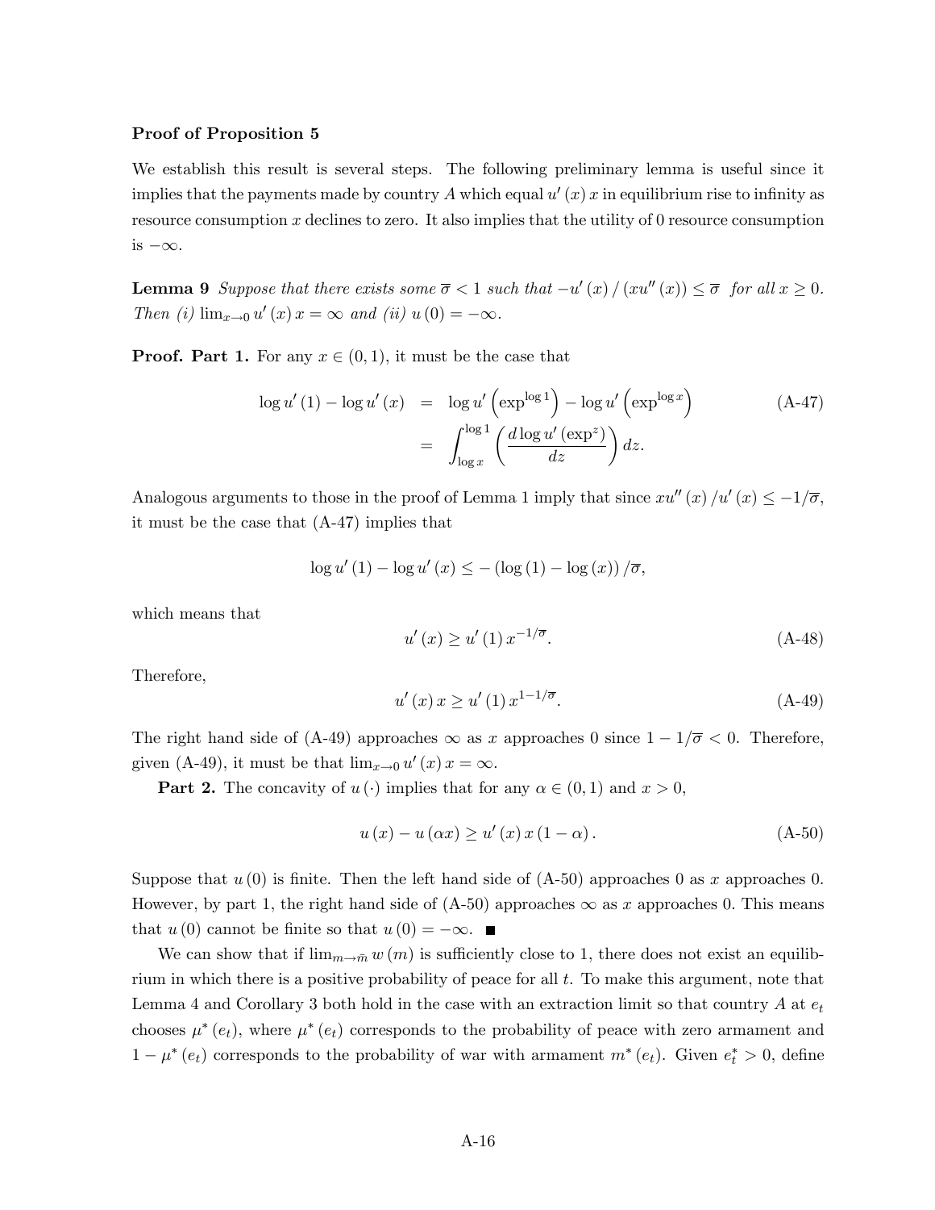**Proof of Proposition 5**

We establish this result is several steps. The following preliminary lemma is useful since it implies that the payments made by country $A$ which equal $u'(x)\,x$ in equilibrium rise to infinity as resource consumption $x$ declines to zero. It also implies that the utility of 0 resource consumption is $-\infty$.

**Lemma 9** *Suppose that there exists some $\overline{\sigma} < 1$ such that $-u'(x)/(xu''(x)) \leq \overline{\sigma}$ for all $x \geq 0$. Then (i) $\lim_{x\to 0} u'(x)\,x = \infty$ and (ii) $u(0) = -\infty$.*

**Proof. Part 1.** For any $x \in (0,1)$, it must be the case that

$$\begin{aligned} \log u'(1) - \log u'(x) &= \log u'\left(\exp^{\log 1}\right) - \log u'\left(\exp^{\log x}\right) \\ &= \int_{\log x}^{\log 1} \left(\frac{d \log u'(\exp^z)}{dz}\right) dz. \end{aligned} \tag{A-47}$$

Analogous arguments to those in the proof of Lemma 1 imply that since $xu''(x)/u'(x) \leq -1/\overline{\sigma}$, it must be the case that (A-47) implies that

$$\log u'(1) - \log u'(x) \leq -\left(\log(1) - \log(x)\right)/\overline{\sigma},$$

which means that

$$u'(x) \geq u'(1)\,x^{-1/\overline{\sigma}}. \tag{A-48}$$

Therefore,

$$u'(x)\,x \geq u'(1)\,x^{1-1/\overline{\sigma}}. \tag{A-49}$$

The right hand side of (A-49) approaches $\infty$ as $x$ approaches 0 since $1 - 1/\overline{\sigma} < 0$. Therefore, given (A-49), it must be that $\lim_{x\to 0} u'(x)\,x = \infty$.

**Part 2.** The concavity of $u(\cdot)$ implies that for any $\alpha \in (0,1)$ and $x > 0$,

$$u(x) - u(\alpha x) \geq u'(x)\,x\,(1-\alpha). \tag{A-50}$$

Suppose that $u(0)$ is finite. Then the left hand side of (A-50) approaches 0 as $x$ approaches 0. However, by part 1, the right hand side of (A-50) approaches $\infty$ as $x$ approaches 0. This means that $u(0)$ cannot be finite so that $u(0) = -\infty$. ■

We can show that if $\lim_{m\to\bar{m}} w(m)$ is sufficiently close to 1, there does not exist an equilibrium in which there is a positive probability of peace for all $t$. To make this argument, note that Lemma 4 and Corollary 3 both hold in the case with an extraction limit so that country $A$ at $e_t$ chooses $\mu^*(e_t)$, where $\mu^*(e_t)$ corresponds to the probability of peace with zero armament and $1 - \mu^*(e_t)$ corresponds to the probability of war with armament $m^*(e_t)$. Given $e_t^* > 0$, define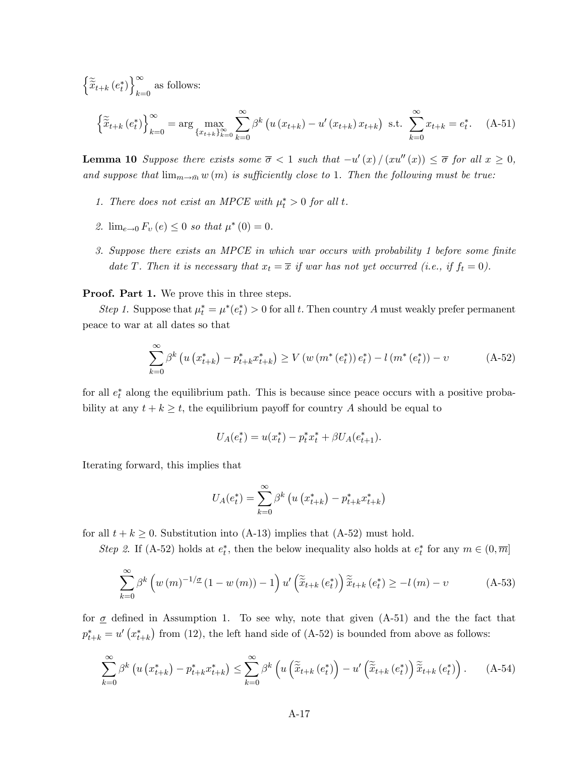$\left\{\widetilde{\widetilde{x}}_{t+k}\left(e_t^*\right)\right\}_{k=0}^{\infty}$ as follows:

$$\left\{\widetilde{\widetilde{x}}_{t+k}\left(e_t^*\right)\right\}_{k=0}^{\infty} = \arg\max_{\{x_{t+k}\}_{k=0}^{\infty}} \sum_{k=0}^{\infty} \beta^k \left(u\left(x_{t+k}\right) - u'\left(x_{t+k}\right) x_{t+k}\right) \text{ s.t. } \sum_{k=0}^{\infty} x_{t+k} = e_t^*. \tag{A-51}$$

**Lemma 10** *Suppose there exists some $\overline{\sigma} < 1$ such that $-u'(x)/(xu''(x)) \leq \overline{\sigma}$ for all $x \geq 0$, and suppose that $\lim_{m \to \bar{m}} w(m)$ is sufficiently close to 1. Then the following must be true:*

1. *There does not exist an MPCE with $\mu_t^* > 0$ for all $t$.*
2. *$\lim_{e \to 0} F_\upsilon(e) \leq 0$ so that $\mu^*(0) = 0$.*
3. *Suppose there exists an MPCE in which war occurs with probability 1 before some finite date $T$. Then it is necessary that $x_t = \overline{x}$ if war has not yet occurred (i.e., if $f_t = 0$).*

**Proof. Part 1.** We prove this in three steps.

*Step 1.* Suppose that $\mu_t^* = \mu^*(e_t^*) > 0$ for all $t$. Then country $A$ must weakly prefer permanent peace to war at all dates so that

$$\sum_{k=0}^{\infty} \beta^k \left(u\left(x_{t+k}^*\right) - p_{t+k}^* x_{t+k}^*\right) \geq V\left(w\left(m^*\left(e_t^*\right)\right) e_t^*\right) - l\left(m^*\left(e_t^*\right)\right) - \upsilon \tag{A-52}$$

for all $e_t^*$ along the equilibrium path. This is because since peace occurs with a positive probability at any $t + k \geq t$, the equilibrium payoff for country $A$ should be equal to

$$U_A(e_t^*) = u(x_t^*) - p_t^* x_t^* + \beta U_A(e_{t+1}^*).$$

Iterating forward, this implies that

$$U_A(e_t^*) = \sum_{k=0}^{\infty} \beta^k \left(u\left(x_{t+k}^*\right) - p_{t+k}^* x_{t+k}^*\right)$$

for all $t + k \geq 0$. Substitution into (A-13) implies that (A-52) must hold.

*Step 2.* If (A-52) holds at $e_t^*$, then the below inequality also holds at $e_t^*$ for any $m \in (0, \overline{m}]$

$$\sum_{k=0}^{\infty} \beta^k \left(w\left(m\right)^{-1/\underline{\sigma}} \left(1 - w\left(m\right)\right) - 1\right) u'\left(\widetilde{\widetilde{x}}_{t+k}\left(e_t^*\right)\right) \widetilde{\widetilde{x}}_{t+k}\left(e_t^*\right) \geq -l\left(m\right) - \upsilon \tag{A-53}$$

for $\underline{\sigma}$ defined in Assumption 1. To see why, note that given (A-51) and the the fact that $p_{t+k}^* = u'\left(x_{t+k}^*\right)$ from (12), the left hand side of (A-52) is bounded from above as follows:

$$\sum_{k=0}^{\infty} \beta^k \left(u\left(x_{t+k}^*\right) - p_{t+k}^* x_{t+k}^*\right) \leq \sum_{k=0}^{\infty} \beta^k \left(u\left(\widetilde{\widetilde{x}}_{t+k}\left(e_t^*\right)\right) - u'\left(\widetilde{\widetilde{x}}_{t+k}\left(e_t^*\right)\right) \widetilde{\widetilde{x}}_{t+k}\left(e_t^*\right)\right). \tag{A-54}$$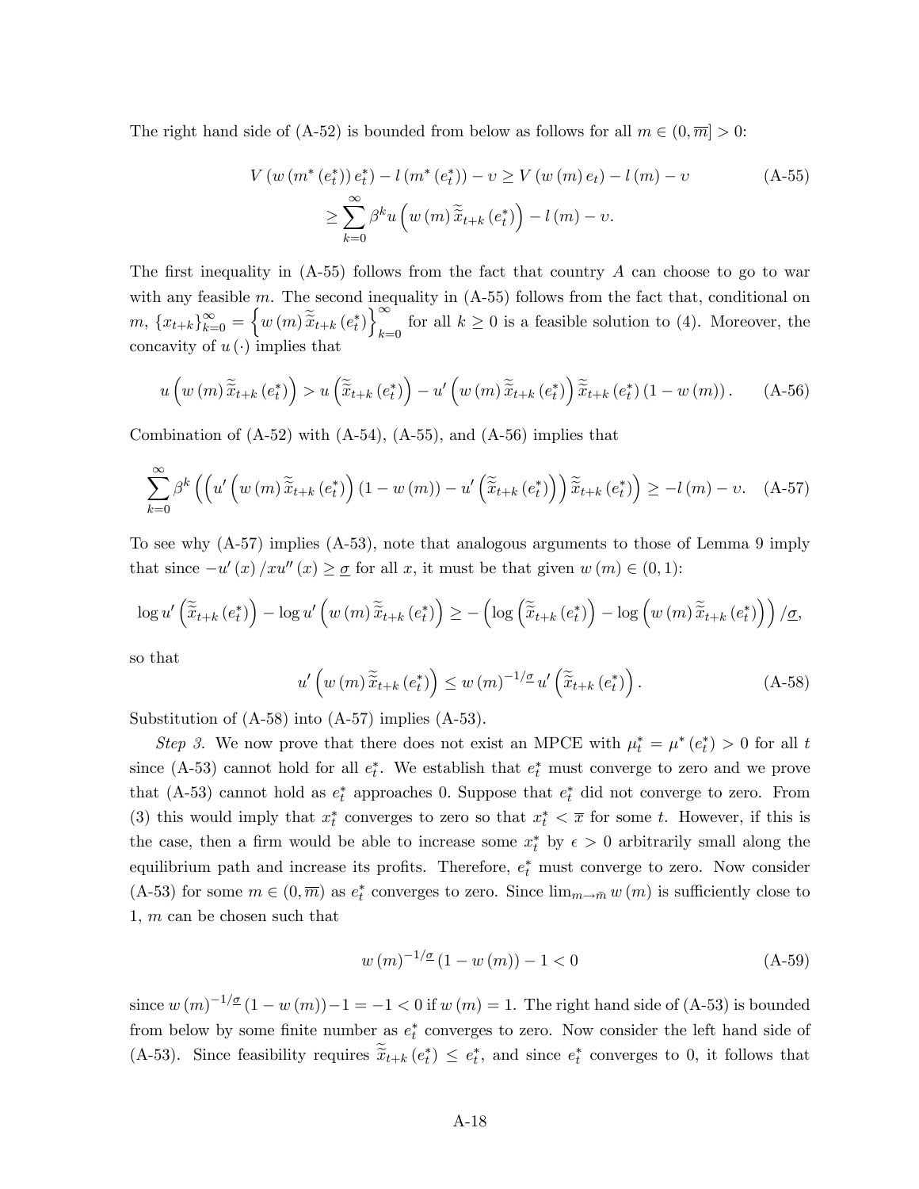The right hand side of (A-52) is bounded from below as follows for all $m \in (0, \overline{m}] > 0$:

$$
\begin{aligned}
V\left(w\left(m^*\left(e_t^*\right)\right)e_t^*\right) - l\left(m^*\left(e_t^*\right)\right) - \upsilon &\geq V\left(w\left(m\right)e_t\right) - l\left(m\right) - \upsilon \\
&\geq \sum_{k=0}^{\infty} \beta^k u\left(w\left(m\right)\widetilde{\widetilde{x}}_{t+k}\left(e_t^*\right)\right) - l\left(m\right) - \upsilon.
\end{aligned} \tag{A-55}
$$

The first inequality in (A-55) follows from the fact that country $A$ can choose to go to war with any feasible $m$. The second inequality in (A-55) follows from the fact that, conditional on $m$, $\{x_{t+k}\}_{k=0}^{\infty} = \left\{w\left(m\right)\widetilde{\widetilde{x}}_{t+k}\left(e_t^*\right)\right\}_{k=0}^{\infty}$ for all $k \geq 0$ is a feasible solution to (4). Moreover, the concavity of $u\left(\cdot\right)$ implies that

$$
u\left(w\left(m\right)\widetilde{\widetilde{x}}_{t+k}\left(e_t^*\right)\right) > u\left(\widetilde{\widetilde{x}}_{t+k}\left(e_t^*\right)\right) - u'\left(w\left(m\right)\widetilde{\widetilde{x}}_{t+k}\left(e_t^*\right)\right)\widetilde{\widetilde{x}}_{t+k}\left(e_t^*\right)\left(1 - w\left(m\right)\right). \tag{A-56}
$$

Combination of (A-52) with (A-54), (A-55), and (A-56) implies that

$$
\sum_{k=0}^{\infty} \beta^k \left(\left(u'\left(w\left(m\right)\widetilde{\widetilde{x}}_{t+k}\left(e_t^*\right)\right)\left(1 - w\left(m\right)\right) - u'\left(\widetilde{\widetilde{x}}_{t+k}\left(e_t^*\right)\right)\right)\widetilde{\widetilde{x}}_{t+k}\left(e_t^*\right)\right) \geq -l\left(m\right) - \upsilon. \tag{A-57}
$$

To see why (A-57) implies (A-53), note that analogous arguments to those of Lemma 9 imply that since $-u'\left(x\right)/xu''\left(x\right) \geq \underline{\sigma}$ for all $x$, it must be that given $w\left(m\right) \in (0, 1)$:

$$
\log u'\left(\widetilde{\widetilde{x}}_{t+k}\left(e_t^*\right)\right) - \log u'\left(w\left(m\right)\widetilde{\widetilde{x}}_{t+k}\left(e_t^*\right)\right) \geq -\left(\log\left(\widetilde{\widetilde{x}}_{t+k}\left(e_t^*\right)\right) - \log\left(w\left(m\right)\widetilde{\widetilde{x}}_{t+k}\left(e_t^*\right)\right)\right)/\underline{\sigma},
$$

so that

$$
u'\left(w\left(m\right)\widetilde{\widetilde{x}}_{t+k}\left(e_t^*\right)\right) \leq w\left(m\right)^{-1/\underline{\sigma}} u'\left(\widetilde{\widetilde{x}}_{t+k}\left(e_t^*\right)\right). \tag{A-58}
$$

Substitution of (A-58) into (A-57) implies (A-53).

*Step 3.* We now prove that there does not exist an MPCE with $\mu_t^* = \mu^*\left(e_t^*\right) > 0$ for all $t$ since (A-53) cannot hold for all $e_t^*$. We establish that $e_t^*$ must converge to zero and we prove that (A-53) cannot hold as $e_t^*$ approaches 0. Suppose that $e_t^*$ did not converge to zero. From (3) this would imply that $x_t^*$ converges to zero so that $x_t^* < \overline{x}$ for some $t$. However, if this is the case, then a firm would be able to increase some $x_t^*$ by $\epsilon > 0$ arbitrarily small along the equilibrium path and increase its profits. Therefore, $e_t^*$ must converge to zero. Now consider (A-53) for some $m \in (0, \overline{m})$ as $e_t^*$ converges to zero. Since $\lim_{m \to \bar{m}} w\left(m\right)$ is sufficiently close to 1, $m$ can be chosen such that

$$
w\left(m\right)^{-1/\underline{\sigma}}\left(1 - w\left(m\right)\right) - 1 < 0 \tag{A-59}
$$

since $w\left(m\right)^{-1/\underline{\sigma}}\left(1 - w\left(m\right)\right) - 1 = -1 < 0$ if $w\left(m\right) = 1$. The right hand side of (A-53) is bounded from below by some finite number as $e_t^*$ converges to zero. Now consider the left hand side of (A-53). Since feasibility requires $\widetilde{\widetilde{x}}_{t+k}\left(e_t^*\right) \leq e_t^*$, and since $e_t^*$ converges to 0, it follows that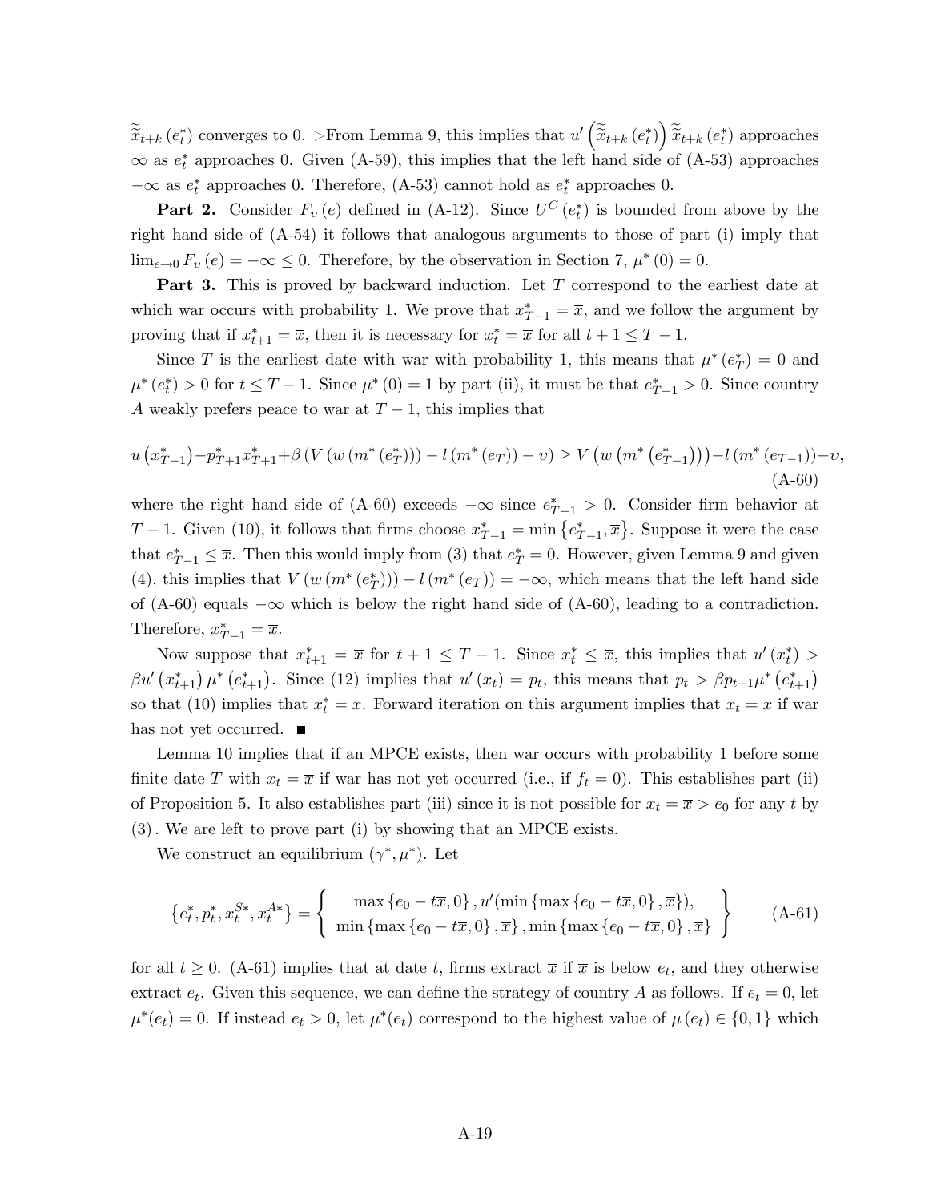$\widetilde{\widetilde{x}}_{t+k}(e_t^*)$ converges to 0. >From Lemma 9, this implies that $u'\left(\widetilde{\widetilde{x}}_{t+k}(e_t^*)\right)\widetilde{\widetilde{x}}_{t+k}(e_t^*)$ approaches $\infty$ as $e_t^*$ approaches 0. Given (A-59), this implies that the left hand side of (A-53) approaches $-\infty$ as $e_t^*$ approaches 0. Therefore, (A-53) cannot hold as $e_t^*$ approaches 0.

**Part 2.** Consider $F_\upsilon(e)$ defined in (A-12). Since $U^C(e_t^*)$ is bounded from above by the right hand side of (A-54) it follows that analogous arguments to those of part (i) imply that $\lim_{e\to 0} F_\upsilon(e) = -\infty \leq 0$. Therefore, by the observation in Section 7, $\mu^*(0) = 0$.

**Part 3.** This is proved by backward induction. Let $T$ correspond to the earliest date at which war occurs with probability 1. We prove that $x_{T-1}^* = \overline{x}$, and we follow the argument by proving that if $x_{t+1}^* = \overline{x}$, then it is necessary for $x_t^* = \overline{x}$ for all $t+1 \leq T-1$.

Since $T$ is the earliest date with war with probability 1, this means that $\mu^*(e_T^*) = 0$ and $\mu^*(e_t^*) > 0$ for $t \leq T-1$. Since $\mu^*(0) = 1$ by part (ii), it must be that $e_{T-1}^* > 0$. Since country $A$ weakly prefers peace to war at $T-1$, this implies that

$$u\left(x_{T-1}^*\right) - p_{T+1}^* x_{T+1}^* + \beta\left(V\left(w\left(m^*\left(e_T^*\right)\right)\right) - l\left(m^*\left(e_T\right)\right) - \upsilon\right) \geq V\left(w\left(m^*\left(e_{T-1}^*\right)\right)\right) - l\left(m^*\left(e_{T-1}\right)\right) - \upsilon, \tag{A-60}$$

where the right hand side of (A-60) exceeds $-\infty$ since $e_{T-1}^* > 0$. Consider firm behavior at $T-1$. Given (10), it follows that firms choose $x_{T-1}^* = \min\left\{e_{T-1}^*, \overline{x}\right\}$. Suppose it were the case that $e_{T-1}^* \leq \overline{x}$. Then this would imply from (3) that $e_T^* = 0$. However, given Lemma 9 and given (4), this implies that $V\left(w\left(m^*\left(e_T^*\right)\right)\right) - l\left(m^*\left(e_T\right)\right) = -\infty$, which means that the left hand side of (A-60) equals $-\infty$ which is below the right hand side of (A-60), leading to a contradiction. Therefore, $x_{T-1}^* = \overline{x}$.

Now suppose that $x_{t+1}^* = \overline{x}$ for $t+1 \leq T-1$. Since $x_t^* \leq \overline{x}$, this implies that $u'\left(x_t^*\right) > \beta u'\left(x_{t+1}^*\right)\mu^*\left(e_{t+1}^*\right)$. Since (12) implies that $u'\left(x_t\right) = p_t$, this means that $p_t > \beta p_{t+1}\mu^*\left(e_{t+1}^*\right)$ so that (10) implies that $x_t^* = \overline{x}$. Forward iteration on this argument implies that $x_t = \overline{x}$ if war has not yet occurred. ∎

Lemma 10 implies that if an MPCE exists, then war occurs with probability 1 before some finite date $T$ with $x_t = \overline{x}$ if war has not yet occurred (i.e., if $f_t = 0$). This establishes part (ii) of Proposition 5. It also establishes part (iii) since it is not possible for $x_t = \overline{x} > e_0$ for any $t$ by (3). We are left to prove part (i) by showing that an MPCE exists.

We construct an equilibrium $(\gamma^*, \mu^*)$. Let

$$\left\{e_t^*, p_t^*, x_t^{S*}, x_t^{A*}\right\} = \left\{\begin{array}{c} \max\left\{e_0 - t\overline{x}, 0\right\}, u'(\min\left\{\max\left\{e_0 - t\overline{x}, 0\right\}, \overline{x}\right\}), \\ \min\left\{\max\left\{e_0 - t\overline{x}, 0\right\}, \overline{x}\right\}, \min\left\{\max\left\{e_0 - t\overline{x}, 0\right\}, \overline{x}\right\} \end{array}\right\} \tag{A-61}$$

for all $t \geq 0$. (A-61) implies that at date $t$, firms extract $\overline{x}$ if $\overline{x}$ is below $e_t$, and they otherwise extract $e_t$. Given this sequence, we can define the strategy of country $A$ as follows. If $e_t = 0$, let $\mu^*(e_t) = 0$. If instead $e_t > 0$, let $\mu^*(e_t)$ correspond to the highest value of $\mu(e_t) \in \{0, 1\}$ which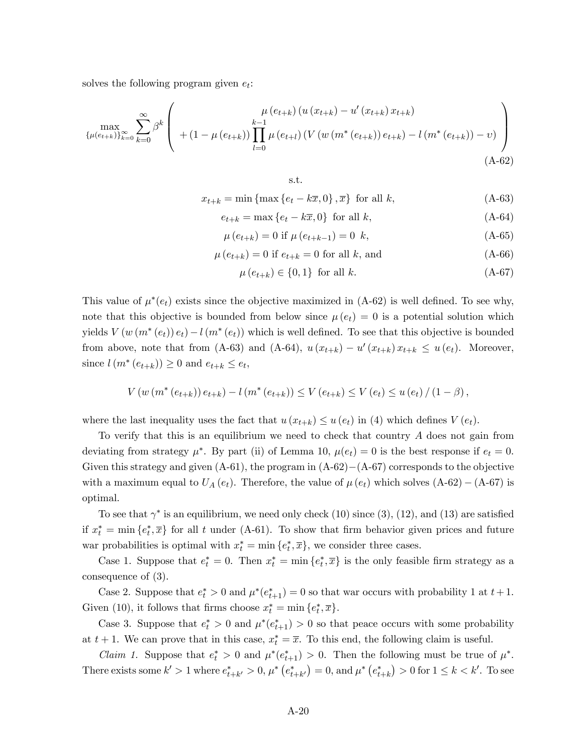solves the following program given $e_t$:

$$
\max_{\{\mu(e_{t+k})\}_{k=0}^{\infty}} \sum_{k=0}^{\infty} \beta^k \left( \begin{array}{c} \mu(e_{t+k})\left(u(x_{t+k}) - u'(x_{t+k})\, x_{t+k}\right) \\ +\left(1-\mu(e_{t+k})\right) \prod_{l=0}^{k-1} \mu(e_{t+l}) \left(V\left(w\left(m^*(e_{t+k})\right) e_{t+k}\right) - l\left(m^*(e_{t+k})\right) - \upsilon\right) \end{array} \right) \tag{A-62}
$$

s.t.

$$
x_{t+k} = \min\left\{\max\left\{e_t - k\overline{x}, 0\right\}, \overline{x}\right\} \text{ for all } k, \tag{A-63}
$$

$$
e_{t+k} = \max\left\{e_t - k\overline{x}, 0\right\} \text{ for all } k, \tag{A-64}
$$

$$
\mu(e_{t+k}) = 0 \text{ if } \mu(e_{t+k-1}) = 0 \;\; k, \tag{A-65}
$$

$$
\mu(e_{t+k}) = 0 \text{ if } e_{t+k} = 0 \text{ for all } k, \text{ and} \tag{A-66}
$$

$$
\mu(e_{t+k}) \in \{0, 1\} \text{ for all } k. \tag{A-67}
$$

This value of $\mu^*(e_t)$ exists since the objective maximized in (A-62) is well defined. To see why, note that this objective is bounded from below since $\mu(e_t) = 0$ is a potential solution which yields $V\left(w\left(m^*(e_t)\right) e_t\right) - l\left(m^*(e_t)\right)$ which is well defined. To see that this objective is bounded from above, note that from (A-63) and (A-64), $u(x_{t+k}) - u'(x_{t+k})\, x_{t+k} \leq u(e_t)$. Moreover, since $l\left(m^*(e_{t+k})\right) \geq 0$ and $e_{t+k} \leq e_t$,

$$
V\left(w\left(m^*(e_{t+k})\right) e_{t+k}\right) - l\left(m^*(e_{t+k})\right) \leq V(e_{t+k}) \leq V(e_t) \leq u(e_t) / (1-\beta),
$$

where the last inequality uses the fact that $u(x_{t+k}) \leq u(e_t)$ in (4) which defines $V(e_t)$.

To verify that this is an equilibrium we need to check that country $A$ does not gain from deviating from strategy $\mu^*$. By part (ii) of Lemma 10, $\mu(e_t) = 0$ is the best response if $e_t = 0$. Given this strategy and given (A-61), the program in (A-62)$-$(A-67) corresponds to the objective with a maximum equal to $U_A(e_t)$. Therefore, the value of $\mu(e_t)$ which solves (A-62) $-$ (A-67) is optimal.

To see that $\gamma^*$ is an equilibrium, we need only check (10) since (3), (12), and (13) are satisfied if $x_t^* = \min\{e_t^*, \overline{x}\}$ for all $t$ under (A-61). To show that firm behavior given prices and future war probabilities is optimal with $x_t^* = \min\{e_t^*, \overline{x}\}$, we consider three cases.

Case 1. Suppose that $e_t^* = 0$. Then $x_t^* = \min\{e_t^*, \overline{x}\}$ is the only feasible firm strategy as a consequence of (3).

Case 2. Suppose that $e_t^* > 0$ and $\mu^*(e_{t+1}^*) = 0$ so that war occurs with probability 1 at $t+1$. Given (10), it follows that firms choose $x_t^* = \min\{e_t^*, \overline{x}\}$.

Case 3. Suppose that $e_t^* > 0$ and $\mu^*(e_{t+1}^*) > 0$ so that peace occurs with some probability at $t+1$. We can prove that in this case, $x_t^* = \overline{x}$. To this end, the following claim is useful.

*Claim 1.* Suppose that $e_t^* > 0$ and $\mu^*(e_{t+1}^*) > 0$. Then the following must be true of $\mu^*$. There exists some $k' > 1$ where $e_{t+k'}^* > 0$, $\mu^*\left(e_{t+k'}^*\right) = 0$, and $\mu^*\left(e_{t+k}^*\right) > 0$ for $1 \leq k < k'$. To see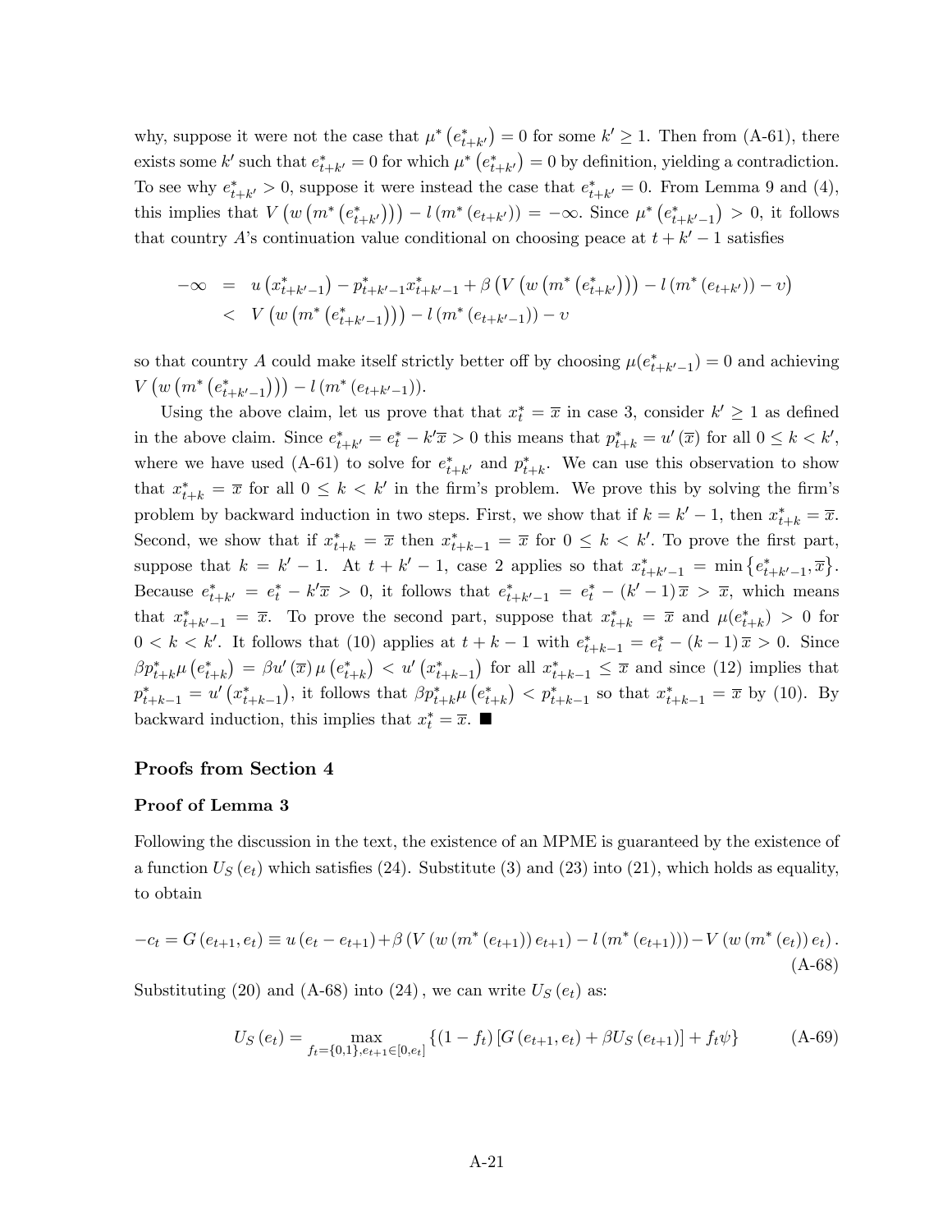why, suppose it were not the case that $\mu^*\left(e^*_{t+k'}\right) = 0$ for some $k' \geq 1$. Then from (A-61), there exists some $k'$ such that $e^*_{t+k'} = 0$ for which $\mu^*\left(e^*_{t+k'}\right) = 0$ by definition, yielding a contradiction. To see why $e^*_{t+k'} > 0$, suppose it were instead the case that $e^*_{t+k'} = 0$. From Lemma 9 and (4), this implies that $V\left(w\left(m^*\left(e^*_{t+k'}\right)\right)\right) - l\left(m^*\left(e_{t+k'}\right)\right) = -\infty$. Since $\mu^*\left(e^*_{t+k'-1}\right) > 0$, it follows that country $A$'s continuation value conditional on choosing peace at $t + k' - 1$ satisfies

$$
\begin{aligned}
-\infty &= u\left(x^*_{t+k'-1}\right) - p^*_{t+k'-1}x^*_{t+k'-1} + \beta\left(V\left(w\left(m^*\left(e^*_{t+k'}\right)\right)\right) - l\left(m^*\left(e_{t+k'}\right)\right) - v\right) \\
&< V\left(w\left(m^*\left(e^*_{t+k'-1}\right)\right)\right) - l\left(m^*\left(e_{t+k'-1}\right)\right) - v
\end{aligned}
$$

so that country $A$ could make itself strictly better off by choosing $\mu(e^*_{t+k'-1}) = 0$ and achieving $V\left(w\left(m^*\left(e^*_{t+k'-1}\right)\right)\right) - l\left(m^*\left(e_{t+k'-1}\right)\right)$.

Using the above claim, let us prove that that $x^*_t = \overline{x}$ in case 3, consider $k' \geq 1$ as defined in the above claim. Since $e^*_{t+k'} = e^*_t - k'\overline{x} > 0$ this means that $p^*_{t+k} = u'\left(\overline{x}\right)$ for all $0 \leq k < k'$, where we have used (A-61) to solve for $e^*_{t+k'}$ and $p^*_{t+k}$. We can use this observation to show that $x^*_{t+k} = \overline{x}$ for all $0 \leq k < k'$ in the firm's problem. We prove this by solving the firm's problem by backward induction in two steps. First, we show that if $k = k' - 1$, then $x^*_{t+k} = \overline{x}$. Second, we show that if $x^*_{t+k} = \overline{x}$ then $x^*_{t+k-1} = \overline{x}$ for $0 \leq k < k'$. To prove the first part, suppose that $k = k' - 1$. At $t + k' - 1$, case 2 applies so that $x^*_{t+k'-1} = \min\left\{e^*_{t+k'-1}, \overline{x}\right\}$. Because $e^*_{t+k'} = e^*_t - k'\overline{x} > 0$, it follows that $e^*_{t+k'-1} = e^*_t - (k'-1)\overline{x} > \overline{x}$, which means that $x^*_{t+k'-1} = \overline{x}$. To prove the second part, suppose that $x^*_{t+k} = \overline{x}$ and $\mu(e^*_{t+k}) > 0$ for $0 < k < k'$. It follows that (10) applies at $t + k - 1$ with $e^*_{t+k-1} = e^*_t - (k-1)\overline{x} > 0$. Since $\beta p^*_{t+k}\mu\left(e^*_{t+k}\right) = \beta u'\left(\overline{x}\right)\mu\left(e^*_{t+k}\right) < u'\left(x^*_{t+k-1}\right)$ for all $x^*_{t+k-1} \leq \overline{x}$ and since (12) implies that $p^*_{t+k-1} = u'\left(x^*_{t+k-1}\right)$, it follows that $\beta p^*_{t+k}\mu\left(e^*_{t+k}\right) < p^*_{t+k-1}$ so that $x^*_{t+k-1} = \overline{x}$ by (10). By backward induction, this implies that $x^*_t = \overline{x}$. ■

## Proofs from Section 4

### Proof of Lemma 3

Following the discussion in the text, the existence of an MPME is guaranteed by the existence of a function $U_S\left(e_t\right)$ which satisfies (24). Substitute (3) and (23) into (21), which holds as equality, to obtain

$$
-c_t = G\left(e_{t+1}, e_t\right) \equiv u\left(e_t - e_{t+1}\right) + \beta\left(V\left(w\left(m^*\left(e_{t+1}\right)\right)e_{t+1}\right) - l\left(m^*\left(e_{t+1}\right)\right)\right) - V\left(w\left(m^*\left(e_t\right)\right)e_t\right). \tag{A-68}
$$

Substituting (20) and (A-68) into (24), we can write $U_S\left(e_t\right)$ as:

$$
U_S\left(e_t\right) = \max_{f_t = \{0,1\}, e_{t+1} \in [0, e_t]} \left\{(1 - f_t)\left[G\left(e_{t+1}, e_t\right) + \beta U_S\left(e_{t+1}\right)\right] + f_t\psi\right\} \tag{A-69}
$$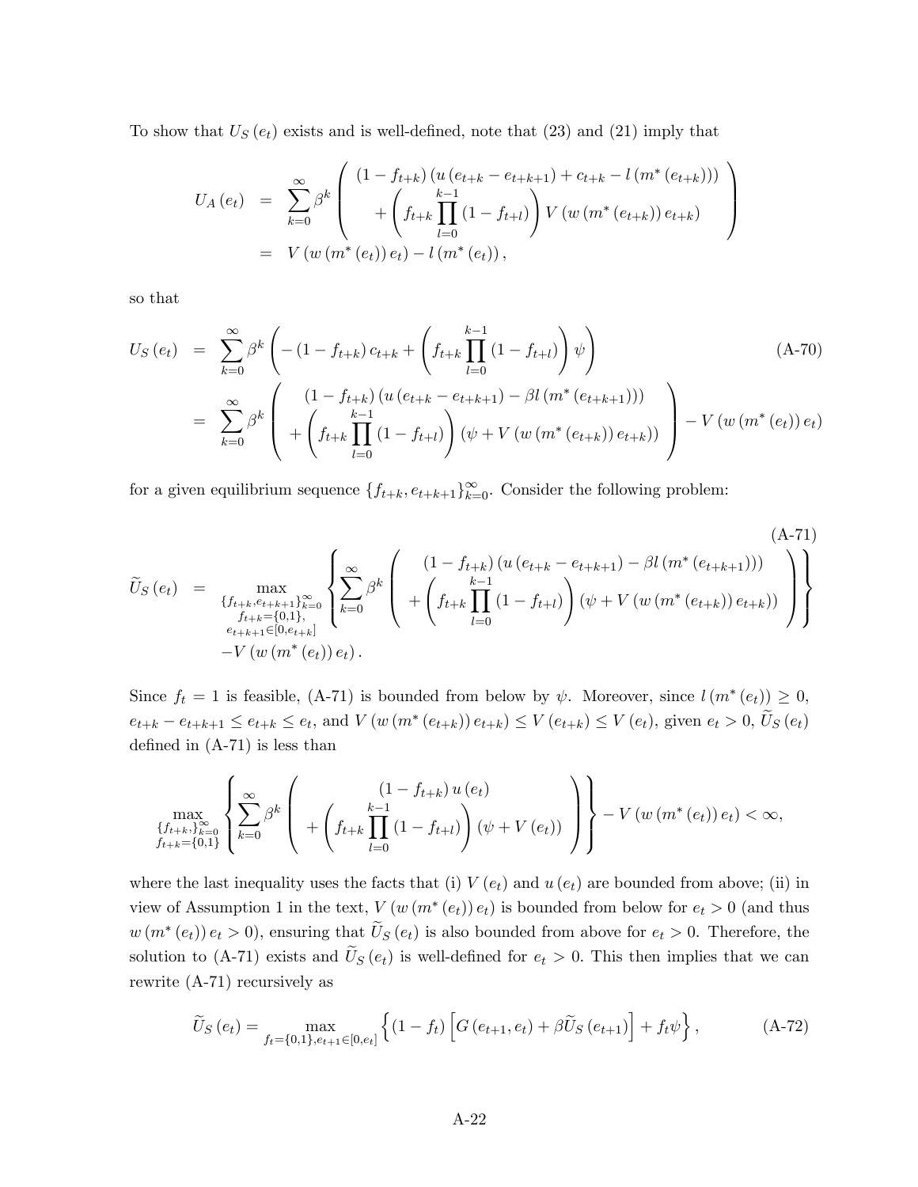To show that $U_S(e_t)$ exists and is well-defined, note that (23) and (21) imply that

$$
\begin{aligned}
U_A(e_t) &= \sum_{k=0}^{\infty} \beta^k \left( \begin{array}{c} (1-f_{t+k})\left(u\left(e_{t+k}-e_{t+k+1}\right)+c_{t+k}-l\left(m^*\left(e_{t+k}\right)\right)\right) \\ + \left( f_{t+k} \prod_{l=0}^{k-1}\left(1-f_{t+l}\right)\right) V\left(w\left(m^*\left(e_{t+k}\right)\right) e_{t+k}\right) \end{array} \right) \\
&= V\left(w\left(m^*\left(e_t\right)\right) e_t\right) - l\left(m^*\left(e_t\right)\right),
\end{aligned}
$$

so that

$$
\begin{aligned}
U_S(e_t) &= \sum_{k=0}^{\infty} \beta^k \left( -(1-f_{t+k}) c_{t+k} + \left( f_{t+k} \prod_{l=0}^{k-1}\left(1-f_{t+l}\right)\right) \psi \right) \qquad \text{(A-70)} \\
&= \sum_{k=0}^{\infty} \beta^k \left( \begin{array}{c} (1-f_{t+k})\left(u\left(e_{t+k}-e_{t+k+1}\right)-\beta l\left(m^*\left(e_{t+k+1}\right)\right)\right) \\ + \left( f_{t+k} \prod_{l=0}^{k-1}\left(1-f_{t+l}\right)\right) \left(\psi + V\left(w\left(m^*\left(e_{t+k}\right)\right) e_{t+k}\right)\right) \end{array} \right) - V\left(w\left(m^*\left(e_t\right)\right) e_t\right)
\end{aligned}
$$

for a given equilibrium sequence $\{f_{t+k}, e_{t+k+1}\}_{k=0}^{\infty}$. Consider the following problem:

$$
\widetilde{U}_S(e_t) = \max_{\substack{\{f_{t+k}, e_{t+k+1}\}_{k=0}^{\infty} \\ f_{t+k}=\{0,1\}, \\ e_{t+k+1}\in[0,e_{t+k}]}} \left\{ \sum_{k=0}^{\infty} \beta^k \left( \begin{array}{c} (1-f_{t+k})\left(u\left(e_{t+k}-e_{t+k+1}\right)-\beta l\left(m^*\left(e_{t+k+1}\right)\right)\right) \\ + \left( f_{t+k} \prod_{l=0}^{k-1}\left(1-f_{t+l}\right)\right) \left(\psi + V\left(w\left(m^*\left(e_{t+k}\right)\right) e_{t+k}\right)\right) \end{array} \right) \right\} - V\left(w\left(m^*\left(e_t\right)\right) e_t\right). \qquad \text{(A-71)}
$$

Since $f_t = 1$ is feasible, (A-71) is bounded from below by $\psi$. Moreover, since $l(m^*(e_t)) \geq 0$, $e_{t+k} - e_{t+k+1} \leq e_{t+k} \leq e_t$, and $V(w(m^*(e_{t+k}))e_{t+k}) \leq V(e_{t+k}) \leq V(e_t)$, given $e_t > 0$, $\widetilde{U}_S(e_t)$ defined in (A-71) is less than

$$
\max_{\substack{\{f_{t+k},\}_{k=0}^{\infty} \\ f_{t+k}=\{0,1\}}} \left\{ \sum_{k=0}^{\infty} \beta^k \left( \begin{array}{c} (1-f_{t+k}) u(e_t) \\ + \left( f_{t+k} \prod_{l=0}^{k-1}\left(1-f_{t+l}\right)\right) \left(\psi + V(e_t)\right) \end{array} \right) \right\} - V\left(w\left(m^*\left(e_t\right)\right) e_t\right) < \infty,
$$

where the last inequality uses the facts that (i) $V(e_t)$ and $u(e_t)$ are bounded from above; (ii) in view of Assumption 1 in the text, $V(w(m^*(e_t))e_t)$ is bounded from below for $e_t > 0$ (and thus $w(m^*(e_t))e_t > 0$), ensuring that $\widetilde{U}_S(e_t)$ is also bounded from above for $e_t > 0$. Therefore, the solution to (A-71) exists and $\widetilde{U}_S(e_t)$ is well-defined for $e_t > 0$. This then implies that we can rewrite (A-71) recursively as

$$
\widetilde{U}_S(e_t) = \max_{f_t=\{0,1\}, e_{t+1}\in[0,e_t]} \left\{ (1-f_t)\left[G(e_{t+1}, e_t) + \beta \widetilde{U}_S(e_{t+1})\right] + f_t \psi \right\}, \qquad \text{(A-72)}
$$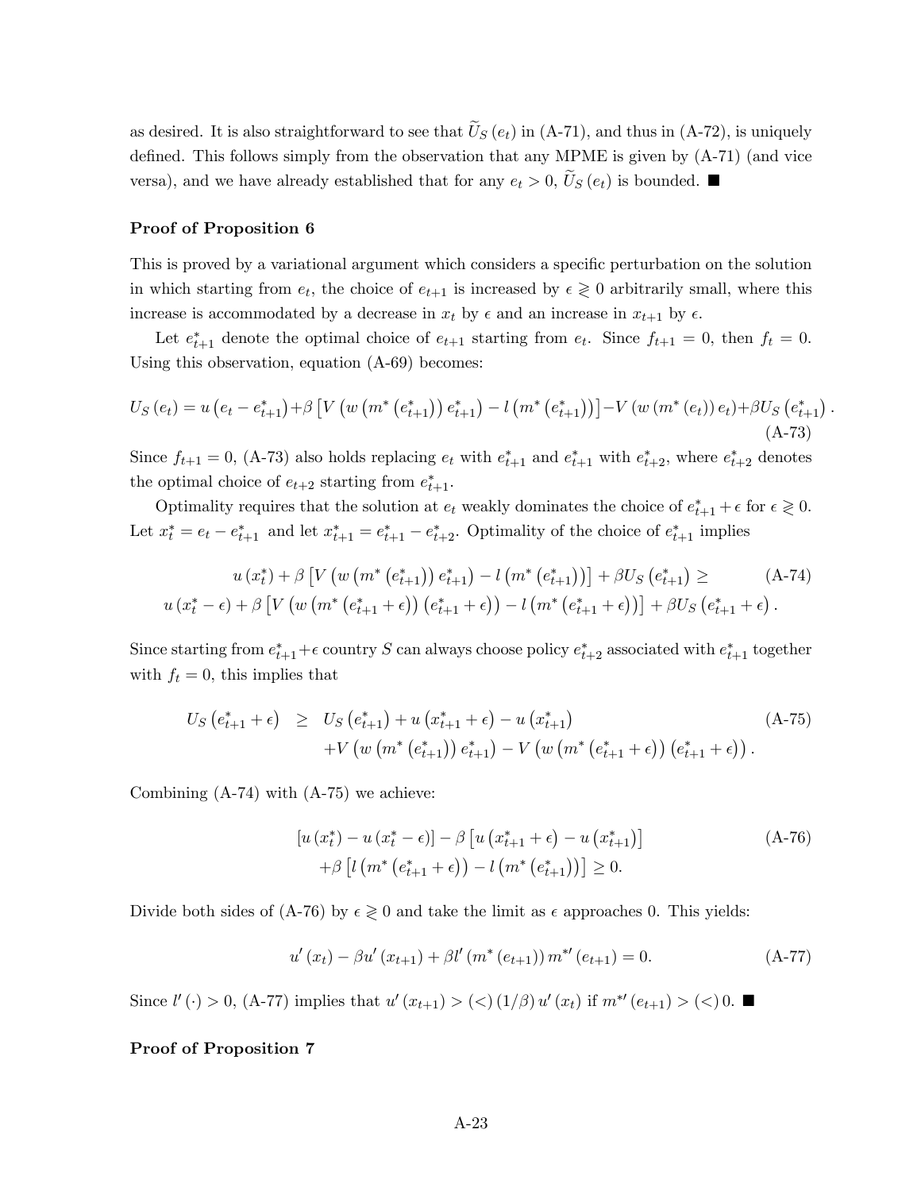as desired. It is also straightforward to see that $\widetilde{U}_S(e_t)$ in (A-71), and thus in (A-72), is uniquely defined. This follows simply from the observation that any MPME is given by (A-71) (and vice versa), and we have already established that for any $e_t > 0$, $\widetilde{U}_S(e_t)$ is bounded. ■

**Proof of Proposition 6**

This is proved by a variational argument which considers a specific perturbation on the solution in which starting from $e_t$, the choice of $e_{t+1}$ is increased by $\epsilon \gtrless 0$ arbitrarily small, where this increase is accommodated by a decrease in $x_t$ by $\epsilon$ and an increase in $x_{t+1}$ by $\epsilon$.

Let $e^*_{t+1}$ denote the optimal choice of $e_{t+1}$ starting from $e_t$. Since $f_{t+1} = 0$, then $f_t = 0$. Using this observation, equation (A-69) becomes:

$$U_S(e_t) = u\left(e_t - e^*_{t+1}\right) + \beta\left[V\left(w\left(m^*\left(e^*_{t+1}\right)\right)e^*_{t+1}\right) - l\left(m^*\left(e^*_{t+1}\right)\right)\right] - V\left(w\left(m^*\left(e_t\right)\right)e_t\right) + \beta U_S\left(e^*_{t+1}\right). \tag{A-73}$$

Since $f_{t+1} = 0$, (A-73) also holds replacing $e_t$ with $e^*_{t+1}$ and $e^*_{t+1}$ with $e^*_{t+2}$, where $e^*_{t+2}$ denotes the optimal choice of $e_{t+2}$ starting from $e^*_{t+1}$.

Optimality requires that the solution at $e_t$ weakly dominates the choice of $e^*_{t+1} + \epsilon$ for $\epsilon \gtrless 0$. Let $x^*_t = e_t - e^*_{t+1}$ and let $x^*_{t+1} = e^*_{t+1} - e^*_{t+2}$. Optimality of the choice of $e^*_{t+1}$ implies

$$\begin{aligned}
& u\left(x^*_t\right) + \beta\left[V\left(w\left(m^*\left(e^*_{t+1}\right)\right)e^*_{t+1}\right) - l\left(m^*\left(e^*_{t+1}\right)\right)\right] + \beta U_S\left(e^*_{t+1}\right) \geq \\
& u\left(x^*_t - \epsilon\right) + \beta\left[V\left(w\left(m^*\left(e^*_{t+1} + \epsilon\right)\right)\left(e^*_{t+1} + \epsilon\right)\right) - l\left(m^*\left(e^*_{t+1} + \epsilon\right)\right)\right] + \beta U_S\left(e^*_{t+1} + \epsilon\right).
\end{aligned} \tag{A-74}$$

Since starting from $e^*_{t+1} + \epsilon$ country $S$ can always choose policy $e^*_{t+2}$ associated with $e^*_{t+1}$ together with $f_t = 0$, this implies that

$$\begin{aligned}
U_S\left(e^*_{t+1} + \epsilon\right) \geq\ & U_S\left(e^*_{t+1}\right) + u\left(x^*_{t+1} + \epsilon\right) - u\left(x^*_{t+1}\right) \\
& + V\left(w\left(m^*\left(e^*_{t+1}\right)\right)e^*_{t+1}\right) - V\left(w\left(m^*\left(e^*_{t+1} + \epsilon\right)\right)\left(e^*_{t+1} + \epsilon\right)\right).
\end{aligned} \tag{A-75}$$

Combining (A-74) with (A-75) we achieve:

$$\begin{aligned}
& \left[u\left(x^*_t\right) - u\left(x^*_t - \epsilon\right)\right] - \beta\left[u\left(x^*_{t+1} + \epsilon\right) - u\left(x^*_{t+1}\right)\right] \\
& + \beta\left[l\left(m^*\left(e^*_{t+1} + \epsilon\right)\right) - l\left(m^*\left(e^*_{t+1}\right)\right)\right] \geq 0.
\end{aligned} \tag{A-76}$$

Divide both sides of (A-76) by $\epsilon \gtrless 0$ and take the limit as $\epsilon$ approaches 0. This yields:

$$u'\left(x_t\right) - \beta u'\left(x_{t+1}\right) + \beta l'\left(m^*\left(e_{t+1}\right)\right)m^{*\prime}\left(e_{t+1}\right) = 0. \tag{A-77}$$

Since $l'(\cdot) > 0$, (A-77) implies that $u'(x_{t+1}) > (<) (1/\beta) u'(x_t)$ if $m^{*\prime}(e_{t+1}) > (<) 0$. ■

**Proof of Proposition 7**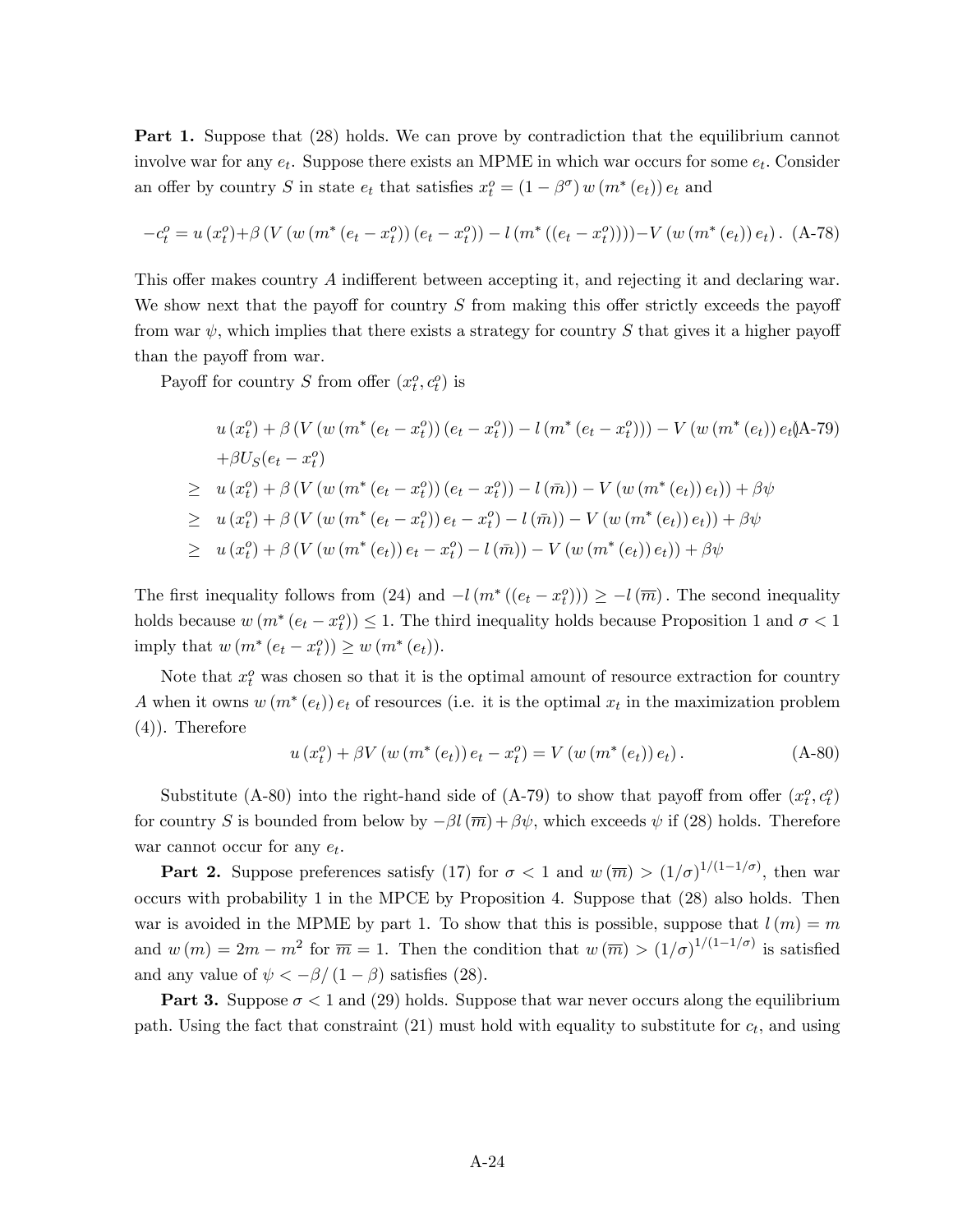**Part 1.** Suppose that (28) holds. We can prove by contradiction that the equilibrium cannot involve war for any $e_t$. Suppose there exists an MPME in which war occurs for some $e_t$. Consider an offer by country $S$ in state $e_t$ that satisfies $x_t^o = (1-\beta^\sigma) w(m^*(e_t)) e_t$ and

$$-c_t^o = u(x_t^o) + \beta \left( V\left(w\left(m^*\left(e_t - x_t^o\right)\right)\left(e_t - x_t^o\right)\right) - l\left(m^*\left(\left(e_t - x_t^o\right)\right)\right) - V\left(w\left(m^*\left(e_t\right)\right) e_t\right). \tag{A-78}$$

This offer makes country $A$ indifferent between accepting it, and rejecting it and declaring war. We show next that the payoff for country $S$ from making this offer strictly exceeds the payoff from war $\psi$, which implies that there exists a strategy for country $S$ that gives it a higher payoff than the payoff from war.

Payoff for country $S$ from offer $(x_t^o, c_t^o)$ is

$$\begin{aligned}
& u(x_t^o) + \beta \left( V\left(w\left(m^*\left(e_t - x_t^o\right)\right)\left(e_t - x_t^o\right)\right) - l\left(m^*\left(e_t - x_t^o\right)\right)\right) - V\left(w\left(m^*\left(e_t\right)\right) e_t\right) \qquad \text{(A-79)} \\
& + \beta U_S(e_t - x_t^o) \\
\geq \;& u(x_t^o) + \beta \left( V\left(w\left(m^*\left(e_t - x_t^o\right)\right)\left(e_t - x_t^o\right)\right) - l(\bar{m}) - V\left(w\left(m^*\left(e_t\right)\right) e_t\right)\right) + \beta\psi \\
\geq \;& u(x_t^o) + \beta \left( V\left(w\left(m^*\left(e_t - x_t^o\right)\right) e_t - x_t^o\right) - l(\bar{m}) - V\left(w\left(m^*\left(e_t\right)\right) e_t\right)\right) + \beta\psi \\
\geq \;& u(x_t^o) + \beta \left( V\left(w\left(m^*\left(e_t\right)\right) e_t - x_t^o\right) - l(\bar{m}) - V\left(w\left(m^*\left(e_t\right)\right) e_t\right)\right) + \beta\psi
\end{aligned}$$

The first inequality follows from (24) and $-l\left(m^*\left(\left(e_t - x_t^o\right)\right)\right) \geq -l(\overline{m})$. The second inequality holds because $w\left(m^*\left(e_t - x_t^o\right)\right) \leq 1$. The third inequality holds because Proposition 1 and $\sigma < 1$ imply that $w\left(m^*\left(e_t - x_t^o\right)\right) \geq w\left(m^*\left(e_t\right)\right)$.

Note that $x_t^o$ was chosen so that it is the optimal amount of resource extraction for country $A$ when it owns $w(m^*(e_t)) e_t$ of resources (i.e. it is the optimal $x_t$ in the maximization problem (4)). Therefore

$$u(x_t^o) + \beta V\left(w\left(m^*\left(e_t\right)\right) e_t - x_t^o\right) = V\left(w\left(m^*\left(e_t\right)\right) e_t\right). \tag{A-80}$$

Substitute (A-80) into the right-hand side of (A-79) to show that payoff from offer $(x_t^o, c_t^o)$ for country $S$ is bounded from below by $-\beta l(\overline{m}) + \beta\psi$, which exceeds $\psi$ if (28) holds. Therefore war cannot occur for any $e_t$.

**Part 2.** Suppose preferences satisfy (17) for $\sigma < 1$ and $w(\overline{m}) > (1/\sigma)^{1/(1-1/\sigma)}$, then war occurs with probability 1 in the MPCE by Proposition 4. Suppose that (28) also holds. Then war is avoided in the MPME by part 1. To show that this is possible, suppose that $l(m) = m$ and $w(m) = 2m - m^2$ for $\overline{m} = 1$. Then the condition that $w(\overline{m}) > (1/\sigma)^{1/(1-1/\sigma)}$ is satisfied and any value of $\psi < -\beta/(1-\beta)$ satisfies (28).

**Part 3.** Suppose $\sigma < 1$ and (29) holds. Suppose that war never occurs along the equilibrium path. Using the fact that constraint (21) must hold with equality to substitute for $c_t$, and using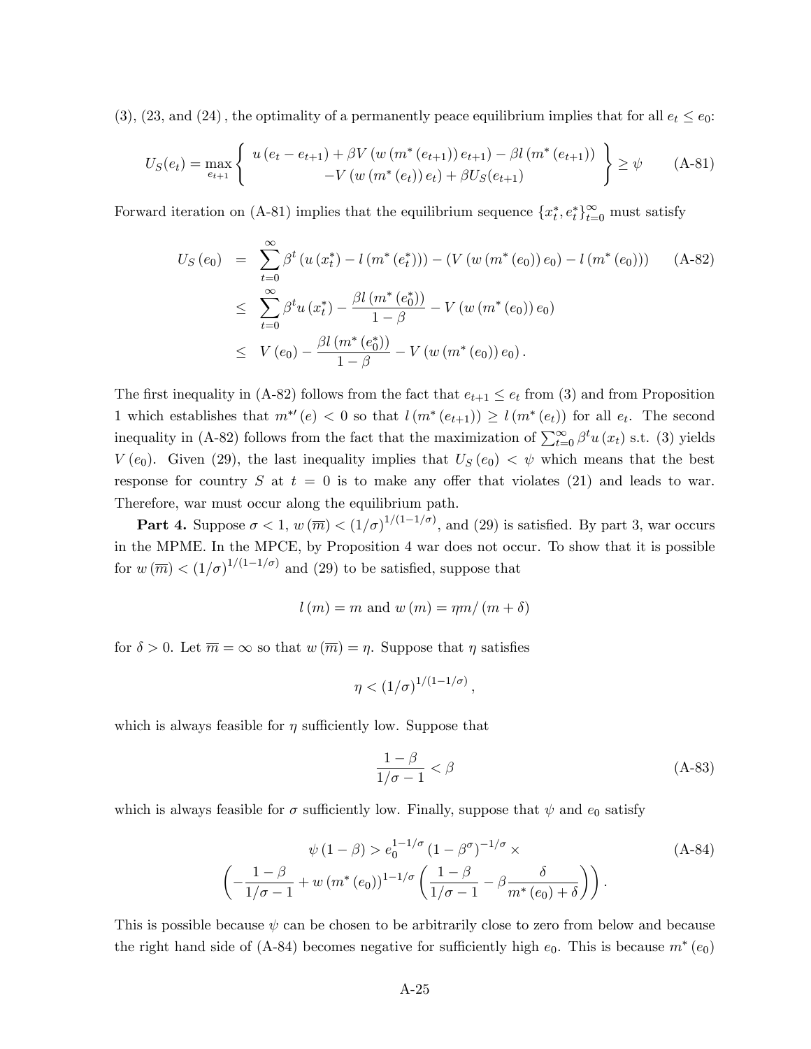(3), (23, and (24) , the optimality of a permanently peace equilibrium implies that for all $e_t \leq e_0$:

$$U_S(e_t) = \max_{e_{t+1}} \left\{ \begin{array}{c} u(e_t - e_{t+1}) + \beta V(w(m^*(e_{t+1}))e_{t+1}) - \beta l(m^*(e_{t+1})) \\ -V(w(m^*(e_t))e_t) + \beta U_S(e_{t+1}) \end{array} \right\} \geq \psi \tag{A-81}$$

Forward iteration on (A-81) implies that the equilibrium sequence $\{x_t^*, e_t^*\}_{t=0}^{\infty}$ must satisfy

$$\begin{aligned} U_S(e_0) &= \sum_{t=0}^{\infty} \beta^t \left(u(x_t^*) - l(m^*(e_t^*))\right) - \left(V(w(m^*(e_0))e_0) - l(m^*(e_0))\right) \qquad \text{(A-82)} \\ &\leq \sum_{t=0}^{\infty} \beta^t u(x_t^*) - \frac{\beta l(m^*(e_0^*))}{1-\beta} - V(w(m^*(e_0))e_0) \\ &\leq V(e_0) - \frac{\beta l(m^*(e_0^*))}{1-\beta} - V(w(m^*(e_0))e_0). \end{aligned}$$

The first inequality in (A-82) follows from the fact that $e_{t+1} \leq e_t$ from (3) and from Proposition 1 which establishes that $m^{*\prime}(e) < 0$ so that $l(m^*(e_{t+1})) \geq l(m^*(e_t))$ for all $e_t$. The second inequality in (A-82) follows from the fact that the maximization of $\sum_{t=0}^{\infty} \beta^t u(x_t)$ s.t. (3) yields $V(e_0)$. Given (29), the last inequality implies that $U_S(e_0) < \psi$ which means that the best response for country $S$ at $t = 0$ is to make any offer that violates (21) and leads to war. Therefore, war must occur along the equilibrium path.

**Part 4.** Suppose $\sigma < 1$, $w(\overline{m}) < (1/\sigma)^{1/(1-1/\sigma)}$, and (29) is satisfied. By part 3, war occurs in the MPME. In the MPCE, by Proposition 4 war does not occur. To show that it is possible for $w(\overline{m}) < (1/\sigma)^{1/(1-1/\sigma)}$ and (29) to be satisfied, suppose that

$$l(m) = m \text{ and } w(m) = \eta m / (m + \delta)$$

for $\delta > 0$. Let $\overline{m} = \infty$ so that $w(\overline{m}) = \eta$. Suppose that $\eta$ satisfies

$$\eta < (1/\sigma)^{1/(1-1/\sigma)},$$

which is always feasible for $\eta$ sufficiently low. Suppose that

$$\frac{1-\beta}{1/\sigma - 1} < \beta \tag{A-83}$$

which is always feasible for $\sigma$ sufficiently low. Finally, suppose that $\psi$ and $e_0$ satisfy

$$\psi(1-\beta) > e_0^{1-1/\sigma}(1-\beta^\sigma)^{-1/\sigma} \times \left(-\frac{1-\beta}{1/\sigma - 1} + w(m^*(e_0))^{1-1/\sigma}\left(\frac{1-\beta}{1/\sigma-1} - \beta\frac{\delta}{m^*(e_0)+\delta}\right)\right). \tag{A-84}$$

This is possible because $\psi$ can be chosen to be arbitrarily close to zero from below and because the right hand side of (A-84) becomes negative for sufficiently high $e_0$. This is because $m^*(e_0)$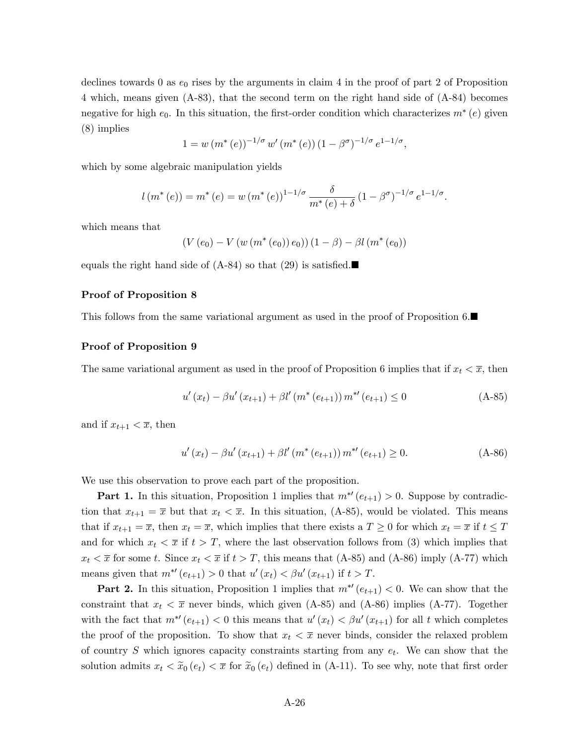declines towards 0 as $e_0$ rises by the arguments in claim 4 in the proof of part 2 of Proposition 4 which, means given (A-83), that the second term on the right hand side of (A-84) becomes negative for high $e_0$. In this situation, the first-order condition which characterizes $m^*(e)$ given (8) implies

$$1 = w(m^*(e))^{-1/\sigma} w'(m^*(e))(1-\beta^\sigma)^{-1/\sigma} e^{1-1/\sigma},$$

which by some algebraic manipulation yields

$$l(m^*(e)) = m^*(e) = w(m^*(e))^{1-1/\sigma} \frac{\delta}{m^*(e)+\delta}(1-\beta^\sigma)^{-1/\sigma} e^{1-1/\sigma}.$$

which means that

$$(V(e_0) - V(w(m^*(e_0))e_0))(1-\beta) - \beta l(m^*(e_0))$$

equals the right hand side of (A-84) so that (29) is satisfied.■

**Proof of Proposition 8**

This follows from the same variational argument as used in the proof of Proposition 6.■

**Proof of Proposition 9**

The same variational argument as used in the proof of Proposition 6 implies that if $x_t < \overline{x}$, then

$$u'(x_t) - \beta u'(x_{t+1}) + \beta l'(m^*(e_{t+1}))m^{*\prime}(e_{t+1}) \leq 0 \tag{A-85}$$

and if $x_{t+1} < \overline{x}$, then

$$u'(x_t) - \beta u'(x_{t+1}) + \beta l'(m^*(e_{t+1}))m^{*\prime}(e_{t+1}) \geq 0. \tag{A-86}$$

We use this observation to prove each part of the proposition.

**Part 1.** In this situation, Proposition 1 implies that $m^{*\prime}(e_{t+1}) > 0$. Suppose by contradiction that $x_{t+1} = \overline{x}$ but that $x_t < \overline{x}$. In this situation, (A-85), would be violated. This means that if $x_{t+1} = \overline{x}$, then $x_t = \overline{x}$, which implies that there exists a $T \geq 0$ for which $x_t = \overline{x}$ if $t \leq T$ and for which $x_t < \overline{x}$ if $t > T$, where the last observation follows from (3) which implies that $x_t < \overline{x}$ for some $t$. Since $x_t < \overline{x}$ if $t > T$, this means that (A-85) and (A-86) imply (A-77) which means given that $m^{*\prime}(e_{t+1}) > 0$ that $u'(x_t) < \beta u'(x_{t+1})$ if $t > T$.

**Part 2.** In this situation, Proposition 1 implies that $m^{*\prime}(e_{t+1}) < 0$. We can show that the constraint that $x_t < \overline{x}$ never binds, which given (A-85) and (A-86) implies (A-77). Together with the fact that $m^{*\prime}(e_{t+1}) < 0$ this means that $u'(x_t) < \beta u'(x_{t+1})$ for all $t$ which completes the proof of the proposition. To show that $x_t < \overline{x}$ never binds, consider the relaxed problem of country $S$ which ignores capacity constraints starting from any $e_t$. We can show that the solution admits $x_t < \widetilde{x}_0(e_t) < \overline{x}$ for $\widetilde{x}_0(e_t)$ defined in (A-11). To see why, note that first order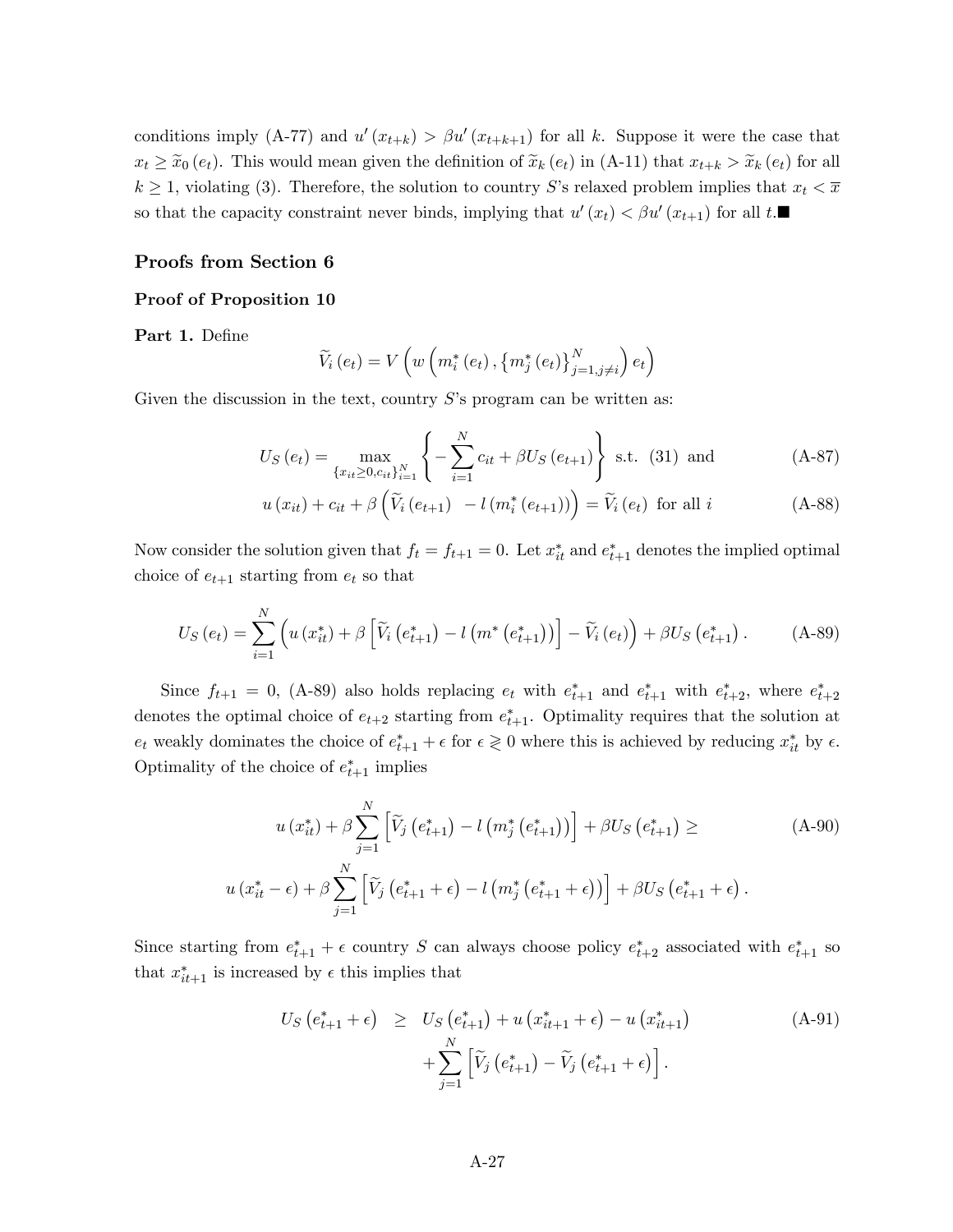conditions imply (A-77) and $u'(x_{t+k}) > \beta u'(x_{t+k+1})$ for all $k$. Suppose it were the case that $x_t \geq \widetilde{x}_0(e_t)$. This would mean given the definition of $\widetilde{x}_k(e_t)$ in (A-11) that $x_{t+k} > \widetilde{x}_k(e_t)$ for all $k \geq 1$, violating (3). Therefore, the solution to country $S$'s relaxed problem implies that $x_t < \overline{x}$ so that the capacity constraint never binds, implying that $u'(x_t) < \beta u'(x_{t+1})$ for all $t$.■

### Proofs from Section 6

#### Proof of Proposition 10

**Part 1.** Define

$$\widetilde{V}_i(e_t) = V\left(w\left(m_i^*(e_t), \{m_j^*(e_t)\}_{j=1, j\neq i}^N\right) e_t\right)$$

Given the discussion in the text, country $S$'s program can be written as:

$$U_S(e_t) = \max_{\{x_{it}\geq 0, c_{it}\}_{i=1}^N} \left\{-\sum_{i=1}^N c_{it} + \beta U_S(e_{t+1})\right\} \text{ s.t. (31) and} \tag{A-87}$$

$$u(x_{it}) + c_{it} + \beta\left(\widetilde{V}_i(e_{t+1}) \;\; - l(m_i^*(e_{t+1}))\right) = \widetilde{V}_i(e_t) \text{ for all } i \tag{A-88}$$

Now consider the solution given that $f_t = f_{t+1} = 0$. Let $x_{it}^*$ and $e_{t+1}^*$ denotes the implied optimal choice of $e_{t+1}$ starting from $e_t$ so that

$$U_S(e_t) = \sum_{i=1}^N \left(u(x_{it}^*) + \beta\left[\widetilde{V}_i(e_{t+1}^*) - l(m^*(e_{t+1}^*))\right] - \widetilde{V}_i(e_t)\right) + \beta U_S(e_{t+1}^*). \tag{A-89}$$

Since $f_{t+1} = 0$, (A-89) also holds replacing $e_t$ with $e_{t+1}^*$ and $e_{t+1}^*$ with $e_{t+2}^*$, where $e_{t+2}^*$ denotes the optimal choice of $e_{t+2}$ starting from $e_{t+1}^*$. Optimality requires that the solution at $e_t$ weakly dominates the choice of $e_{t+1}^* + \epsilon$ for $\epsilon \gtrless 0$ where this is achieved by reducing $x_{it}^*$ by $\epsilon$. Optimality of the choice of $e_{t+1}^*$ implies

$$\begin{aligned} u(x_{it}^*) + \beta\sum_{j=1}^N \left[\widetilde{V}_j(e_{t+1}^*) - l(m_j^*(e_{t+1}^*))\right] + \beta U_S(e_{t+1}^*) \geq \\ u(x_{it}^* - \epsilon) + \beta\sum_{j=1}^N \left[\widetilde{V}_j(e_{t+1}^* + \epsilon) - l(m_j^*(e_{t+1}^* + \epsilon))\right] + \beta U_S(e_{t+1}^* + \epsilon). \end{aligned} \tag{A-90}$$

Since starting from $e_{t+1}^* + \epsilon$ country $S$ can always choose policy $e_{t+2}^*$ associated with $e_{t+1}^*$ so that $x_{it+1}^*$ is increased by $\epsilon$ this implies that

$$\begin{aligned} U_S(e_{t+1}^* + \epsilon) \;\; &\geq \;\; U_S(e_{t+1}^*) + u(x_{it+1}^* + \epsilon) - u(x_{it+1}^*) \\ &+ \sum_{j=1}^N \left[\widetilde{V}_j(e_{t+1}^*) - \widetilde{V}_j(e_{t+1}^* + \epsilon)\right]. \end{aligned} \tag{A-91}$$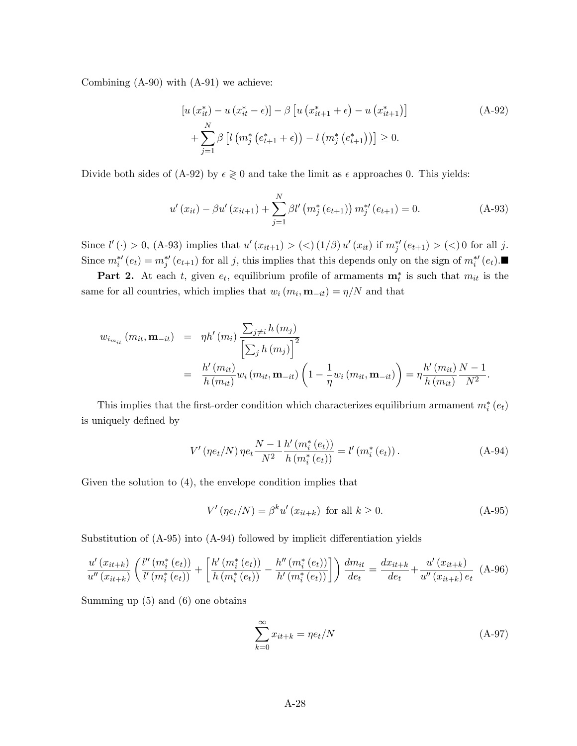Combining (A-90) with (A-91) we achieve:

$$
\begin{aligned}
&\left[u\left(x_{it}^{*}\right)-u\left(x_{it}^{*}-\epsilon\right)\right]-\beta\left[u\left(x_{it+1}^{*}+\epsilon\right)-u\left(x_{it+1}^{*}\right)\right] \\
&\quad+\sum_{j=1}^{N}\beta\left[l\left(m_{j}^{*}\left(e_{t+1}^{*}+\epsilon\right)\right)-l\left(m_{j}^{*}\left(e_{t+1}^{*}\right)\right)\right]\geq 0.
\end{aligned} \tag{A-92}
$$

Divide both sides of (A-92) by $\epsilon \gtreqless 0$ and take the limit as $\epsilon$ approaches 0. This yields:

$$
u'\left(x_{it}\right)-\beta u'\left(x_{it+1}\right)+\sum_{j=1}^{N}\beta l'\left(m_{j}^{*}\left(e_{t+1}\right)\right)m_{j}^{*\prime}\left(e_{t+1}\right)=0. \tag{A-93}
$$

Since $l'(\cdot)>0$, (A-93) implies that $u'\left(x_{it+1}\right)>(<)\left(1/\beta\right)u'\left(x_{it}\right)$ if $m_{j}^{*\prime}\left(e_{t+1}\right)>(<)\,0$ for all $j$. Since $m_{i}^{*\prime}\left(e_{t}\right)=m_{j}^{*\prime}\left(e_{t+1}\right)$ for all $j$, this implies that this depends only on the sign of $m_{i}^{*\prime}\left(e_{t}\right)$.■

**Part 2.** At each $t$, given $e_t$, equilibrium profile of armaments $\mathbf{m}_{t}^{*}$ is such that $m_{it}$ is the same for all countries, which implies that $w_i\left(m_i,\mathbf{m}_{-it}\right)=\eta/N$ and that

$$
\begin{aligned}
w_{i_{m_{it}}}\left(m_{it},\mathbf{m}_{-it}\right) &= \eta h'\left(m_i\right)\frac{\sum_{j\neq i}h\left(m_j\right)}{\left[\sum_{j}h\left(m_j\right)\right]^{2}} \\
&= \frac{h'\left(m_{it}\right)}{h\left(m_{it}\right)}w_i\left(m_{it},\mathbf{m}_{-it}\right)\left(1-\frac{1}{\eta}w_i\left(m_{it},\mathbf{m}_{-it}\right)\right)=\eta\frac{h'\left(m_{it}\right)}{h\left(m_{it}\right)}\frac{N-1}{N^{2}}.
\end{aligned}
$$

This implies that the first-order condition which characterizes equilibrium armament $m_{i}^{*}\left(e_t\right)$ is uniquely defined by

$$
V'\left(\eta e_t/N\right)\eta e_t\frac{N-1}{N^{2}}\frac{h'\left(m_{i}^{*}\left(e_t\right)\right)}{h\left(m_{i}^{*}\left(e_t\right)\right)}=l'\left(m_{i}^{*}\left(e_t\right)\right). \tag{A-94}
$$

Given the solution to (4), the envelope condition implies that

$$
V'\left(\eta e_t/N\right)=\beta^{k}u'\left(x_{it+k}\right)\ \text{ for all } k\geq 0. \tag{A-95}
$$

Substitution of (A-95) into (A-94) followed by implicit differentiation yields

$$
\frac{u'\left(x_{it+k}\right)}{u''\left(x_{it+k}\right)}\left(\frac{l''\left(m_{i}^{*}\left(e_t\right)\right)}{l'\left(m_{i}^{*}\left(e_t\right)\right)}+\left[\frac{h'\left(m_{i}^{*}\left(e_t\right)\right)}{h\left(m_{i}^{*}\left(e_t\right)\right)}-\frac{h''\left(m_{i}^{*}\left(e_t\right)\right)}{h'\left(m_{i}^{*}\left(e_t\right)\right)}\right]\right)\frac{dm_{it}}{de_t}=\frac{dx_{it+k}}{de_t}+\frac{u'\left(x_{it+k}\right)}{u''\left(x_{it+k}\right)e_t} \tag{A-96}
$$

Summing up (5) and (6) one obtains

$$
\sum_{k=0}^{\infty}x_{it+k}=\eta e_t/N \tag{A-97}
$$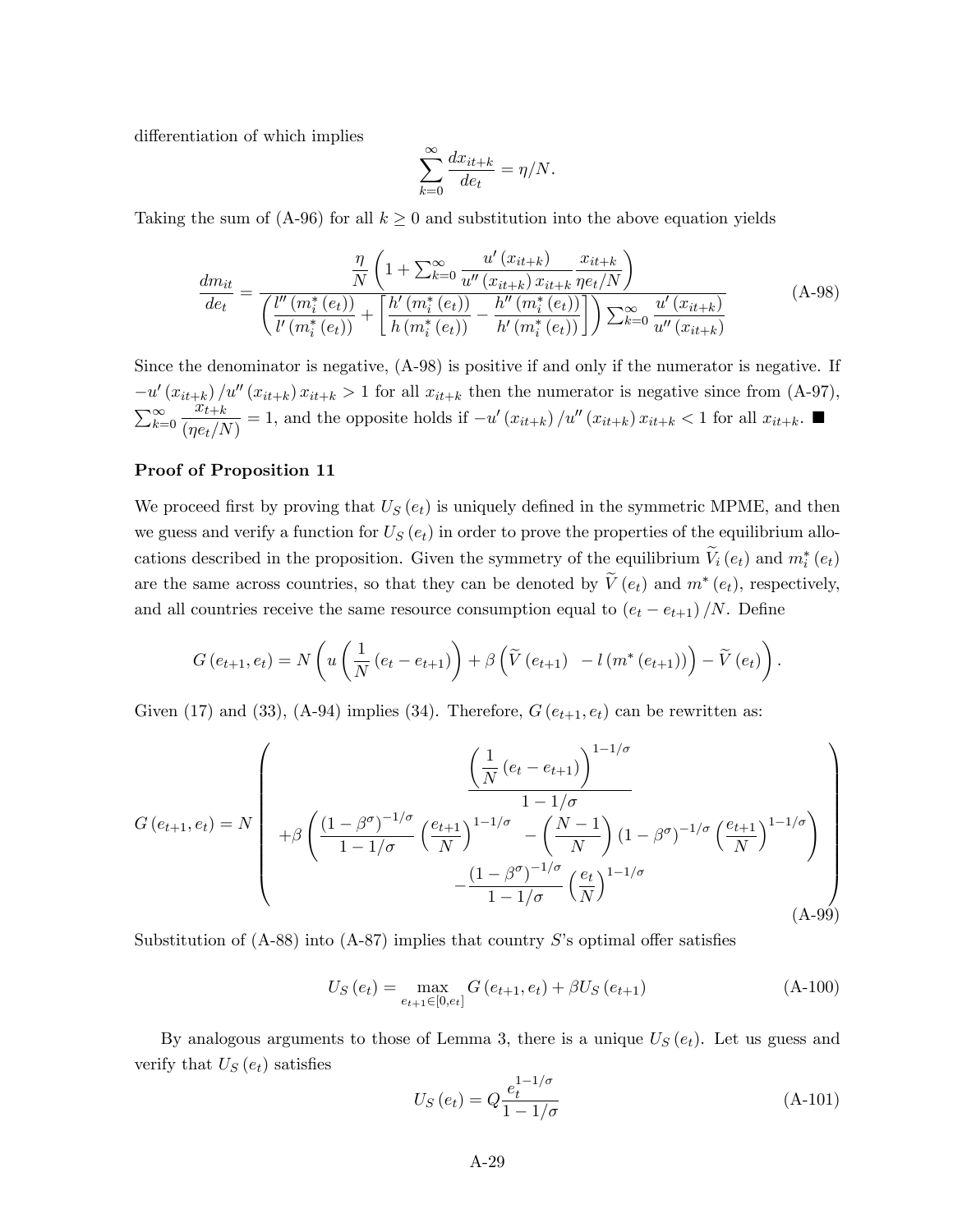differentiation of which implies

$$\sum_{k=0}^{\infty} \frac{dx_{it+k}}{de_t} = \eta/N.$$

Taking the sum of (A-96) for all $k \geq 0$ and substitution into the above equation yields

$$\frac{dm_{it}}{de_t} = \frac{\dfrac{\eta}{N}\left(1 + \sum_{k=0}^{\infty} \dfrac{u'(x_{it+k})}{u''(x_{it+k})\, x_{it+k}} \dfrac{x_{it+k}}{\eta e_t/N}\right)}{\left(\dfrac{l''(m_i^*(e_t))}{l'(m_i^*(e_t))} + \left[\dfrac{h'(m_i^*(e_t))}{h(m_i^*(e_t))} - \dfrac{h''(m_i^*(e_t))}{h'(m_i^*(e_t))}\right]\right) \sum_{k=0}^{\infty} \dfrac{u'(x_{it+k})}{u''(x_{it+k})}} \tag{A-98}$$

Since the denominator is negative, (A-98) is positive if and only if the numerator is negative. If $-u'(x_{it+k})/u''(x_{it+k})\, x_{it+k} > 1$ for all $x_{it+k}$ then the numerator is negative since from (A-97), $\sum_{k=0}^{\infty} \dfrac{x_{t+k}}{(\eta e_t/N)} = 1$, and the opposite holds if $-u'(x_{it+k})/u''(x_{it+k})\, x_{it+k} < 1$ for all $x_{it+k}$. ■

**Proof of Proposition 11**

We proceed first by proving that $U_S(e_t)$ is uniquely defined in the symmetric MPME, and then we guess and verify a function for $U_S(e_t)$ in order to prove the properties of the equilibrium allocations described in the proposition. Given the symmetry of the equilibrium $\widetilde{V}_i(e_t)$ and $m_i^*(e_t)$ are the same across countries, so that they can be denoted by $\widetilde{V}(e_t)$ and $m^*(e_t)$, respectively, and all countries receive the same resource consumption equal to $(e_t - e_{t+1})/N$. Define

$$G(e_{t+1}, e_t) = N\left(u\left(\frac{1}{N}(e_t - e_{t+1})\right) + \beta\left(\widetilde{V}(e_{t+1}) \;\; - l(m^*(e_{t+1}))\right) - \widetilde{V}(e_t)\right).$$

Given (17) and (33), (A-94) implies (34). Therefore, $G(e_{t+1}, e_t)$ can be rewritten as:

$$G(e_{t+1}, e_t) = N\left(\begin{array}{c} \dfrac{\left(\dfrac{1}{N}(e_t - e_{t+1})\right)^{1-1/\sigma}}{1-1/\sigma} \\ +\beta\left(\dfrac{(1-\beta^\sigma)^{-1/\sigma}}{1-1/\sigma}\left(\dfrac{e_{t+1}}{N}\right)^{1-1/\sigma} \;\; - \left(\dfrac{N-1}{N}\right)(1-\beta^\sigma)^{-1/\sigma}\left(\dfrac{e_{t+1}}{N}\right)^{1-1/\sigma}\right) \\ -\dfrac{(1-\beta^\sigma)^{-1/\sigma}}{1-1/\sigma}\left(\dfrac{e_t}{N}\right)^{1-1/\sigma} \end{array}\right) \tag{A-99}$$

Substitution of (A-88) into (A-87) implies that country $S$'s optimal offer satisfies

$$U_S(e_t) = \max_{e_{t+1} \in [0, e_t]} G(e_{t+1}, e_t) + \beta U_S(e_{t+1}) \tag{A-100}$$

By analogous arguments to those of Lemma 3, there is a unique $U_S(e_t)$. Let us guess and verify that $U_S(e_t)$ satisfies

$$U_S(e_t) = Q\frac{e_t^{1-1/\sigma}}{1-1/\sigma} \tag{A-101}$$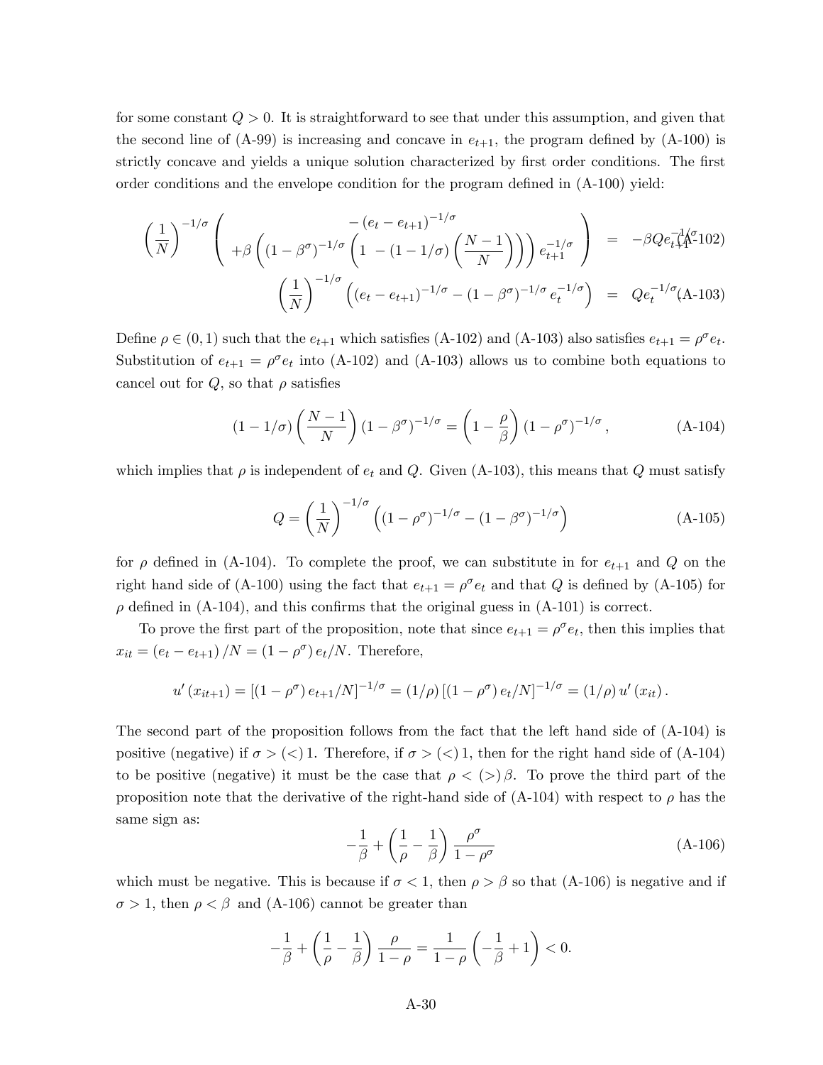for some constant $Q > 0$. It is straightforward to see that under this assumption, and given that the second line of (A-99) is increasing and concave in $e_{t+1}$, the program defined by (A-100) is strictly concave and yields a unique solution characterized by first order conditions. The first order conditions and the envelope condition for the program defined in (A-100) yield:

$$\left(\frac{1}{N}\right)^{-1/\sigma}\left(\begin{array}{c} -\left(e_t - e_{t+1}\right)^{-1/\sigma} \\ +\beta\left(\left(1-\beta^{\sigma}\right)^{-1/\sigma}\left(1 - \left(1 - 1/\sigma\right)\left(\frac{N-1}{N}\right)\right)\right) e_{t+1}^{-1/\sigma} \end{array}\right) = -\beta Q e_{t+1}^{-1/\sigma} \tag{A-102}$$

$$\left(\frac{1}{N}\right)^{-1/\sigma}\left(\left(e_t - e_{t+1}\right)^{-1/\sigma} - \left(1-\beta^{\sigma}\right)^{-1/\sigma} e_t^{-1/\sigma}\right) = Q e_t^{-1/\sigma} \tag{A-103}$$

Define $\rho \in (0,1)$ such that the $e_{t+1}$ which satisfies (A-102) and (A-103) also satisfies $e_{t+1} = \rho^{\sigma} e_t$. Substitution of $e_{t+1} = \rho^{\sigma} e_t$ into (A-102) and (A-103) allows us to combine both equations to cancel out for $Q$, so that $\rho$ satisfies

$$\left(1 - 1/\sigma\right)\left(\frac{N-1}{N}\right)\left(1-\beta^{\sigma}\right)^{-1/\sigma} = \left(1 - \frac{\rho}{\beta}\right)\left(1-\rho^{\sigma}\right)^{-1/\sigma}, \tag{A-104}$$

which implies that $\rho$ is independent of $e_t$ and $Q$. Given (A-103), this means that $Q$ must satisfy

$$Q = \left(\frac{1}{N}\right)^{-1/\sigma}\left(\left(1-\rho^{\sigma}\right)^{-1/\sigma} - \left(1-\beta^{\sigma}\right)^{-1/\sigma}\right) \tag{A-105}$$

for $\rho$ defined in (A-104). To complete the proof, we can substitute in for $e_{t+1}$ and $Q$ on the right hand side of (A-100) using the fact that $e_{t+1} = \rho^{\sigma} e_t$ and that $Q$ is defined by (A-105) for $\rho$ defined in (A-104), and this confirms that the original guess in (A-101) is correct.

To prove the first part of the proposition, note that since $e_{t+1} = \rho^{\sigma} e_t$, then this implies that $x_{it} = \left(e_t - e_{t+1}\right)/N = \left(1-\rho^{\sigma}\right) e_t / N$. Therefore,

$$u'\left(x_{it+1}\right) = \left[\left(1-\rho^{\sigma}\right) e_{t+1}/N\right]^{-1/\sigma} = (1/\rho)\left[\left(1-\rho^{\sigma}\right) e_t/N\right]^{-1/\sigma} = (1/\rho)\, u'\left(x_{it}\right).$$

The second part of the proposition follows from the fact that the left hand side of (A-104) is positive (negative) if $\sigma > (<)\, 1$. Therefore, if $\sigma > (<)\, 1$, then for the right hand side of (A-104) to be positive (negative) it must be the case that $\rho < (>)\, \beta$. To prove the third part of the proposition note that the derivative of the right-hand side of (A-104) with respect to $\rho$ has the same sign as:

$$-\frac{1}{\beta} + \left(\frac{1}{\rho} - \frac{1}{\beta}\right)\frac{\rho^{\sigma}}{1-\rho^{\sigma}} \tag{A-106}$$

which must be negative. This is because if $\sigma < 1$, then $\rho > \beta$ so that (A-106) is negative and if $\sigma > 1$, then $\rho < \beta$ and (A-106) cannot be greater than

$$-\frac{1}{\beta} + \left(\frac{1}{\rho} - \frac{1}{\beta}\right)\frac{\rho}{1-\rho} = \frac{1}{1-\rho}\left(-\frac{1}{\beta} + 1\right) < 0.$$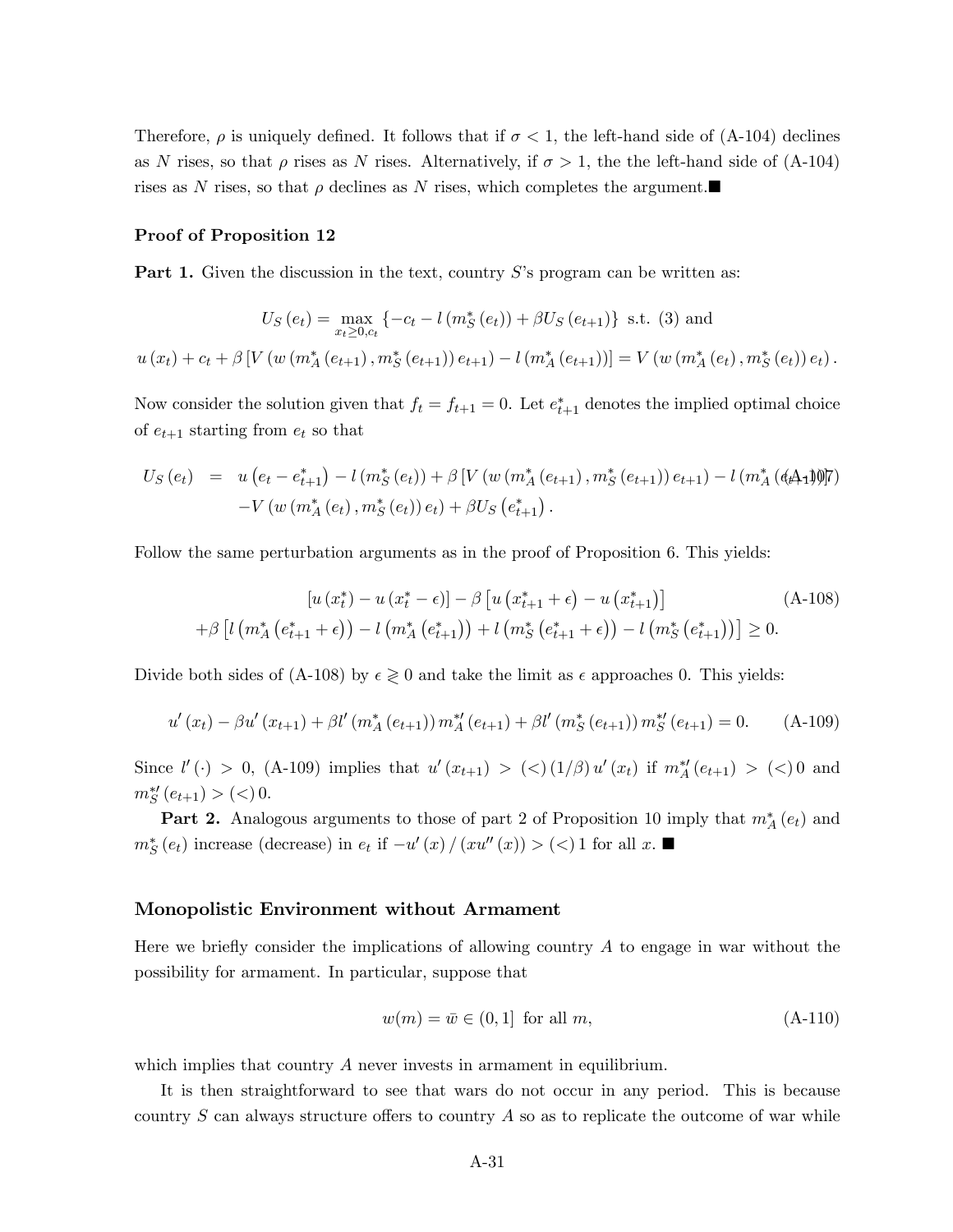Therefore, $\rho$ is uniquely defined. It follows that if $\sigma < 1$, the left-hand side of (A-104) declines as $N$ rises, so that $\rho$ rises as $N$ rises. Alternatively, if $\sigma > 1$, the the left-hand side of (A-104) rises as $N$ rises, so that $\rho$ declines as $N$ rises, which completes the argument.■

**Proof of Proposition 12**

**Part 1.** Given the discussion in the text, country $S$'s program can be written as:

$$U_S(e_t) = \max_{x_t \geq 0, c_t} \{-c_t - l(m_S^*(e_t)) + \beta U_S(e_{t+1})\} \text{ s.t. (3) and}$$

$$u(x_t) + c_t + \beta [V(w(m_A^*(e_{t+1}), m_S^*(e_{t+1})) e_{t+1}) - l(m_A^*(e_{t+1}))] = V(w(m_A^*(e_t), m_S^*(e_t)) e_t).$$

Now consider the solution given that $f_t = f_{t+1} = 0$. Let $e_{t+1}^*$ denotes the implied optimal choice of $e_{t+1}$ starting from $e_t$ so that

$$\begin{aligned} U_S(e_t) &= u(e_t - e_{t+1}^*) - l(m_S^*(e_t)) + \beta [V(w(m_A^*(e_{t+1}), m_S^*(e_{t+1})) e_{t+1}) - l(m_A^*(e_{t+1}))] \\ &\quad - V(w(m_A^*(e_t), m_S^*(e_t)) e_t) + \beta U_S(e_{t+1}^*). \end{aligned} \tag{A-107}$$

Follow the same perturbation arguments as in the proof of Proposition 6. This yields:

$$\begin{aligned} &[u(x_t^*) - u(x_t^* - \epsilon)] - \beta [u(x_{t+1}^* + \epsilon) - u(x_{t+1}^*)] \\ &+ \beta [l(m_A^*(e_{t+1}^* + \epsilon)) - l(m_A^*(e_{t+1}^*)) + l(m_S^*(e_{t+1}^* + \epsilon)) - l(m_S^*(e_{t+1}^*))] \geq 0. \end{aligned} \tag{A-108}$$

Divide both sides of (A-108) by $\epsilon \gtrless 0$ and take the limit as $\epsilon$ approaches 0. This yields:

$$u'(x_t) - \beta u'(x_{t+1}) + \beta l'(m_A^*(e_{t+1})) m_A^{*\prime}(e_{t+1}) + \beta l'(m_S^*(e_{t+1})) m_S^{*\prime}(e_{t+1}) = 0. \tag{A-109}$$

Since $l'(\cdot) > 0$, (A-109) implies that $u'(x_{t+1}) > (<) (1/\beta) u'(x_t)$ if $m_A^{*\prime}(e_{t+1}) > (<) 0$ and $m_S^{*\prime}(e_{t+1}) > (<) 0$.

**Part 2.** Analogous arguments to those of part 2 of Proposition 10 imply that $m_A^*(e_t)$ and $m_S^*(e_t)$ increase (decrease) in $e_t$ if $-u'(x)/(xu''(x)) > (<) 1$ for all $x$. ■

### Monopolistic Environment without Armament

Here we briefly consider the implications of allowing country $A$ to engage in war without the possibility for armament. In particular, suppose that

$$w(m) = \bar{w} \in (0, 1] \text{ for all } m, \tag{A-110}$$

which implies that country $A$ never invests in armament in equilibrium.

It is then straightforward to see that wars do not occur in any period. This is because country $S$ can always structure offers to country $A$ so as to replicate the outcome of war while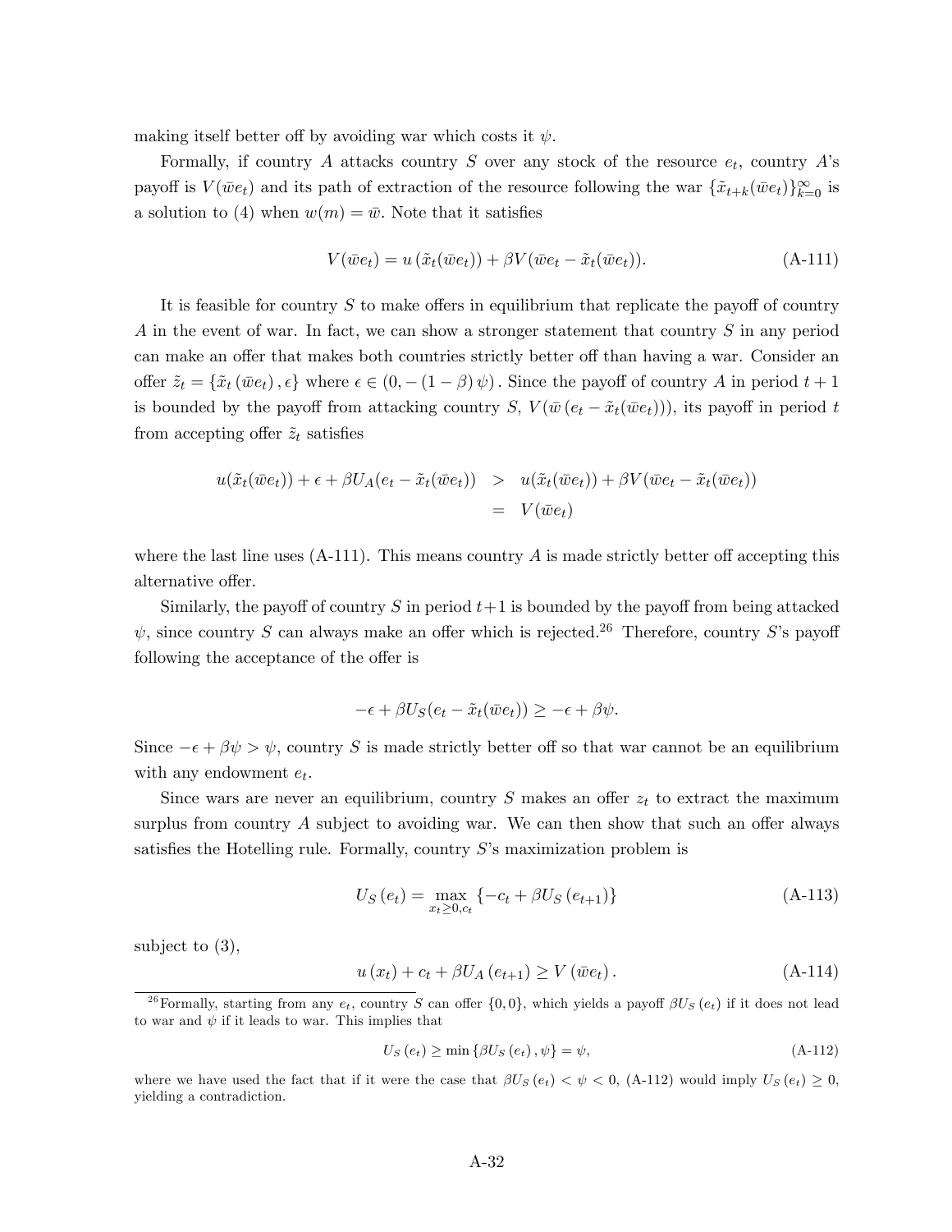making itself better off by avoiding war which costs it $\psi$.

Formally, if country $A$ attacks country $S$ over any stock of the resource $e_t$, country $A$'s payoff is $V(\bar{w}e_t)$ and its path of extraction of the resource following the war $\{\tilde{x}_{t+k}(\bar{w}e_t)\}_{k=0}^{\infty}$ is a solution to (4) when $w(m) = \bar{w}$. Note that it satisfies

$$V(\bar{w}e_t) = u\left(\tilde{x}_t(\bar{w}e_t)\right) + \beta V(\bar{w}e_t - \tilde{x}_t(\bar{w}e_t)). \tag{A-111}$$

It is feasible for country $S$ to make offers in equilibrium that replicate the payoff of country $A$ in the event of war. In fact, we can show a stronger statement that country $S$ in any period can make an offer that makes both countries strictly better off than having a war. Consider an offer $\tilde{z}_t = \{\tilde{x}_t\left(\bar{w}e_t\right), \epsilon\}$ where $\epsilon \in (0, -(1-\beta)\psi)$. Since the payoff of country $A$ in period $t+1$ is bounded by the payoff from attacking country $S$, $V(\bar{w}\left(e_t - \tilde{x}_t(\bar{w}e_t)\right))$, its payoff in period $t$ from accepting offer $\tilde{z}_t$ satisfies

$$\begin{aligned} u(\tilde{x}_t(\bar{w}e_t)) + \epsilon + \beta U_A(e_t - \tilde{x}_t(\bar{w}e_t)) &> u(\tilde{x}_t(\bar{w}e_t)) + \beta V(\bar{w}e_t - \tilde{x}_t(\bar{w}e_t)) \\ &= V(\bar{w}e_t) \end{aligned}$$

where the last line uses (A-111). This means country $A$ is made strictly better off accepting this alternative offer.

Similarly, the payoff of country $S$ in period $t+1$ is bounded by the payoff from being attacked $\psi$, since country $S$ can always make an offer which is rejected.[26] Therefore, country $S$'s payoff following the acceptance of the offer is

$$-\epsilon + \beta U_S(e_t - \tilde{x}_t(\bar{w}e_t)) \geq -\epsilon + \beta\psi.$$

Since $-\epsilon + \beta\psi > \psi$, country $S$ is made strictly better off so that war cannot be an equilibrium with any endowment $e_t$.

Since wars are never an equilibrium, country $S$ makes an offer $z_t$ to extract the maximum surplus from country $A$ subject to avoiding war. We can then show that such an offer always satisfies the Hotelling rule. Formally, country $S$'s maximization problem is

$$U_S\left(e_t\right) = \max_{x_t \geq 0, c_t} \left\{-c_t + \beta U_S\left(e_{t+1}\right)\right\} \tag{A-113}$$

subject to (3),

$$u\left(x_t\right) + c_t + \beta U_A\left(e_{t+1}\right) \geq V\left(\bar{w}e_t\right). \tag{A-114}$$

[26] Formally, starting from any $e_t$, country $S$ can offer $\{0, 0\}$, which yields a payoff $\beta U_S\left(e_t\right)$ if it does not lead to war and $\psi$ if it leads to war. This implies that

$$U_S\left(e_t\right) \geq \min\left\{\beta U_S\left(e_t\right), \psi\right\} = \psi, \tag{A-112}$$

where we have used the fact that if it were the case that $\beta U_S\left(e_t\right) < \psi < 0$, (A-112) would imply $U_S\left(e_t\right) \geq 0$, yielding a contradiction.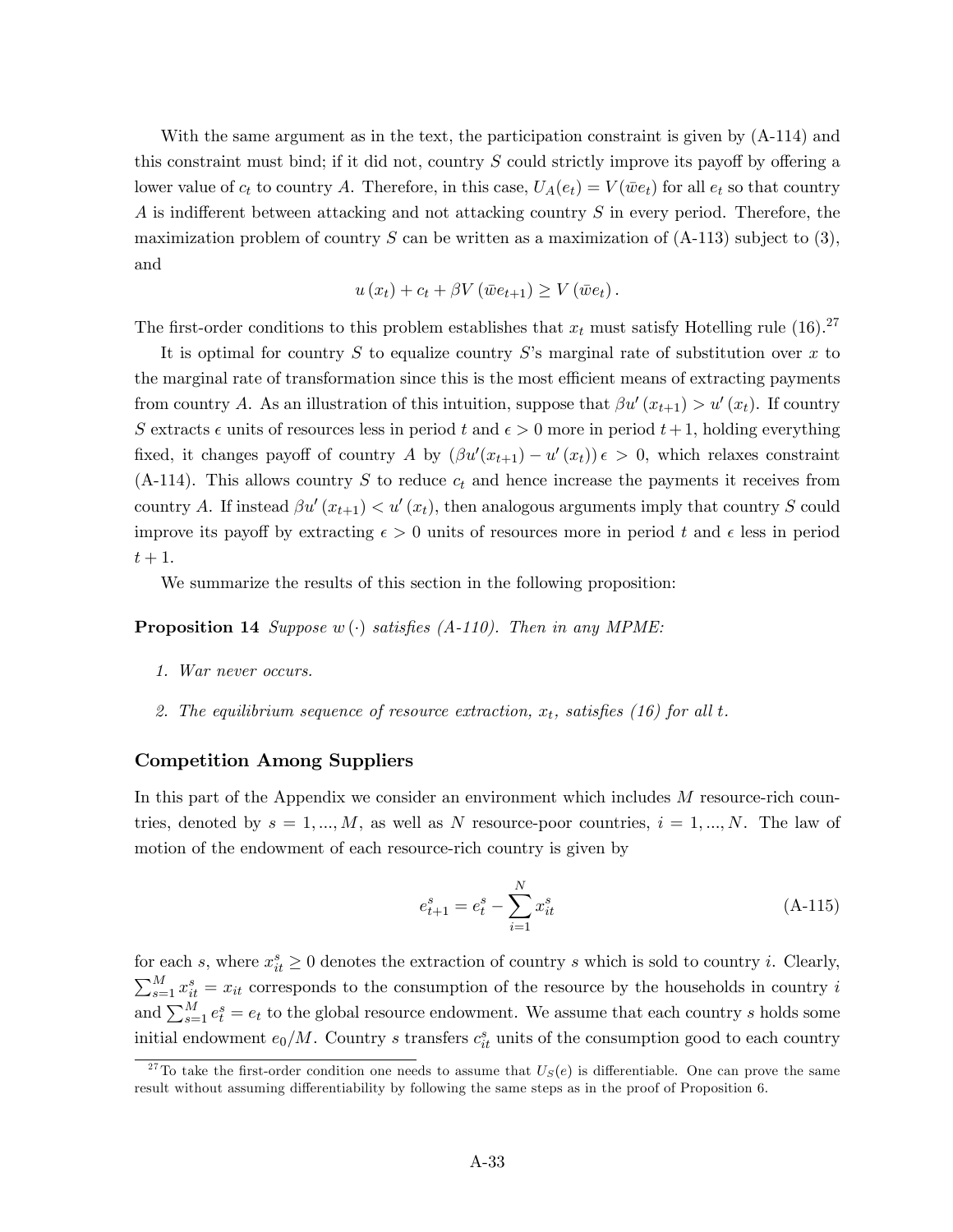With the same argument as in the text, the participation constraint is given by (A-114) and this constraint must bind; if it did not, country $S$ could strictly improve its payoff by offering a lower value of $c_t$ to country $A$. Therefore, in this case, $U_A(e_t) = V(\bar{w}e_t)$ for all $e_t$ so that country $A$ is indifferent between attacking and not attacking country $S$ in every period. Therefore, the maximization problem of country $S$ can be written as a maximization of (A-113) subject to (3), and

$$u(x_t) + c_t + \beta V(\bar{w}e_{t+1}) \geq V(\bar{w}e_t).$$

The first-order conditions to this problem establishes that $x_t$ must satisfy Hotelling rule (16).[27]

It is optimal for country $S$ to equalize country $S$'s marginal rate of substitution over $x$ to the marginal rate of transformation since this is the most efficient means of extracting payments from country $A$. As an illustration of this intuition, suppose that $\beta u'(x_{t+1}) > u'(x_t)$. If country $S$ extracts $\epsilon$ units of resources less in period $t$ and $\epsilon > 0$ more in period $t+1$, holding everything fixed, it changes payoff of country $A$ by $(\beta u'(x_{t+1}) - u'(x_t))\epsilon > 0$, which relaxes constraint (A-114). This allows country $S$ to reduce $c_t$ and hence increase the payments it receives from country $A$. If instead $\beta u'(x_{t+1}) < u'(x_t)$, then analogous arguments imply that country $S$ could improve its payoff by extracting $\epsilon > 0$ units of resources more in period $t$ and $\epsilon$ less in period $t+1$.

We summarize the results of this section in the following proposition:

**Proposition 14** *Suppose $w(\cdot)$ satisfies (A-110). Then in any MPME:*

1. *War never occurs.*
2. *The equilibrium sequence of resource extraction, $x_t$, satisfies (16) for all $t$.*

### Competition Among Suppliers

In this part of the Appendix we consider an environment which includes $M$ resource-rich countries, denoted by $s = 1, ..., M$, as well as $N$ resource-poor countries, $i = 1, ..., N$. The law of motion of the endowment of each resource-rich country is given by

$$e^s_{t+1} = e^s_t - \sum_{i=1}^{N} x^s_{it} \tag{A-115}$$

for each $s$, where $x^s_{it} \geq 0$ denotes the extraction of country $s$ which is sold to country $i$. Clearly, $\sum_{s=1}^{M} x^s_{it} = x_{it}$ corresponds to the consumption of the resource by the households in country $i$ and $\sum_{s=1}^{M} e^s_t = e_t$ to the global resource endowment. We assume that each country $s$ holds some initial endowment $e_0/M$. Country $s$ transfers $c^s_{it}$ units of the consumption good to each country

[27] To take the first-order condition one needs to assume that $U_S(e)$ is differentiable. One can prove the same result without assuming differentiability by following the same steps as in the proof of Proposition 6.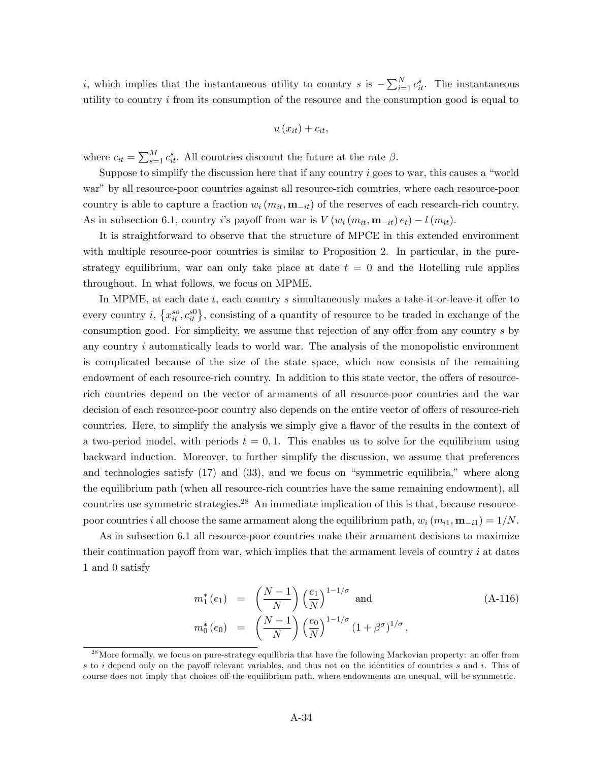$i$, which implies that the instantaneous utility to country $s$ is $-\sum_{i=1}^{N} c_{it}^{s}$. The instantaneous utility to country $i$ from its consumption of the resource and the consumption good is equal to

$$u(x_{it}) + c_{it},$$

where $c_{it} = \sum_{s=1}^{M} c_{it}^{s}$. All countries discount the future at the rate $\beta$.

Suppose to simplify the discussion here that if any country $i$ goes to war, this causes a "world war" by all resource-poor countries against all resource-rich countries, where each resource-poor country is able to capture a fraction $w_i(m_{it}, \mathbf{m}_{-it})$ of the reserves of each research-rich country. As in subsection 6.1, country $i$'s payoff from war is $V(w_i(m_{it}, \mathbf{m}_{-it})e_t) - l(m_{it})$.

It is straightforward to observe that the structure of MPCE in this extended environment with multiple resource-poor countries is similar to Proposition 2. In particular, in the pure-strategy equilibrium, war can only take place at date $t = 0$ and the Hotelling rule applies throughout. In what follows, we focus on MPME.

In MPME, at each date $t$, each country $s$ simultaneously makes a take-it-or-leave-it offer to every country $i$, $\{x_{it}^{so}, c_{it}^{s0}\}$, consisting of a quantity of resource to be traded in exchange of the consumption good. For simplicity, we assume that rejection of any offer from any country $s$ by any country $i$ automatically leads to world war. The analysis of the monopolistic environment is complicated because of the size of the state space, which now consists of the remaining endowment of each resource-rich country. In addition to this state vector, the offers of resource-rich countries depend on the vector of armaments of all resource-poor countries and the war decision of each resource-poor country also depends on the entire vector of offers of resource-rich countries. Here, to simplify the analysis we simply give a flavor of the results in the context of a two-period model, with periods $t = 0, 1$. This enables us to solve for the equilibrium using backward induction. Moreover, to further simplify the discussion, we assume that preferences and technologies satisfy (17) and (33), and we focus on "symmetric equilibria," where along the equilibrium path (when all resource-rich countries have the same remaining endowment), all countries use symmetric strategies.[28] An immediate implication of this is that, because resource-poor countries $i$ all choose the same armament along the equilibrium path, $w_i(m_{i1}, \mathbf{m}_{-i1}) = 1/N$.

As in subsection 6.1 all resource-poor countries make their armament decisions to maximize their continuation payoff from war, which implies that the armament levels of country $i$ at dates 1 and 0 satisfy

$$\begin{aligned} m_1^*(e_1) &= \left(\frac{N-1}{N}\right)\left(\frac{e_1}{N}\right)^{1-1/\sigma} \text{ and} \\ m_0^*(e_0) &= \left(\frac{N-1}{N}\right)\left(\frac{e_0}{N}\right)^{1-1/\sigma}(1+\beta^{\sigma})^{1/\sigma}, \end{aligned} \tag{A-116}$$

[28] More formally, we focus on pure-strategy equilibria that have the following Markovian property: an offer from $s$ to $i$ depend only on the payoff relevant variables, and thus not on the identities of countries $s$ and $i$. This of course does not imply that choices off-the-equilibrium path, where endowments are unequal, will be symmetric.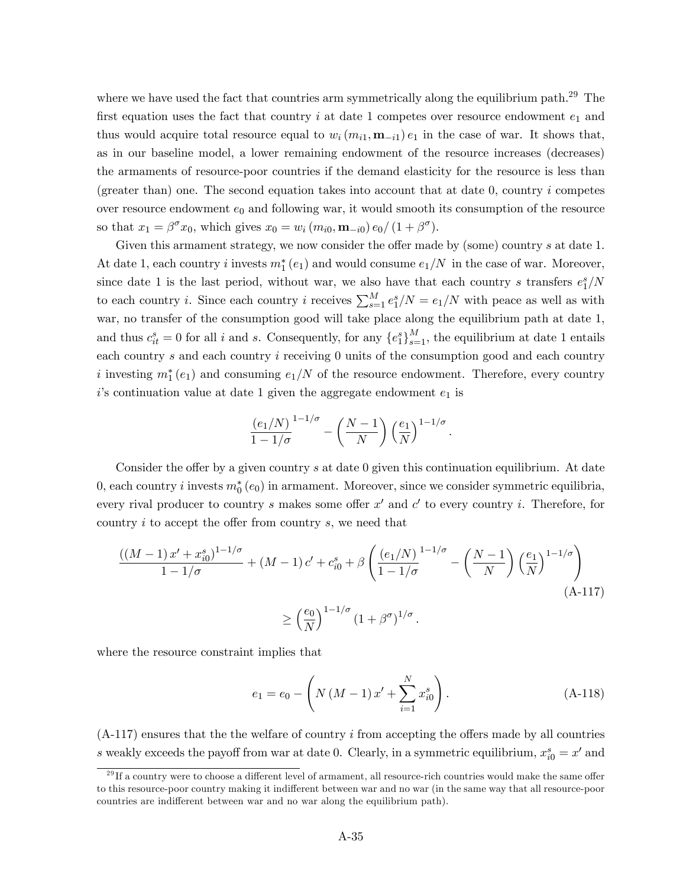where we have used the fact that countries arm symmetrically along the equilibrium path.[29] The first equation uses the fact that country $i$ at date 1 competes over resource endowment $e_1$ and thus would acquire total resource equal to $w_i(m_{i1}, \mathbf{m}_{-i1}) e_1$ in the case of war. It shows that, as in our baseline model, a lower remaining endowment of the resource increases (decreases) the armaments of resource-poor countries if the demand elasticity for the resource is less than (greater than) one. The second equation takes into account that at date 0, country $i$ competes over resource endowment $e_0$ and following war, it would smooth its consumption of the resource so that $x_1 = \beta^\sigma x_0$, which gives $x_0 = w_i(m_{i0}, \mathbf{m}_{-i0}) e_0 / (1 + \beta^\sigma)$.

Given this armament strategy, we now consider the offer made by (some) country $s$ at date 1. At date 1, each country $i$ invests $m_1^*(e_1)$ and would consume $e_1/N$ in the case of war. Moreover, since date 1 is the last period, without war, we also have that each country $s$ transfers $e_1^s/N$ to each country $i$. Since each country $i$ receives $\sum_{s=1}^M e_1^s/N = e_1/N$ with peace as well as with war, no transfer of the consumption good will take place along the equilibrium path at date 1, and thus $c_{it}^s = 0$ for all $i$ and $s$. Consequently, for any $\{e_1^s\}_{s=1}^M$, the equilibrium at date 1 entails each country $s$ and each country $i$ receiving 0 units of the consumption good and each country $i$ investing $m_1^*(e_1)$ and consuming $e_1/N$ of the resource endowment. Therefore, every country $i$'s continuation value at date 1 given the aggregate endowment $e_1$ is

$$
\frac{(e_1/N)^{1-1/\sigma}}{1-1/\sigma} - \left(\frac{N-1}{N}\right)\left(\frac{e_1}{N}\right)^{1-1/\sigma}.
$$

Consider the offer by a given country $s$ at date 0 given this continuation equilibrium. At date 0, each country $i$ invests $m_0^*(e_0)$ in armament. Moreover, since we consider symmetric equilibria, every rival producer to country $s$ makes some offer $x'$ and $c'$ to every country $i$. Therefore, for country $i$ to accept the offer from country $s$, we need that

$$
\frac{((M-1)x' + x_{i0}^s)^{1-1/\sigma}}{1-1/\sigma} + (M-1)c' + c_{i0}^s + \beta\left(\frac{(e_1/N)^{1-1/\sigma}}{1-1/\sigma} - \left(\frac{N-1}{N}\right)\left(\frac{e_1}{N}\right)^{1-1/\sigma}\right) \tag{A-117}
$$

$$
\geq \left(\frac{e_0}{N}\right)^{1-1/\sigma}(1+\beta^\sigma)^{1/\sigma}.
$$

where the resource constraint implies that

$$
e_1 = e_0 - \left(N(M-1)x' + \sum_{i=1}^N x_{i0}^s\right). \tag{A-118}
$$

(A-117) ensures that the the welfare of country $i$ from accepting the offers made by all countries $s$ weakly exceeds the payoff from war at date 0. Clearly, in a symmetric equilibrium, $x_{i0}^s = x'$ and

[29] If a country were to choose a different level of armament, all resource-rich countries would make the same offer to this resource-poor country making it indifferent between war and no war (in the same way that all resource-poor countries are indifferent between war and no war along the equilibrium path).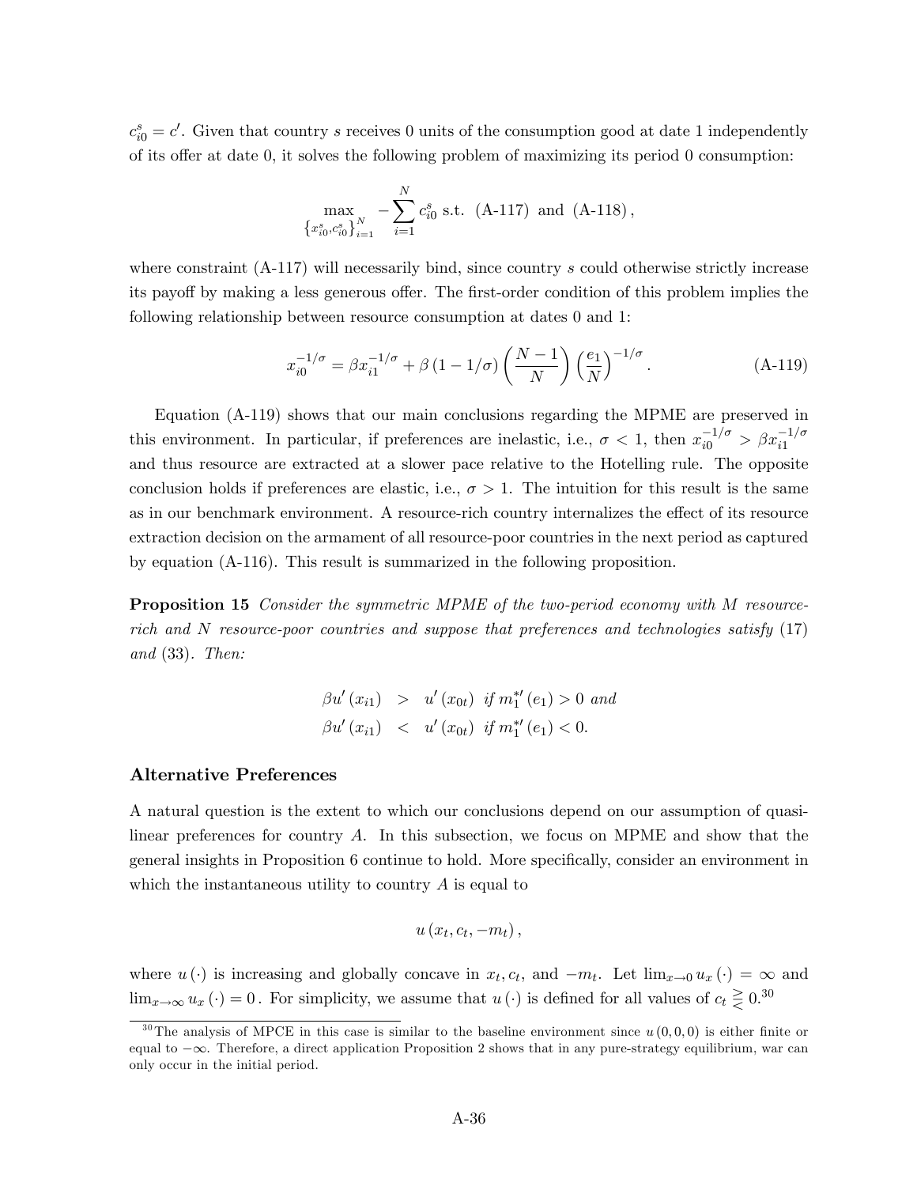$c^s_{i0} = c'$. Given that country $s$ receives 0 units of the consumption good at date 1 independently of its offer at date 0, it solves the following problem of maximizing its period 0 consumption:

$$\max_{\left\{x^s_{i0}, c^s_{i0}\right\}_{i=1}^N} -\sum_{i=1}^N c^s_{i0} \text{ s.t. (A-117) and (A-118)},$$

where constraint (A-117) will necessarily bind, since country $s$ could otherwise strictly increase its payoff by making a less generous offer. The first-order condition of this problem implies the following relationship between resource consumption at dates 0 and 1:

$$x_{i0}^{-1/\sigma} = \beta x_{i1}^{-1/\sigma} + \beta\left(1 - 1/\sigma\right)\left(\frac{N-1}{N}\right)\left(\frac{e_1}{N}\right)^{-1/\sigma}. \tag{A-119}$$

Equation (A-119) shows that our main conclusions regarding the MPME are preserved in this environment. In particular, if preferences are inelastic, i.e., $\sigma < 1$, then $x_{i0}^{-1/\sigma} > \beta x_{i1}^{-1/\sigma}$ and thus resource are extracted at a slower pace relative to the Hotelling rule. The opposite conclusion holds if preferences are elastic, i.e., $\sigma > 1$. The intuition for this result is the same as in our benchmark environment. A resource-rich country internalizes the effect of its resource extraction decision on the armament of all resource-poor countries in the next period as captured by equation (A-116). This result is summarized in the following proposition.

**Proposition 15** *Consider the symmetric MPME of the two-period economy with $M$ resource-rich and $N$ resource-poor countries and suppose that preferences and technologies satisfy* (17) *and* (33)*. Then:*

$$\begin{aligned}
\beta u'(x_{i1}) &> u'(x_{0t}) \text{ if } m_1^{*\prime}(e_1) > 0 \text{ and} \\
\beta u'(x_{i1}) &< u'(x_{0t}) \text{ if } m_1^{*\prime}(e_1) < 0.
\end{aligned}$$

### Alternative Preferences

A natural question is the extent to which our conclusions depend on our assumption of quasi-linear preferences for country $A$. In this subsection, we focus on MPME and show that the general insights in Proposition 6 continue to hold. More specifically, consider an environment in which the instantaneous utility to country $A$ is equal to

$$u\left(x_t, c_t, -m_t\right),$$

where $u(\cdot)$ is increasing and globally concave in $x_t, c_t$, and $-m_t$. Let $\lim_{x\to 0} u_x(\cdot) = \infty$ and $\lim_{x\to\infty} u_x(\cdot) = 0$. For simplicity, we assume that $u(\cdot)$ is defined for all values of $c_t \gtreqless 0$.[30]

[30] The analysis of MPCE in this case is similar to the baseline environment since $u(0,0,0)$ is either finite or equal to $-\infty$. Therefore, a direct application Proposition 2 shows that in any pure-strategy equilibrium, war can only occur in the initial period.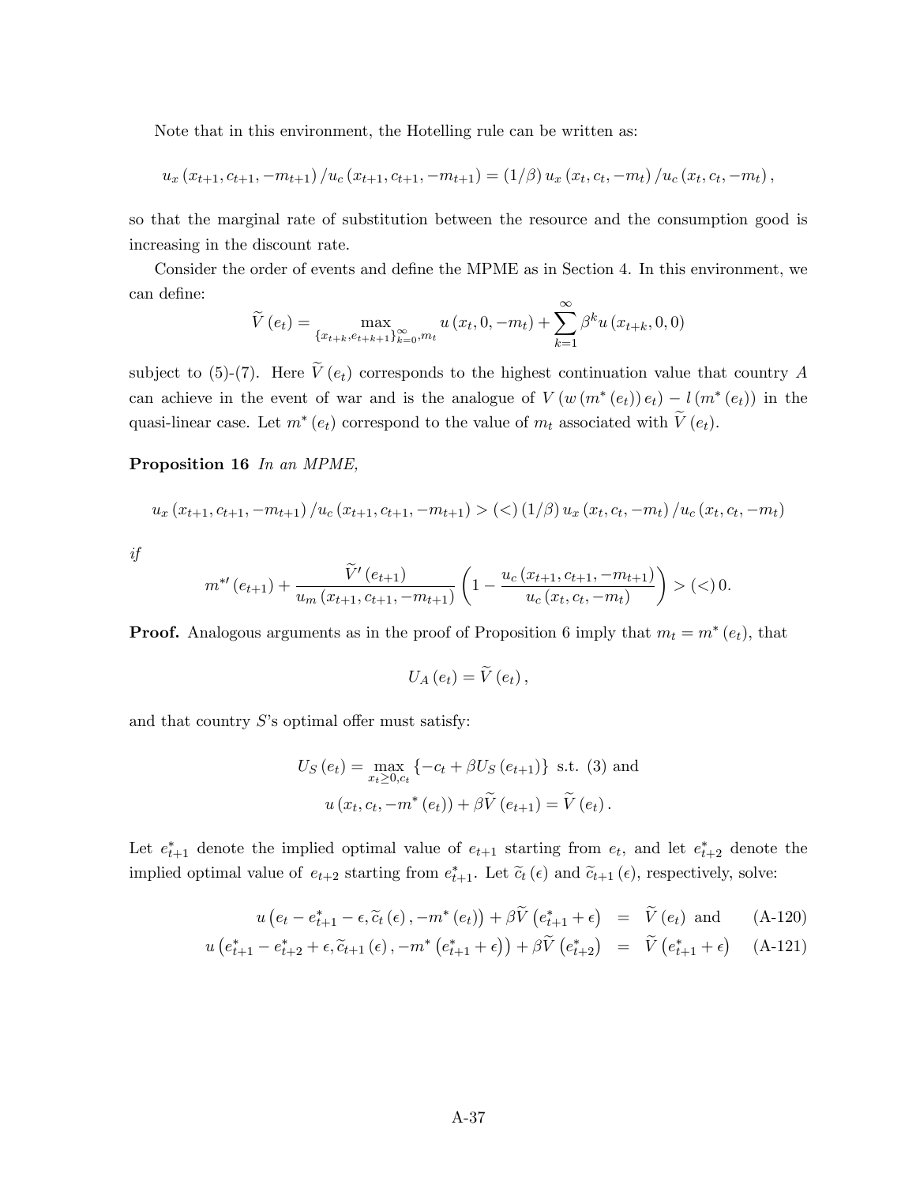Note that in this environment, the Hotelling rule can be written as:

$$u_x(x_{t+1}, c_{t+1}, -m_{t+1}) / u_c(x_{t+1}, c_{t+1}, -m_{t+1}) = (1/\beta)\, u_x(x_t, c_t, -m_t) / u_c(x_t, c_t, -m_t),$$

so that the marginal rate of substitution between the resource and the consumption good is increasing in the discount rate.

Consider the order of events and define the MPME as in Section 4. In this environment, we can define:

$$\widetilde{V}(e_t) = \max_{\{x_{t+k}, e_{t+k+1}\}_{k=0}^{\infty}, m_t} u(x_t, 0, -m_t) + \sum_{k=1}^{\infty} \beta^k u(x_{t+k}, 0, 0)$$

subject to (5)-(7). Here $\widetilde{V}(e_t)$ corresponds to the highest continuation value that country $A$ can achieve in the event of war and is the analogue of $V(w(m^*(e_t))\, e_t) - l(m^*(e_t))$ in the quasi-linear case. Let $m^*(e_t)$ correspond to the value of $m_t$ associated with $\widetilde{V}(e_t)$.

**Proposition 16** *In an MPME,*

$$u_x(x_{t+1}, c_{t+1}, -m_{t+1}) / u_c(x_{t+1}, c_{t+1}, -m_{t+1}) > (<)\, (1/\beta)\, u_x(x_t, c_t, -m_t) / u_c(x_t, c_t, -m_t)$$

*if*

$$m^{*\prime}(e_{t+1}) + \frac{\widetilde{V}'(e_{t+1})}{u_m(x_{t+1}, c_{t+1}, -m_{t+1})} \left(1 - \frac{u_c(x_{t+1}, c_{t+1}, -m_{t+1})}{u_c(x_t, c_t, -m_t)}\right) > (<)\, 0.$$

**Proof.** Analogous arguments as in the proof of Proposition 6 imply that $m_t = m^*(e_t)$, that

$$U_A(e_t) = \widetilde{V}(e_t),$$

and that country $S$'s optimal offer must satisfy:

$$U_S(e_t) = \max_{x_t \geq 0, c_t} \{-c_t + \beta U_S(e_{t+1})\} \text{ s.t. (3) and}$$
$$u(x_t, c_t, -m^*(e_t)) + \beta \widetilde{V}(e_{t+1}) = \widetilde{V}(e_t).$$

Let $e_{t+1}^*$ denote the implied optimal value of $e_{t+1}$ starting from $e_t$, and let $e_{t+2}^*$ denote the implied optimal value of $e_{t+2}$ starting from $e_{t+1}^*$. Let $\widetilde{c}_t(\epsilon)$ and $\widetilde{c}_{t+1}(\epsilon)$, respectively, solve:

$$u\left(e_t - e_{t+1}^* - \epsilon, \widetilde{c}_t(\epsilon), -m^*(e_t)\right) + \beta \widetilde{V}\left(e_{t+1}^* + \epsilon\right) = \widetilde{V}(e_t) \text{ and} \tag{A-120}$$

$$u\left(e_{t+1}^* - e_{t+2}^* + \epsilon, \widetilde{c}_{t+1}(\epsilon), -m^*\left(e_{t+1}^* + \epsilon\right)\right) + \beta \widetilde{V}\left(e_{t+2}^*\right) = \widetilde{V}\left(e_{t+1}^* + \epsilon\right) \tag{A-121}$$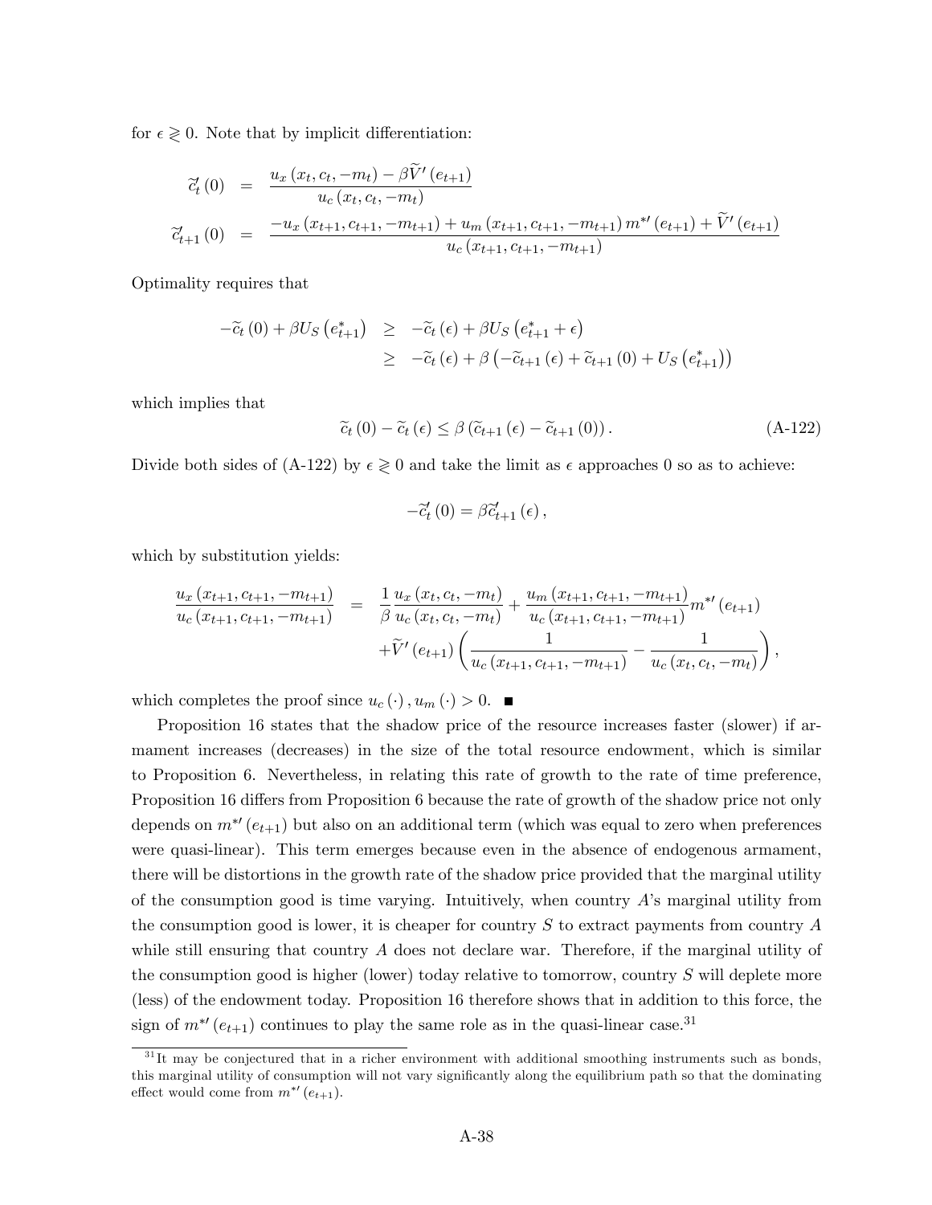for $\epsilon \gtrless 0$. Note that by implicit differentiation:

$$
\begin{aligned}
\widetilde{c}_t'(0) &= \frac{u_x(x_t, c_t, -m_t) - \beta \widetilde{V}'(e_{t+1})}{u_c(x_t, c_t, -m_t)} \\
\widetilde{c}_{t+1}'(0) &= \frac{-u_x(x_{t+1}, c_{t+1}, -m_{t+1}) + u_m(x_{t+1}, c_{t+1}, -m_{t+1}) m^{*\prime}(e_{t+1}) + \widetilde{V}'(e_{t+1})}{u_c(x_{t+1}, c_{t+1}, -m_{t+1})}
\end{aligned}
$$

Optimality requires that

$$
\begin{aligned}
-\widetilde{c}_t(0) + \beta U_S\left(e_{t+1}^*\right) &\geq -\widetilde{c}_t(\epsilon) + \beta U_S\left(e_{t+1}^* + \epsilon\right) \\
&\geq -\widetilde{c}_t(\epsilon) + \beta\left(-\widetilde{c}_{t+1}(\epsilon) + \widetilde{c}_{t+1}(0) + U_S\left(e_{t+1}^*\right)\right)
\end{aligned}
$$

which implies that

$$
\widetilde{c}_t(0) - \widetilde{c}_t(\epsilon) \leq \beta\left(\widetilde{c}_{t+1}(\epsilon) - \widetilde{c}_{t+1}(0)\right). \tag{A-122}
$$

Divide both sides of (A-122) by $\epsilon \gtrless 0$ and take the limit as $\epsilon$ approaches 0 so as to achieve:

$$
-\widetilde{c}_t'(0) = \beta \widetilde{c}_{t+1}'(\epsilon),
$$

which by substitution yields:

$$
\begin{aligned}
\frac{u_x(x_{t+1}, c_{t+1}, -m_{t+1})}{u_c(x_{t+1}, c_{t+1}, -m_{t+1})} &= \frac{1}{\beta}\frac{u_x(x_t, c_t, -m_t)}{u_c(x_t, c_t, -m_t)} + \frac{u_m(x_{t+1}, c_{t+1}, -m_{t+1})}{u_c(x_{t+1}, c_{t+1}, -m_{t+1})} m^{*\prime}(e_{t+1}) \\
&\quad + \widetilde{V}'(e_{t+1})\left(\frac{1}{u_c(x_{t+1}, c_{t+1}, -m_{t+1})} - \frac{1}{u_c(x_t, c_t, -m_t)}\right),
\end{aligned}
$$

which completes the proof since $u_c(\cdot), u_m(\cdot) > 0$. ■

Proposition 16 states that the shadow price of the resource increases faster (slower) if armament increases (decreases) in the size of the total resource endowment, which is similar to Proposition 6. Nevertheless, in relating this rate of growth to the rate of time preference, Proposition 16 differs from Proposition 6 because the rate of growth of the shadow price not only depends on $m^{*\prime}(e_{t+1})$ but also on an additional term (which was equal to zero when preferences were quasi-linear). This term emerges because even in the absence of endogenous armament, there will be distortions in the growth rate of the shadow price provided that the marginal utility of the consumption good is time varying. Intuitively, when country $A$'s marginal utility from the consumption good is lower, it is cheaper for country $S$ to extract payments from country $A$ while still ensuring that country $A$ does not declare war. Therefore, if the marginal utility of the consumption good is higher (lower) today relative to tomorrow, country $S$ will deplete more (less) of the endowment today. Proposition 16 therefore shows that in addition to this force, the sign of $m^{*\prime}(e_{t+1})$ continues to play the same role as in the quasi-linear case.[31]

[31] It may be conjectured that in a richer environment with additional smoothing instruments such as bonds, this marginal utility of consumption will not vary significantly along the equilibrium path so that the dominating effect would come from $m^{*\prime}(e_{t+1})$.